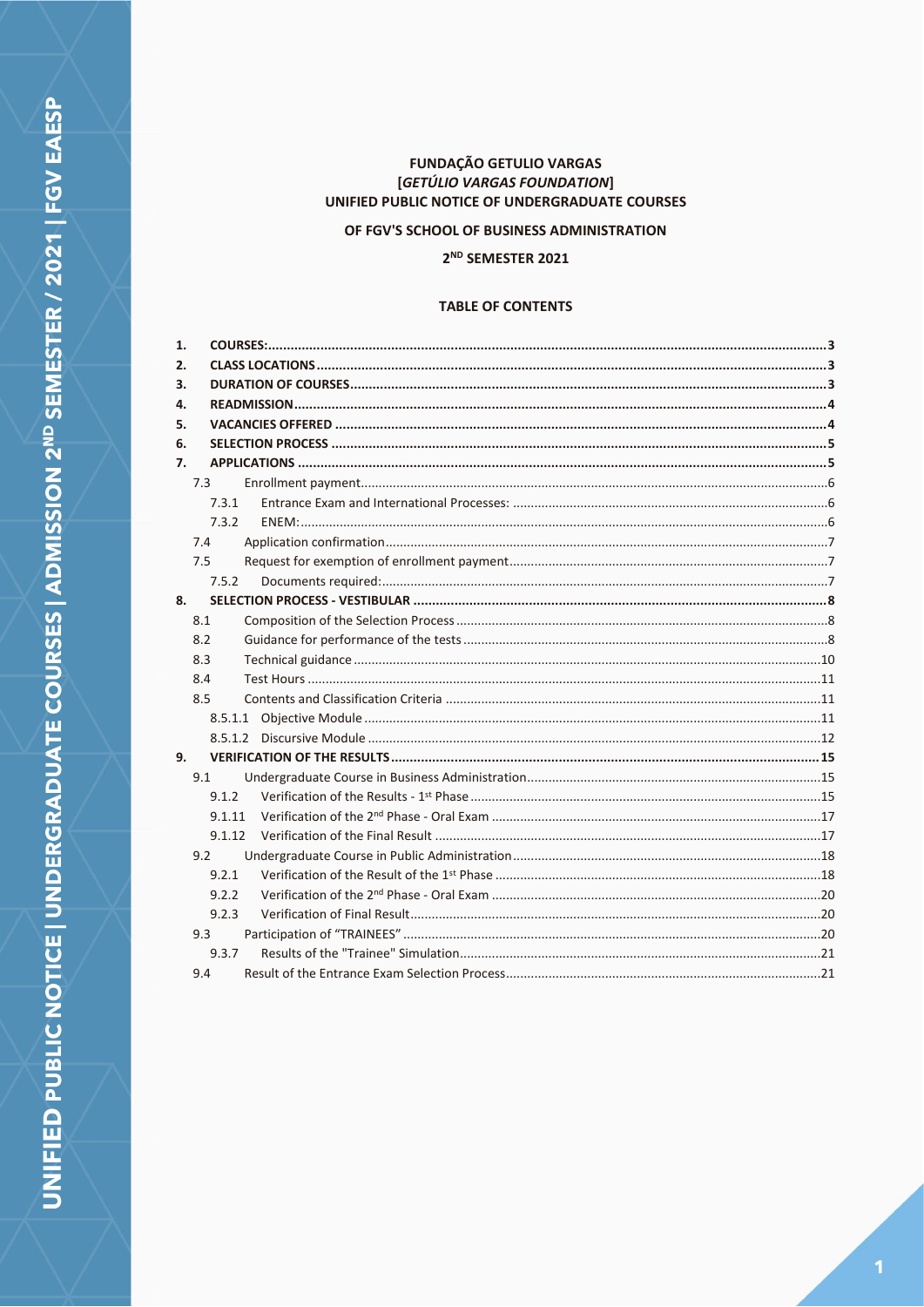**FUNDAÇÃO GETULIO VARGAS**
**[*GETÚLIO VARGAS FOUNDATION*]**
**UNIFIED PUBLIC NOTICE OF UNDERGRADUATE COURSES**

**OF FGV'S SCHOOL OF BUSINESS ADMINISTRATION**

**2ND SEMESTER 2021**

## TABLE OF CONTENTS

1. **COURSES:** ..... 3
2. **CLASS LOCATIONS** ..... 3
3. **DURATION OF COURSES** ..... 3
4. **READMISSION** ..... 4
5. **VACANCIES OFFERED** ..... 4
6. **SELECTION PROCESS** ..... 5
7. **APPLICATIONS** ..... 5
   - 7.3 Enrollment payment ..... 6
     - 7.3.1 Entrance Exam and International Processes: ..... 6
     - 7.3.2 ENEM: ..... 6
   - 7.4 Application confirmation ..... 7
   - 7.5 Request for exemption of enrollment payment ..... 7
     - 7.5.2 Documents required: ..... 7
8. **SELECTION PROCESS - VESTIBULAR** ..... 8
   - 8.1 Composition of the Selection Process ..... 8
   - 8.2 Guidance for performance of the tests ..... 8
   - 8.3 Technical guidance ..... 10
   - 8.4 Test Hours ..... 11
   - 8.5 Contents and Classification Criteria ..... 11
     - 8.5.1.1 Objective Module ..... 11
     - 8.5.1.2 Discursive Module ..... 12
9. **VERIFICATION OF THE RESULTS** ..... 15
   - 9.1 Undergraduate Course in Business Administration ..... 15
     - 9.1.2 Verification of the Results - 1st Phase ..... 15
     - 9.1.11 Verification of the 2nd Phase - Oral Exam ..... 17
     - 9.1.12 Verification of the Final Result ..... 17
   - 9.2 Undergraduate Course in Public Administration ..... 18
     - 9.2.1 Verification of the Result of the 1st Phase ..... 18
     - 9.2.2 Verification of the 2nd Phase - Oral Exam ..... 20
     - 9.2.3 Verification of Final Result ..... 20
   - 9.3 Participation of "TRAINEES" ..... 20
     - 9.3.7 Results of the "Trainee" Simulation ..... 21
   - 9.4 Result of the Entrance Exam Selection Process ..... 21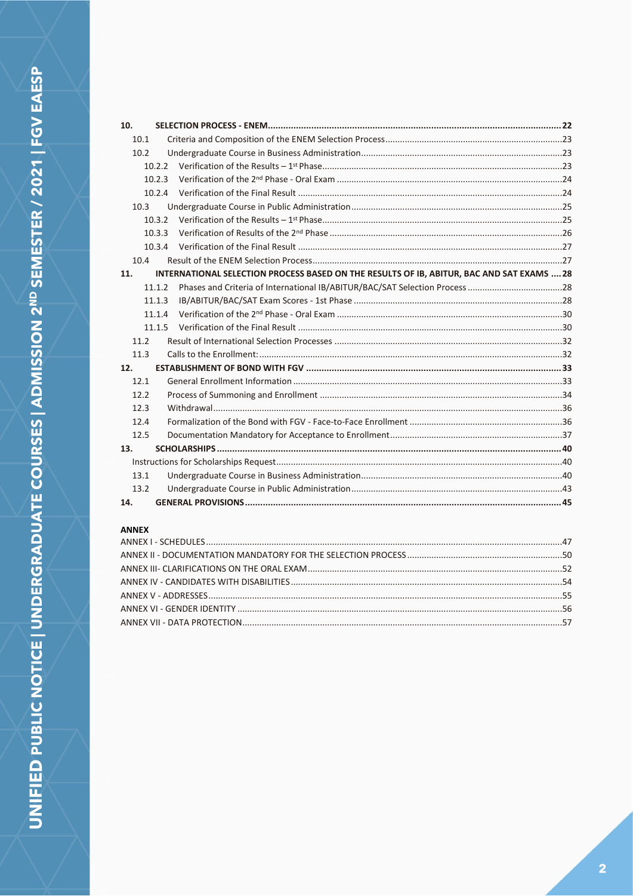**10. SELECTION PROCESS - ENEM** .......... **22**

- 10.1 Criteria and Composition of the ENEM Selection Process .......... 23
- 10.2 Undergraduate Course in Business Administration .......... 23
  - 10.2.2 Verification of the Results – 1st Phase .......... 23
  - 10.2.3 Verification of the 2nd Phase - Oral Exam .......... 24
  - 10.2.4 Verification of the Final Result .......... 24
- 10.3 Undergraduate Course in Public Administration .......... 25
  - 10.3.2 Verification of the Results – 1st Phase .......... 25
  - 10.3.3 Verification of Results of the 2nd Phase .......... 26
  - 10.3.4 Verification of the Final Result .......... 27
- 10.4 Result of the ENEM Selection Process .......... 27

**11. INTERNATIONAL SELECTION PROCESS BASED ON THE RESULTS OF IB, ABITUR, BAC AND SAT EXAMS** .......... **28**

  - 11.1.2 Phases and Criteria of International IB/ABITUR/BAC/SAT Selection Process .......... 28
  - 11.1.3 IB/ABITUR/BAC/SAT Exam Scores - 1st Phase .......... 28
  - 11.1.4 Verification of the 2nd Phase - Oral Exam .......... 30
  - 11.1.5 Verification of the Final Result .......... 30
- 11.2 Result of International Selection Processes .......... 32
- 11.3 Calls to the Enrollment: .......... 32

**12. ESTABLISHMENT OF BOND WITH FGV** .......... **33**

- 12.1 General Enrollment Information .......... 33
- 12.2 Process of Summoning and Enrollment .......... 34
- 12.3 Withdrawal .......... 36
- 12.4 Formalization of the Bond with FGV - Face-to-Face Enrollment .......... 36
- 12.5 Documentation Mandatory for Acceptance to Enrollment .......... 37

**13. SCHOLARSHIPS** .......... **40**

- Instructions for Scholarships Request .......... 40
- 13.1 Undergraduate Course in Business Administration .......... 40
- 13.2 Undergraduate Course in Public Administration .......... 43

**14. GENERAL PROVISIONS** .......... **45**

**ANNEX**

- ANNEX I - SCHEDULES .......... 47
- ANNEX II - DOCUMENTATION MANDATORY FOR THE SELECTION PROCESS .......... 50
- ANNEX III- CLARIFICATIONS ON THE ORAL EXAM .......... 52
- ANNEX IV - CANDIDATES WITH DISABILITIES .......... 54
- ANNEX V - ADDRESSES .......... 55
- ANNEX VI - GENDER IDENTITY .......... 56
- ANNEX VII - DATA PROTECTION .......... 57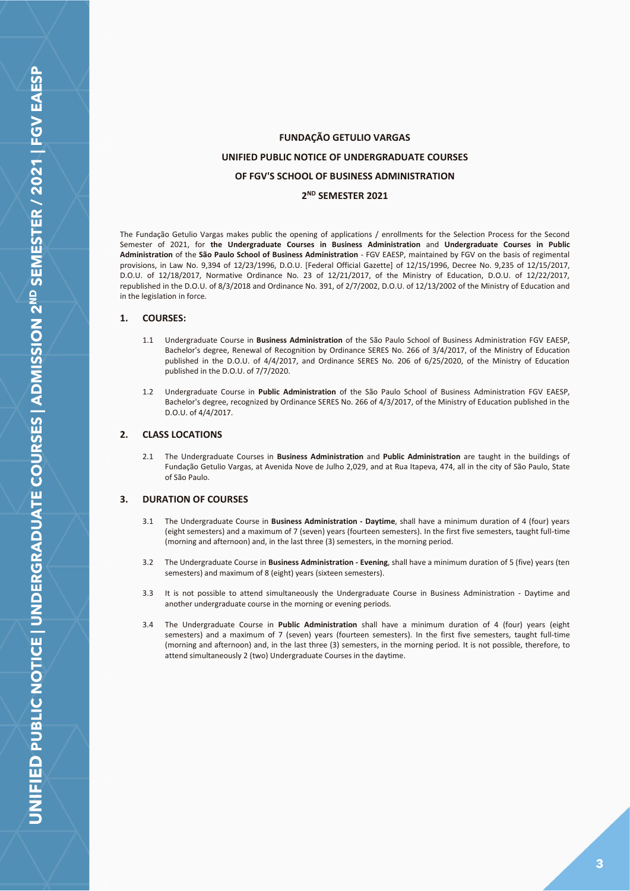# FUNDAÇÃO GETULIO VARGAS

# UNIFIED PUBLIC NOTICE OF UNDERGRADUATE COURSES

# OF FGV'S SCHOOL OF BUSINESS ADMINISTRATION

# 2ND SEMESTER 2021

The Fundação Getulio Vargas makes public the opening of applications / enrollments for the Selection Process for the Second Semester of 2021, for **the Undergraduate Courses in Business Administration** and **Undergraduate Courses in Public Administration** of the **São Paulo School of Business Administration** - FGV EAESP, maintained by FGV on the basis of regimental provisions, in Law No. 9,394 of 12/23/1996, D.O.U. [Federal Official Gazette] of 12/15/1996, Decree No. 9,235 of 12/15/2017, D.O.U. of 12/18/2017, Normative Ordinance No. 23 of 12/21/2017, of the Ministry of Education, D.O.U. of 12/22/2017, republished in the D.O.U. of 8/3/2018 and Ordinance No. 391, of 2/7/2002, D.O.U. of 12/13/2002 of the Ministry of Education and in the legislation in force.

## 1. COURSES:

1.1 Undergraduate Course in **Business Administration** of the São Paulo School of Business Administration FGV EAESP, Bachelor's degree, Renewal of Recognition by Ordinance SERES No. 266 of 3/4/2017, of the Ministry of Education published in the D.O.U. of 4/4/2017, and Ordinance SERES No. 206 of 6/25/2020, of the Ministry of Education published in the D.O.U. of 7/7/2020.

1.2 Undergraduate Course in **Public Administration** of the São Paulo School of Business Administration FGV EAESP, Bachelor's degree, recognized by Ordinance SERES No. 266 of 4/3/2017, of the Ministry of Education published in the D.O.U. of 4/4/2017.

## 2. CLASS LOCATIONS

2.1 The Undergraduate Courses in **Business Administration** and **Public Administration** are taught in the buildings of Fundação Getulio Vargas, at Avenida Nove de Julho 2,029, and at Rua Itapeva, 474, all in the city of São Paulo, State of São Paulo.

## 3. DURATION OF COURSES

3.1 The Undergraduate Course in **Business Administration - Daytime**, shall have a minimum duration of 4 (four) years (eight semesters) and a maximum of 7 (seven) years (fourteen semesters). In the first five semesters, taught full-time (morning and afternoon) and, in the last three (3) semesters, in the morning period.

3.2 The Undergraduate Course in **Business Administration - Evening**, shall have a minimum duration of 5 (five) years (ten semesters) and maximum of 8 (eight) years (sixteen semesters).

3.3 It is not possible to attend simultaneously the Undergraduate Course in Business Administration - Daytime and another undergraduate course in the morning or evening periods.

3.4 The Undergraduate Course in **Public Administration** shall have a minimum duration of 4 (four) years (eight semesters) and a maximum of 7 (seven) years (fourteen semesters). In the first five semesters, taught full-time (morning and afternoon) and, in the last three (3) semesters, in the morning period. It is not possible, therefore, to attend simultaneously 2 (two) Undergraduate Courses in the daytime.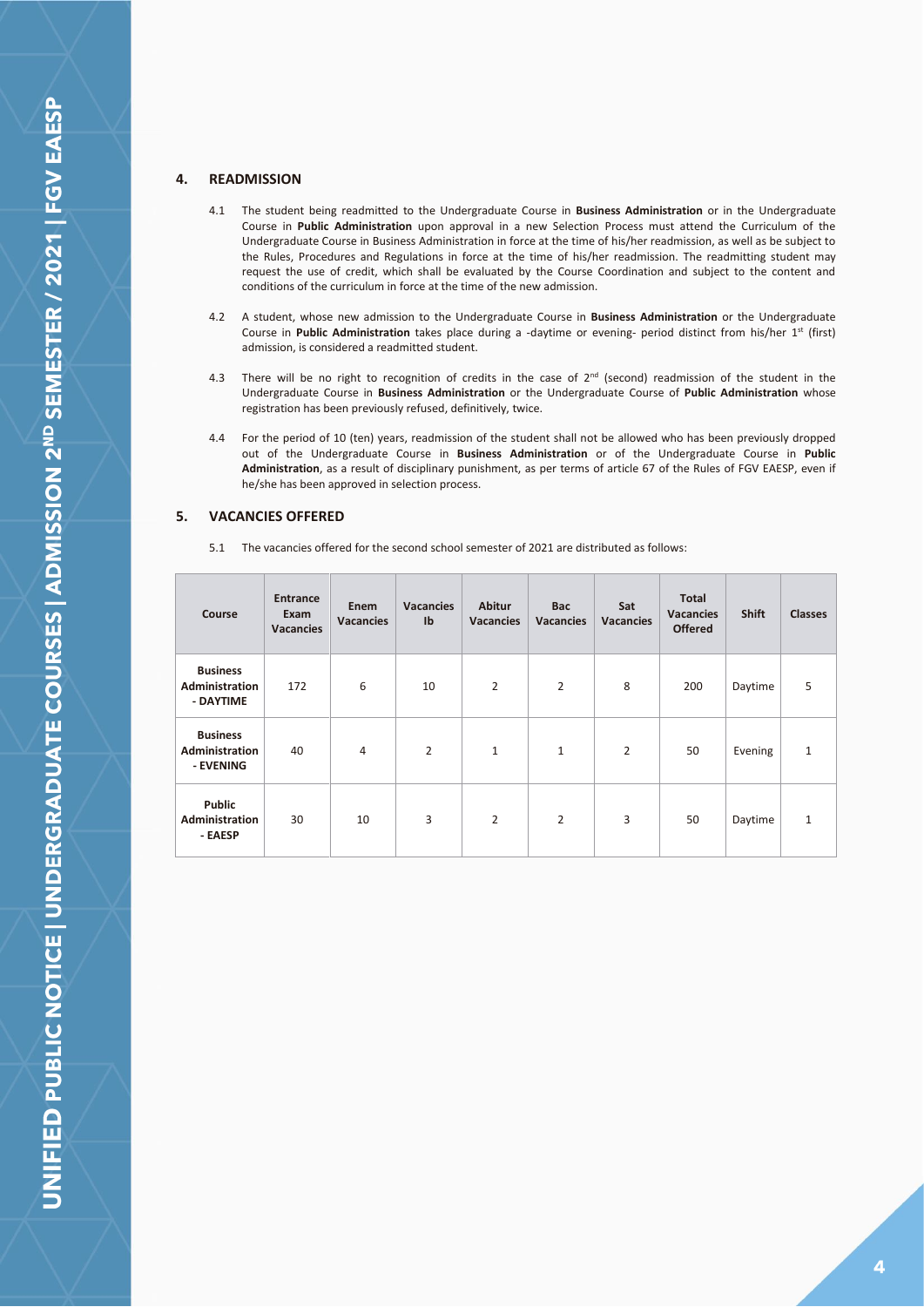## 4. READMISSION

4.1 The student being readmitted to the Undergraduate Course in **Business Administration** or in the Undergraduate Course in **Public Administration** upon approval in a new Selection Process must attend the Curriculum of the Undergraduate Course in Business Administration in force at the time of his/her readmission, as well as be subject to the Rules, Procedures and Regulations in force at the time of his/her readmission. The readmitting student may request the use of credit, which shall be evaluated by the Course Coordination and subject to the content and conditions of the curriculum in force at the time of the new admission.

4.2 A student, whose new admission to the Undergraduate Course in **Business Administration** or the Undergraduate Course in **Public Administration** takes place during a -daytime or evening- period distinct from his/her 1st (first) admission, is considered a readmitted student.

4.3 There will be no right to recognition of credits in the case of 2nd (second) readmission of the student in the Undergraduate Course in **Business Administration** or the Undergraduate Course of **Public Administration** whose registration has been previously refused, definitively, twice.

4.4 For the period of 10 (ten) years, readmission of the student shall not be allowed who has been previously dropped out of the Undergraduate Course in **Business Administration** or of the Undergraduate Course in **Public Administration**, as a result of disciplinary punishment, as per terms of article 67 of the Rules of FGV EAESP, even if he/she has been approved in selection process.

## 5. VACANCIES OFFERED

5.1 The vacancies offered for the second school semester of 2021 are distributed as follows:

| Course | Entrance Exam Vacancies | Enem Vacancies | Vacancies Ib | Abitur Vacancies | Bac Vacancies | Sat Vacancies | Total Vacancies Offered | Shift | Classes |
|---|---|---|---|---|---|---|---|---|---|
| **Business Administration - DAYTIME** | 172 | 6 | 10 | 2 | 2 | 8 | 200 | Daytime | 5 |
| **Business Administration - EVENING** | 40 | 4 | 2 | 1 | 1 | 2 | 50 | Evening | 1 |
| **Public Administration - EAESP** | 30 | 10 | 3 | 2 | 2 | 3 | 50 | Daytime | 1 |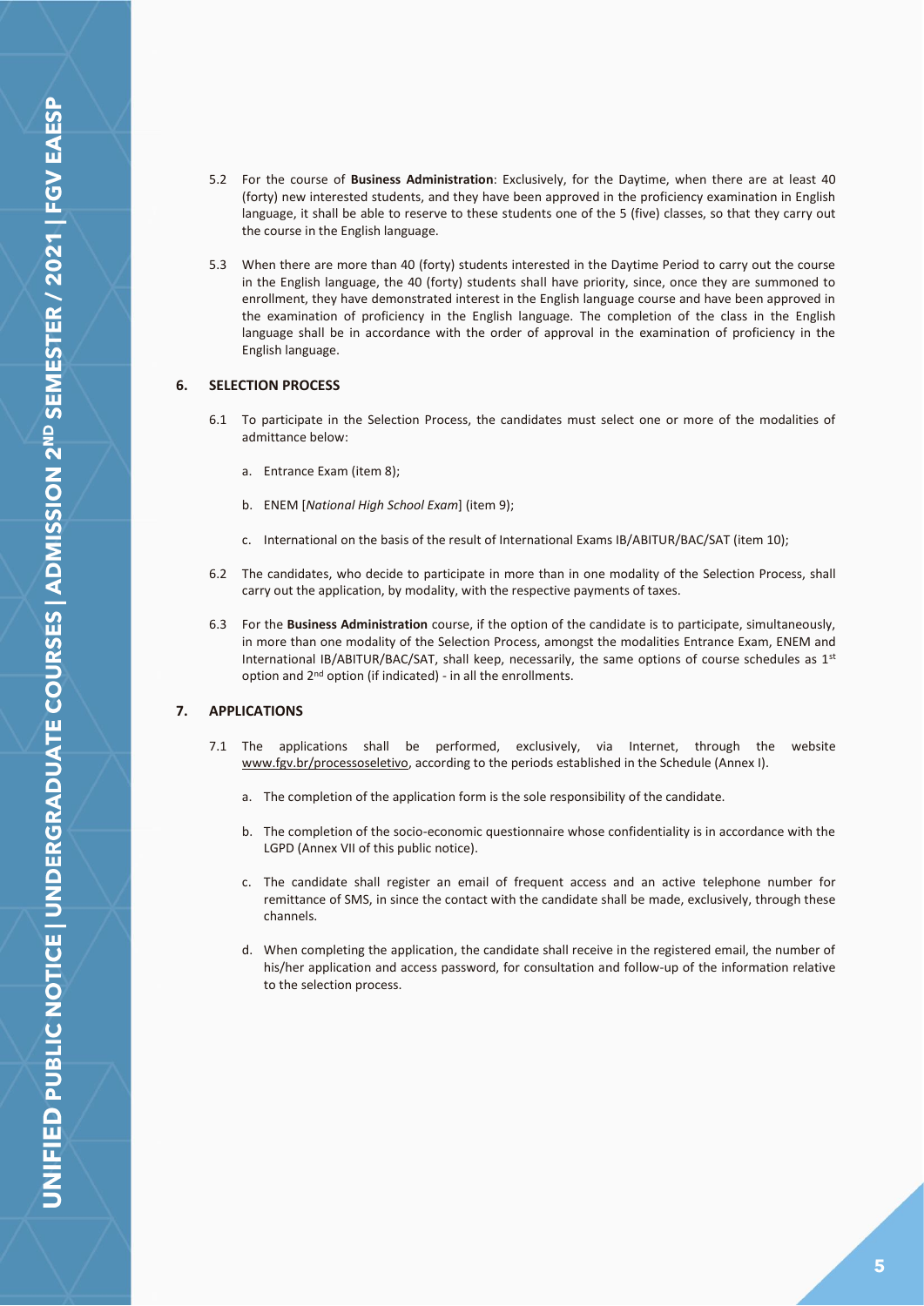5.2 For the course of **Business Administration**: Exclusively, for the Daytime, when there are at least 40 (forty) new interested students, and they have been approved in the proficiency examination in English language, it shall be able to reserve to these students one of the 5 (five) classes, so that they carry out the course in the English language.

5.3 When there are more than 40 (forty) students interested in the Daytime Period to carry out the course in the English language, the 40 (forty) students shall have priority, since, once they are summoned to enrollment, they have demonstrated interest in the English language course and have been approved in the examination of proficiency in the English language. The completion of the class in the English language shall be in accordance with the order of approval in the examination of proficiency in the English language.

## 6. SELECTION PROCESS

6.1 To participate in the Selection Process, the candidates must select one or more of the modalities of admittance below:

a. Entrance Exam (item 8);

b. ENEM [*National High School Exam*] (item 9);

c. International on the basis of the result of International Exams IB/ABITUR/BAC/SAT (item 10);

6.2 The candidates, who decide to participate in more than in one modality of the Selection Process, shall carry out the application, by modality, with the respective payments of taxes.

6.3 For the **Business Administration** course, if the option of the candidate is to participate, simultaneously, in more than one modality of the Selection Process, amongst the modalities Entrance Exam, ENEM and International IB/ABITUR/BAC/SAT, shall keep, necessarily, the same options of course schedules as 1st option and 2nd option (if indicated) - in all the enrollments.

## 7. APPLICATIONS

7.1 The applications shall be performed, exclusively, via Internet, through the website www.fgv.br/processoseletivo, according to the periods established in the Schedule (Annex I).

a. The completion of the application form is the sole responsibility of the candidate.

b. The completion of the socio-economic questionnaire whose confidentiality is in accordance with the LGPD (Annex VII of this public notice).

c. The candidate shall register an email of frequent access and an active telephone number for remittance of SMS, in since the contact with the candidate shall be made, exclusively, through these channels.

d. When completing the application, the candidate shall receive in the registered email, the number of his/her application and access password, for consultation and follow-up of the information relative to the selection process.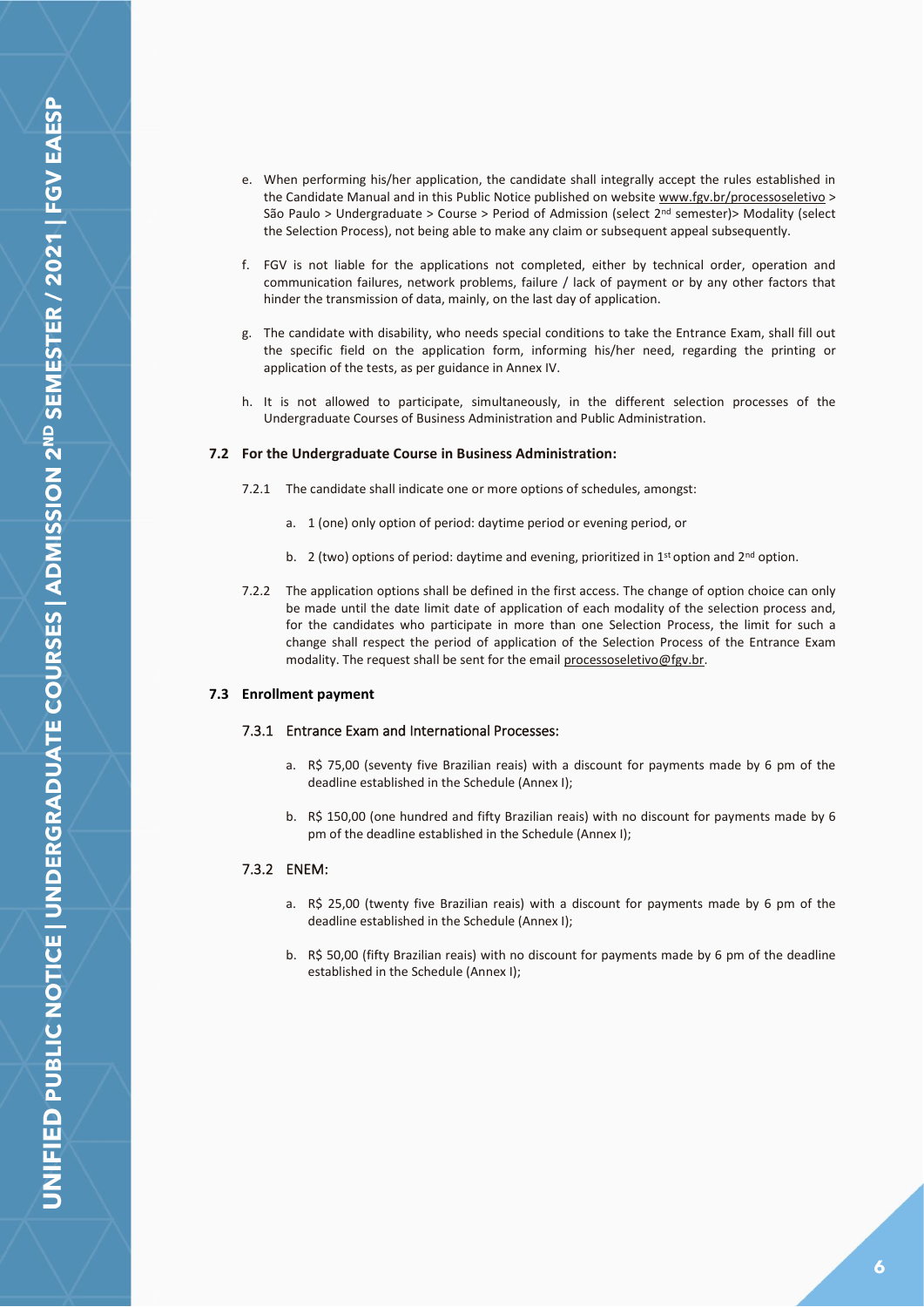e. When performing his/her application, the candidate shall integrally accept the rules established in the Candidate Manual and in this Public Notice published on website www.fgv.br/processoseletivo > São Paulo > Undergraduate > Course > Period of Admission (select 2nd semester)> Modality (select the Selection Process), not being able to make any claim or subsequent appeal subsequently.

f. FGV is not liable for the applications not completed, either by technical order, operation and communication failures, network problems, failure / lack of payment or by any other factors that hinder the transmission of data, mainly, on the last day of application.

g. The candidate with disability, who needs special conditions to take the Entrance Exam, shall fill out the specific field on the application form, informing his/her need, regarding the printing or application of the tests, as per guidance in Annex IV.

h. It is not allowed to participate, simultaneously, in the different selection processes of the Undergraduate Courses of Business Administration and Public Administration.

### 7.2 For the Undergraduate Course in Business Administration:

7.2.1 The candidate shall indicate one or more options of schedules, amongst:

a. 1 (one) only option of period: daytime period or evening period, or

b. 2 (two) options of period: daytime and evening, prioritized in 1st option and 2nd option.

7.2.2 The application options shall be defined in the first access. The change of option choice can only be made until the date limit date of application of each modality of the selection process and, for the candidates who participate in more than one Selection Process, the limit for such a change shall respect the period of application of the Selection Process of the Entrance Exam modality. The request shall be sent for the email processoseletivo@fgv.br.

### 7.3 Enrollment payment

#### 7.3.1 Entrance Exam and International Processes:

a. R$ 75,00 (seventy five Brazilian reais) with a discount for payments made by 6 pm of the deadline established in the Schedule (Annex I);

b. R$ 150,00 (one hundred and fifty Brazilian reais) with no discount for payments made by 6 pm of the deadline established in the Schedule (Annex I);

#### 7.3.2 ENEM:

a. R$ 25,00 (twenty five Brazilian reais) with a discount for payments made by 6 pm of the deadline established in the Schedule (Annex I);

b. R$ 50,00 (fifty Brazilian reais) with no discount for payments made by 6 pm of the deadline established in the Schedule (Annex I);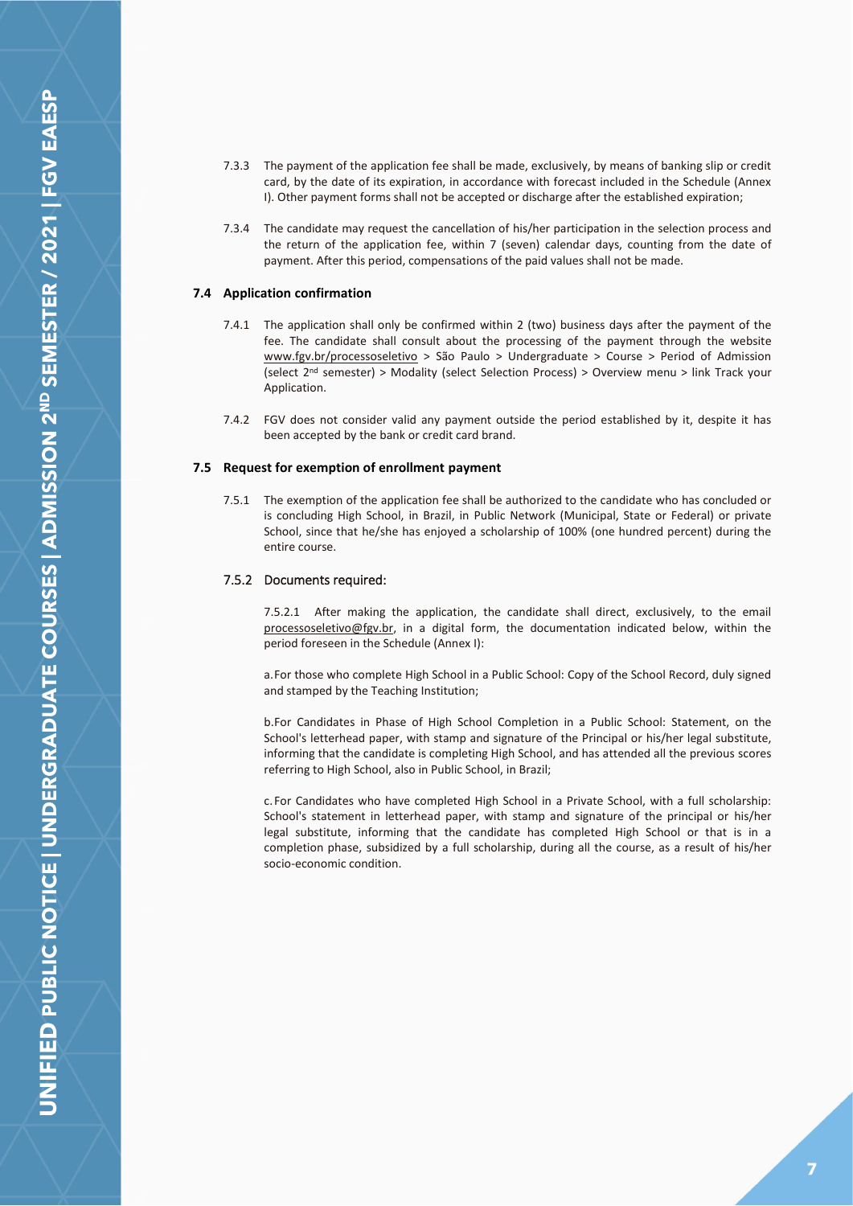7.3.3 The payment of the application fee shall be made, exclusively, by means of banking slip or credit card, by the date of its expiration, in accordance with forecast included in the Schedule (Annex I). Other payment forms shall not be accepted or discharge after the established expiration;

7.3.4 The candidate may request the cancellation of his/her participation in the selection process and the return of the application fee, within 7 (seven) calendar days, counting from the date of payment. After this period, compensations of the paid values shall not be made.

### 7.4 Application confirmation

7.4.1 The application shall only be confirmed within 2 (two) business days after the payment of the fee. The candidate shall consult about the processing of the payment through the website www.fgv.br/processoseletivo > São Paulo > Undergraduate > Course > Period of Admission (select 2nd semester) > Modality (select Selection Process) > Overview menu > link Track your Application.

7.4.2 FGV does not consider valid any payment outside the period established by it, despite it has been accepted by the bank or credit card brand.

### 7.5 Request for exemption of enrollment payment

7.5.1 The exemption of the application fee shall be authorized to the candidate who has concluded or is concluding High School, in Brazil, in Public Network (Municipal, State or Federal) or private School, since that he/she has enjoyed a scholarship of 100% (one hundred percent) during the entire course.

#### 7.5.2 Documents required:

7.5.2.1 After making the application, the candidate shall direct, exclusively, to the email processoseletivo@fgv.br, in a digital form, the documentation indicated below, within the period foreseen in the Schedule (Annex I):

a. For those who complete High School in a Public School: Copy of the School Record, duly signed and stamped by the Teaching Institution;

b. For Candidates in Phase of High School Completion in a Public School: Statement, on the School's letterhead paper, with stamp and signature of the Principal or his/her legal substitute, informing that the candidate is completing High School, and has attended all the previous scores referring to High School, also in Public School, in Brazil;

c. For Candidates who have completed High School in a Private School, with a full scholarship: School's statement in letterhead paper, with stamp and signature of the principal or his/her legal substitute, informing that the candidate has completed High School or that is in a completion phase, subsidized by a full scholarship, during all the course, as a result of his/her socio-economic condition.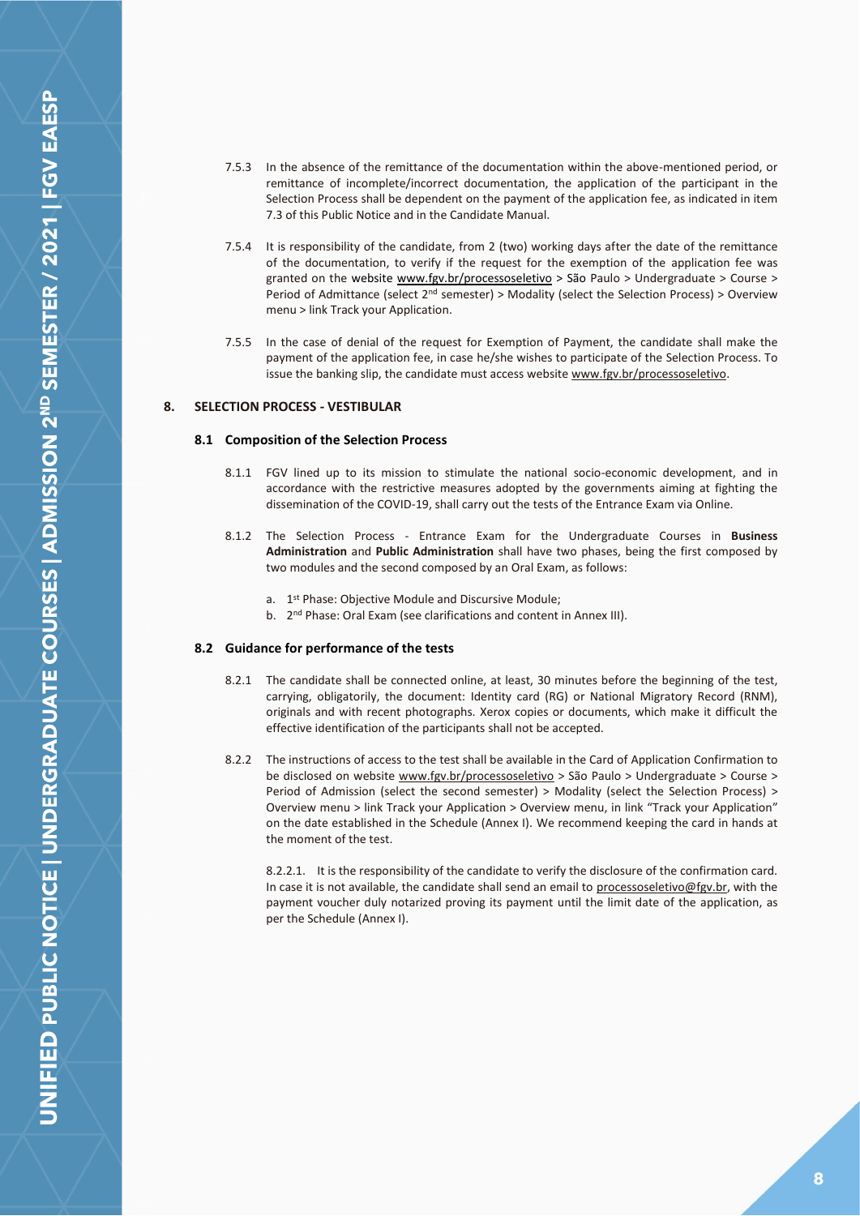7.5.3 In the absence of the remittance of the documentation within the above-mentioned period, or remittance of incomplete/incorrect documentation, the application of the participant in the Selection Process shall be dependent on the payment of the application fee, as indicated in item 7.3 of this Public Notice and in the Candidate Manual.

7.5.4 It is responsibility of the candidate, from 2 (two) working days after the date of the remittance of the documentation, to verify if the request for the exemption of the application fee was granted on the website www.fgv.br/processoseletivo > São Paulo > Undergraduate > Course > Period of Admittance (select 2nd semester) > Modality (select the Selection Process) > Overview menu > link Track your Application.

7.5.5 In the case of denial of the request for Exemption of Payment, the candidate shall make the payment of the application fee, in case he/she wishes to participate of the Selection Process. To issue the banking slip, the candidate must access website www.fgv.br/processoseletivo.

## 8. SELECTION PROCESS - VESTIBULAR

### 8.1 Composition of the Selection Process

8.1.1 FGV lined up to its mission to stimulate the national socio-economic development, and in accordance with the restrictive measures adopted by the governments aiming at fighting the dissemination of the COVID-19, shall carry out the tests of the Entrance Exam via Online.

8.1.2 The Selection Process - Entrance Exam for the Undergraduate Courses in **Business Administration** and **Public Administration** shall have two phases, being the first composed by two modules and the second composed by an Oral Exam, as follows:

a. 1st Phase: Objective Module and Discursive Module;
b. 2nd Phase: Oral Exam (see clarifications and content in Annex III).

### 8.2 Guidance for performance of the tests

8.2.1 The candidate shall be connected online, at least, 30 minutes before the beginning of the test, carrying, obligatorily, the document: Identity card (RG) or National Migratory Record (RNM), originals and with recent photographs. Xerox copies or documents, which make it difficult the effective identification of the participants shall not be accepted.

8.2.2 The instructions of access to the test shall be available in the Card of Application Confirmation to be disclosed on website www.fgv.br/processoseletivo > São Paulo > Undergraduate > Course > Period of Admission (select the second semester) > Modality (select the Selection Process) > Overview menu > link Track your Application > Overview menu, in link "Track your Application" on the date established in the Schedule (Annex I). We recommend keeping the card in hands at the moment of the test.

8.2.2.1. It is the responsibility of the candidate to verify the disclosure of the confirmation card. In case it is not available, the candidate shall send an email to processoseletivo@fgv.br, with the payment voucher duly notarized proving its payment until the limit date of the application, as per the Schedule (Annex I).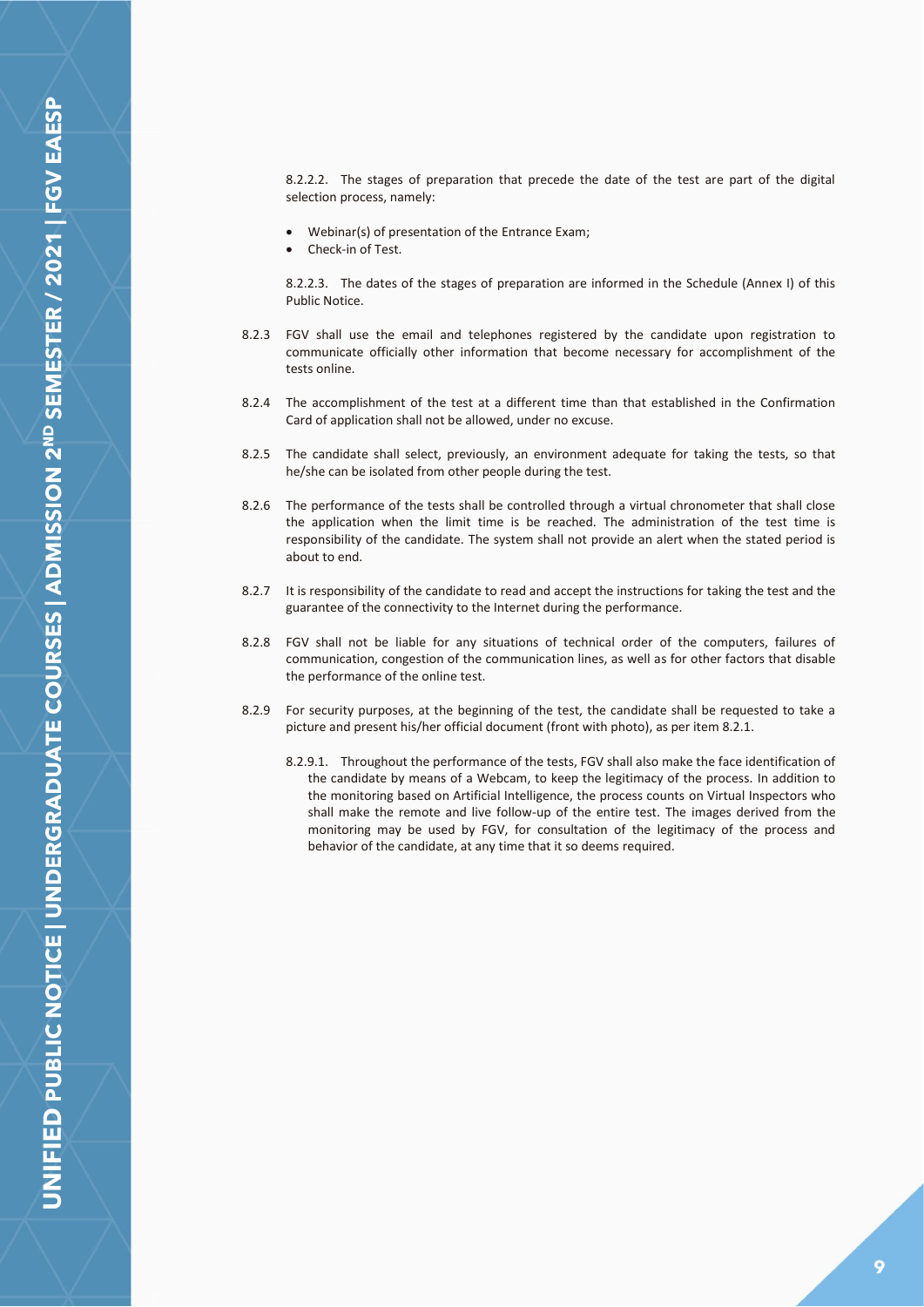8.2.2.2. The stages of preparation that precede the date of the test are part of the digital selection process, namely:

- Webinar(s) of presentation of the Entrance Exam;
- Check-in of Test.

8.2.2.3. The dates of the stages of preparation are informed in the Schedule (Annex I) of this Public Notice.

8.2.3 FGV shall use the email and telephones registered by the candidate upon registration to communicate officially other information that become necessary for accomplishment of the tests online.

8.2.4 The accomplishment of the test at a different time than that established in the Confirmation Card of application shall not be allowed, under no excuse.

8.2.5 The candidate shall select, previously, an environment adequate for taking the tests, so that he/she can be isolated from other people during the test.

8.2.6 The performance of the tests shall be controlled through a virtual chronometer that shall close the application when the limit time is be reached. The administration of the test time is responsibility of the candidate. The system shall not provide an alert when the stated period is about to end.

8.2.7 It is responsibility of the candidate to read and accept the instructions for taking the test and the guarantee of the connectivity to the Internet during the performance.

8.2.8 FGV shall not be liable for any situations of technical order of the computers, failures of communication, congestion of the communication lines, as well as for other factors that disable the performance of the online test.

8.2.9 For security purposes, at the beginning of the test, the candidate shall be requested to take a picture and present his/her official document (front with photo), as per item 8.2.1.

8.2.9.1. Throughout the performance of the tests, FGV shall also make the face identification of the candidate by means of a Webcam, to keep the legitimacy of the process. In addition to the monitoring based on Artificial Intelligence, the process counts on Virtual Inspectors who shall make the remote and live follow-up of the entire test. The images derived from the monitoring may be used by FGV, for consultation of the legitimacy of the process and behavior of the candidate, at any time that it so deems required.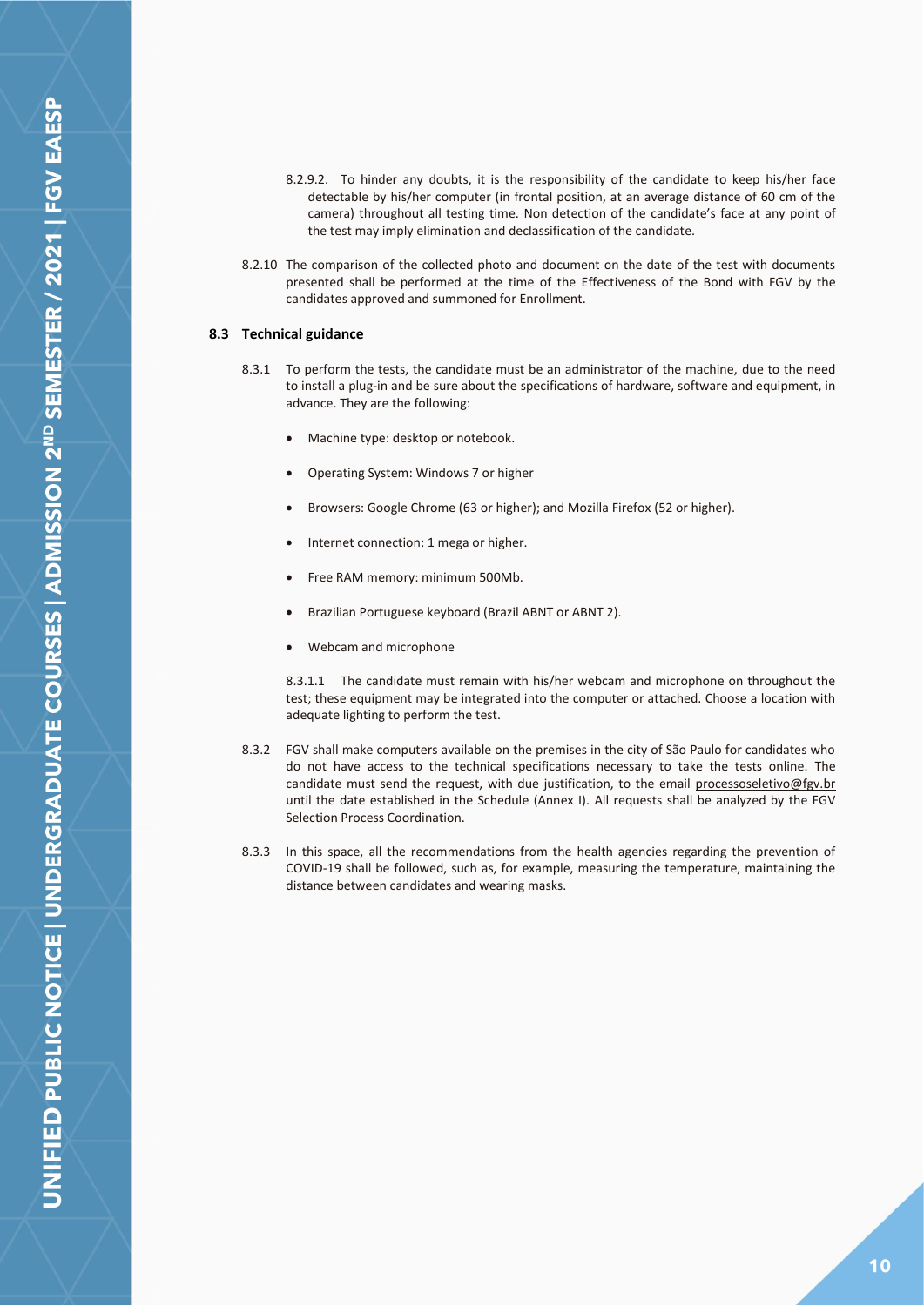8.2.9.2. To hinder any doubts, it is the responsibility of the candidate to keep his/her face detectable by his/her computer (in frontal position, at an average distance of 60 cm of the camera) throughout all testing time. Non detection of the candidate's face at any point of the test may imply elimination and declassification of the candidate.

8.2.10 The comparison of the collected photo and document on the date of the test with documents presented shall be performed at the time of the Effectiveness of the Bond with FGV by the candidates approved and summoned for Enrollment.

### 8.3 Technical guidance

8.3.1 To perform the tests, the candidate must be an administrator of the machine, due to the need to install a plug-in and be sure about the specifications of hardware, software and equipment, in advance. They are the following:

- Machine type: desktop or notebook.
- Operating System: Windows 7 or higher
- Browsers: Google Chrome (63 or higher); and Mozilla Firefox (52 or higher).
- Internet connection: 1 mega or higher.
- Free RAM memory: minimum 500Mb.
- Brazilian Portuguese keyboard (Brazil ABNT or ABNT 2).
- Webcam and microphone

8.3.1.1 The candidate must remain with his/her webcam and microphone on throughout the test; these equipment may be integrated into the computer or attached. Choose a location with adequate lighting to perform the test.

8.3.2 FGV shall make computers available on the premises in the city of São Paulo for candidates who do not have access to the technical specifications necessary to take the tests online. The candidate must send the request, with due justification, to the email processoseletivo@fgv.br until the date established in the Schedule (Annex I). All requests shall be analyzed by the FGV Selection Process Coordination.

8.3.3 In this space, all the recommendations from the health agencies regarding the prevention of COVID-19 shall be followed, such as, for example, measuring the temperature, maintaining the distance between candidates and wearing masks.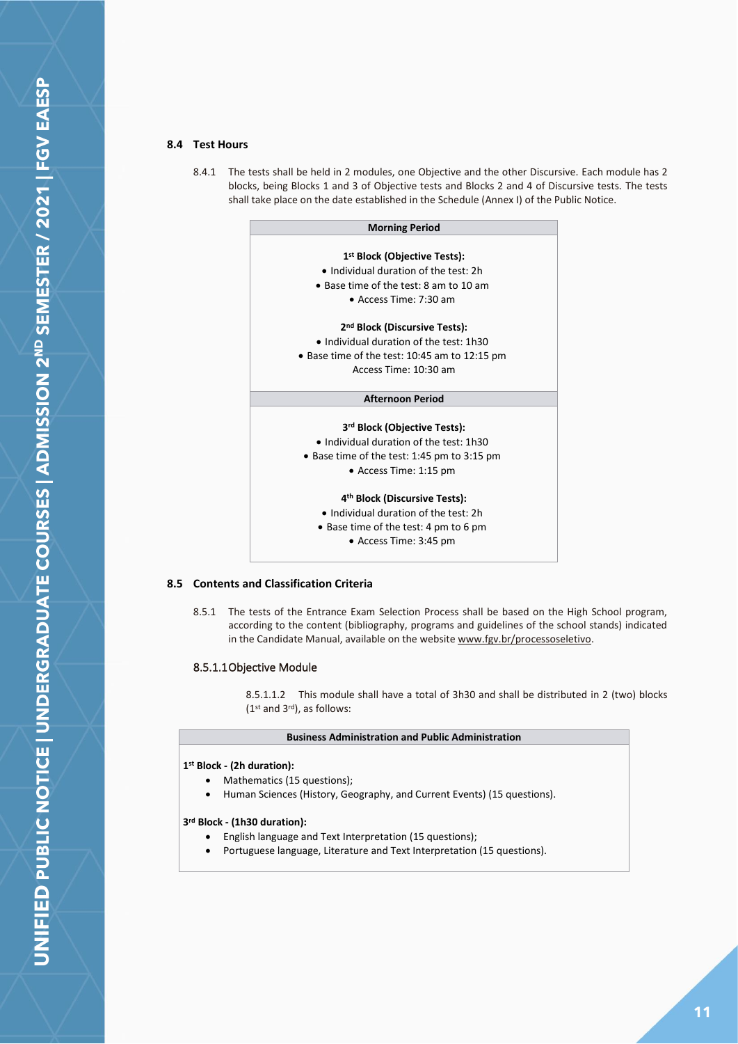### 8.4 Test Hours

8.4.1 The tests shall be held in 2 modules, one Objective and the other Discursive. Each module has 2 blocks, being Blocks 1 and 3 of Objective tests and Blocks 2 and 4 of Discursive tests. The tests shall take place on the date established in the Schedule (Annex I) of the Public Notice.

| Morning Period |
| --- |
| **1st Block (Objective Tests):**<br>• Individual duration of the test: 2h<br>• Base time of the test: 8 am to 10 am<br>• Access Time: 7:30 am<br><br>**2nd Block (Discursive Tests):**<br>• Individual duration of the test: 1h30<br>• Base time of the test: 10:45 am to 12:15 pm<br>Access Time: 10:30 am |
| **Afternoon Period** |
| **3rd Block (Objective Tests):**<br>• Individual duration of the test: 1h30<br>• Base time of the test: 1:45 pm to 3:15 pm<br>• Access Time: 1:15 pm<br><br>**4th Block (Discursive Tests):**<br>• Individual duration of the test: 2h<br>• Base time of the test: 4 pm to 6 pm<br>• Access Time: 3:45 pm |

### 8.5 Contents and Classification Criteria

8.5.1 The tests of the Entrance Exam Selection Process shall be based on the High School program, according to the content (bibliography, programs and guidelines of the school stands) indicated in the Candidate Manual, available on the website www.fgv.br/processoseletivo.

#### 8.5.1.1 Objective Module

8.5.1.1.2 This module shall have a total of 3h30 and shall be distributed in 2 (two) blocks (1st and 3rd), as follows:

| Business Administration and Public Administration |
| --- |
| **1st Block - (2h duration):**<br>• Mathematics (15 questions);<br>• Human Sciences (History, Geography, and Current Events) (15 questions).<br><br>**3rd Block - (1h30 duration):**<br>• English language and Text Interpretation (15 questions);<br>• Portuguese language, Literature and Text Interpretation (15 questions). |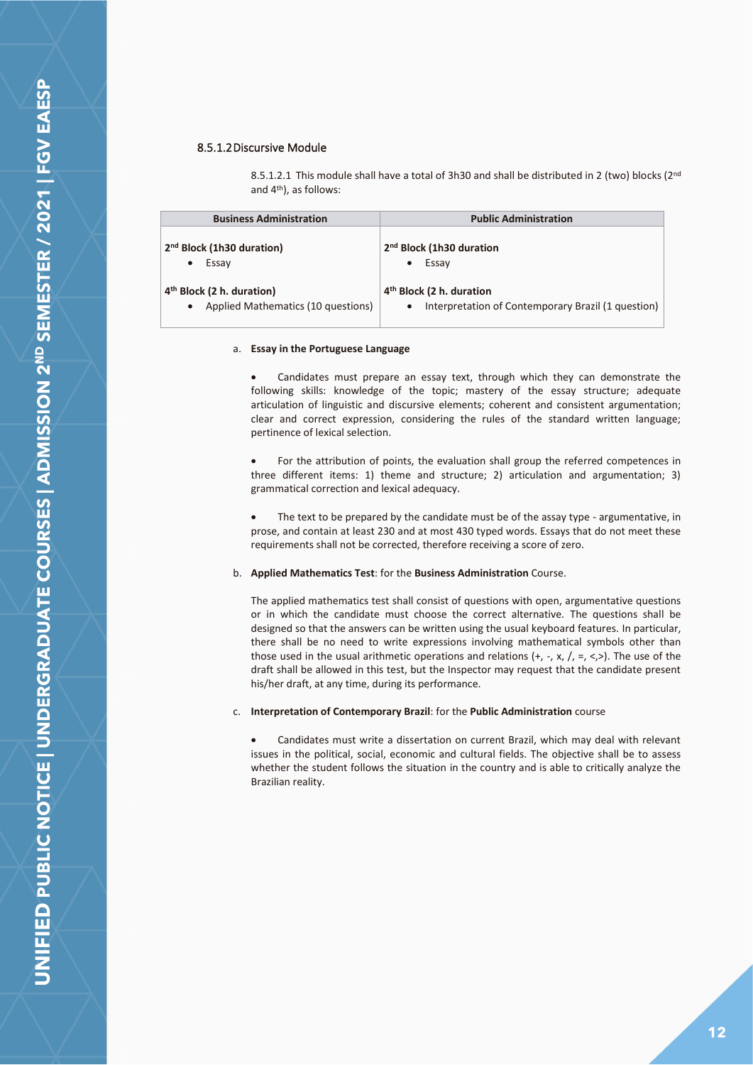#### 8.5.1.2 Discursive Module

8.5.1.2.1 This module shall have a total of 3h30 and shall be distributed in 2 (two) blocks (2nd and 4th), as follows:

| Business Administration | Public Administration |
|---|---|
| **2nd Block (1h30 duration)**<br>• Essay<br><br>**4th Block (2 h. duration)**<br>• Applied Mathematics (10 questions) | **2nd Block (1h30 duration**<br>• Essay<br><br>**4th Block (2 h. duration**<br>• Interpretation of Contemporary Brazil (1 question) |

a. **Essay in the Portuguese Language**

- Candidates must prepare an essay text, through which they can demonstrate the following skills: knowledge of the topic; mastery of the essay structure; adequate articulation of linguistic and discursive elements; coherent and consistent argumentation; clear and correct expression, considering the rules of the standard written language; pertinence of lexical selection.

- For the attribution of points, the evaluation shall group the referred competences in three different items: 1) theme and structure; 2) articulation and argumentation; 3) grammatical correction and lexical adequacy.

- The text to be prepared by the candidate must be of the assay type - argumentative, in prose, and contain at least 230 and at most 430 typed words. Essays that do not meet these requirements shall not be corrected, therefore receiving a score of zero.

b. **Applied Mathematics Test**: for the **Business Administration** Course.

The applied mathematics test shall consist of questions with open, argumentative questions or in which the candidate must choose the correct alternative. The questions shall be designed so that the answers can be written using the usual keyboard features. In particular, there shall be no need to write expressions involving mathematical symbols other than those used in the usual arithmetic operations and relations (+, -, x, /, =, <,>). The use of the draft shall be allowed in this test, but the Inspector may request that the candidate present his/her draft, at any time, during its performance.

c. **Interpretation of Contemporary Brazil**: for the **Public Administration** course

- Candidates must write a dissertation on current Brazil, which may deal with relevant issues in the political, social, economic and cultural fields. The objective shall be to assess whether the student follows the situation in the country and is able to critically analyze the Brazilian reality.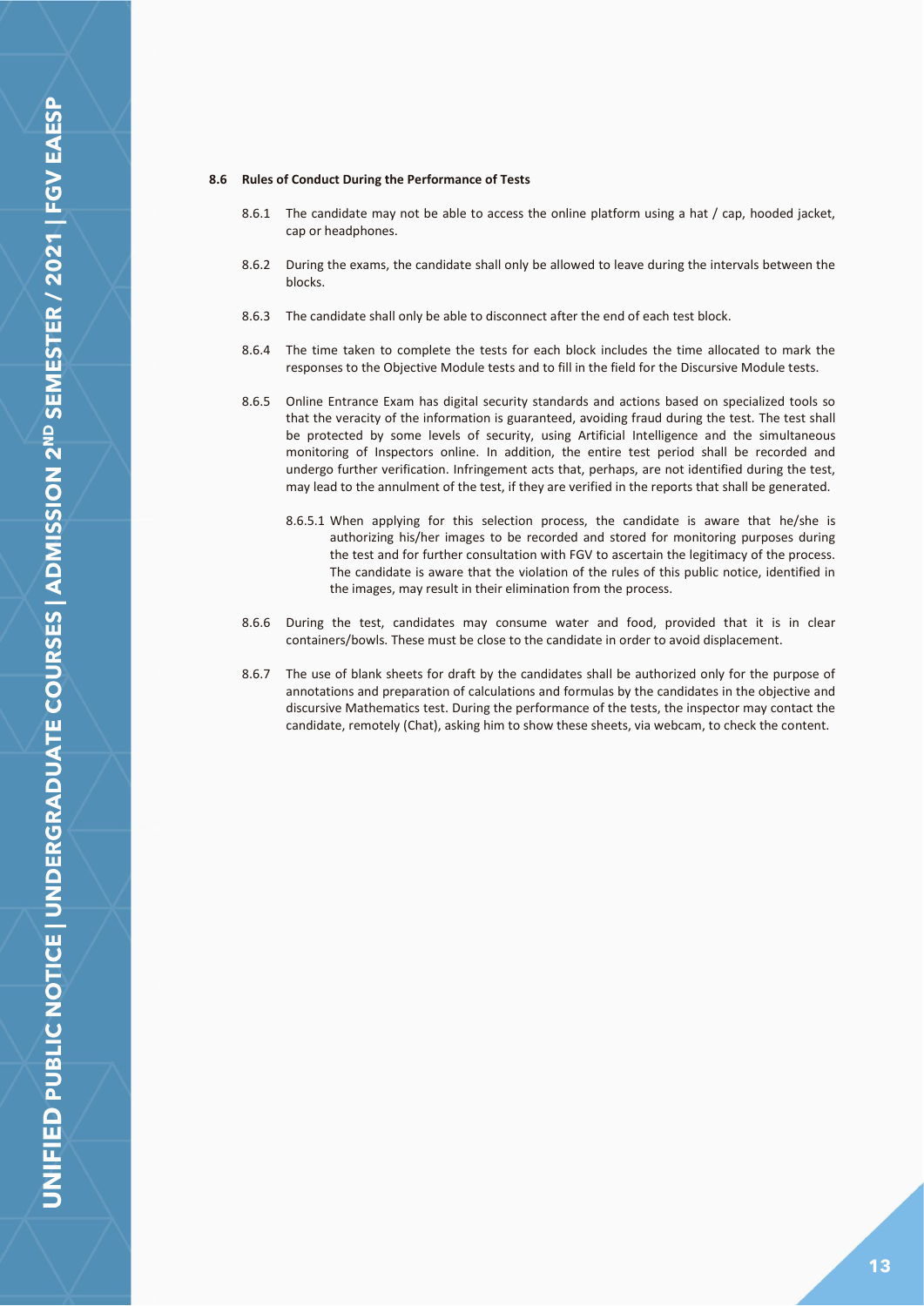### 8.6 Rules of Conduct During the Performance of Tests

8.6.1 The candidate may not be able to access the online platform using a hat / cap, hooded jacket, cap or headphones.

8.6.2 During the exams, the candidate shall only be allowed to leave during the intervals between the blocks.

8.6.3 The candidate shall only be able to disconnect after the end of each test block.

8.6.4 The time taken to complete the tests for each block includes the time allocated to mark the responses to the Objective Module tests and to fill in the field for the Discursive Module tests.

8.6.5 Online Entrance Exam has digital security standards and actions based on specialized tools so that the veracity of the information is guaranteed, avoiding fraud during the test. The test shall be protected by some levels of security, using Artificial Intelligence and the simultaneous monitoring of Inspectors online. In addition, the entire test period shall be recorded and undergo further verification. Infringement acts that, perhaps, are not identified during the test, may lead to the annulment of the test, if they are verified in the reports that shall be generated.

8.6.5.1 When applying for this selection process, the candidate is aware that he/she is authorizing his/her images to be recorded and stored for monitoring purposes during the test and for further consultation with FGV to ascertain the legitimacy of the process. The candidate is aware that the violation of the rules of this public notice, identified in the images, may result in their elimination from the process.

8.6.6 During the test, candidates may consume water and food, provided that it is in clear containers/bowls. These must be close to the candidate in order to avoid displacement.

8.6.7 The use of blank sheets for draft by the candidates shall be authorized only for the purpose of annotations and preparation of calculations and formulas by the candidates in the objective and discursive Mathematics test. During the performance of the tests, the inspector may contact the candidate, remotely (Chat), asking him to show these sheets, via webcam, to check the content.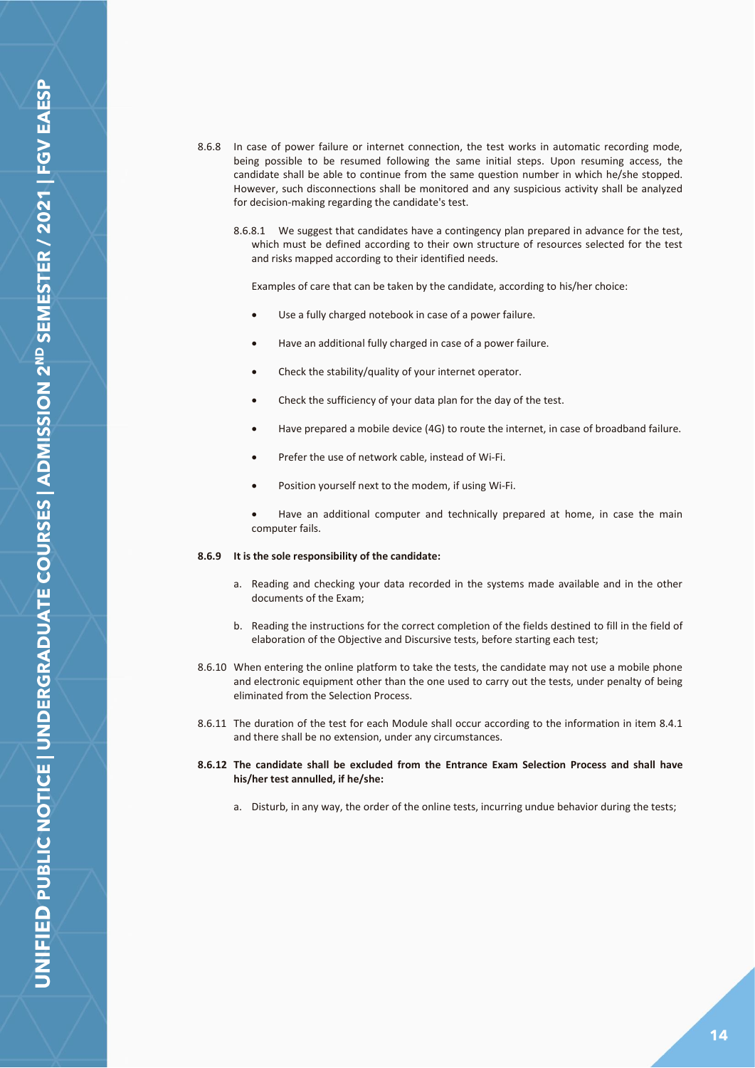8.6.8 In case of power failure or internet connection, the test works in automatic recording mode, being possible to be resumed following the same initial steps. Upon resuming access, the candidate shall be able to continue from the same question number in which he/she stopped. However, such disconnections shall be monitored and any suspicious activity shall be analyzed for decision-making regarding the candidate's test.

8.6.8.1 We suggest that candidates have a contingency plan prepared in advance for the test, which must be defined according to their own structure of resources selected for the test and risks mapped according to their identified needs.

Examples of care that can be taken by the candidate, according to his/her choice:

- Use a fully charged notebook in case of a power failure.
- Have an additional fully charged in case of a power failure.
- Check the stability/quality of your internet operator.
- Check the sufficiency of your data plan for the day of the test.
- Have prepared a mobile device (4G) to route the internet, in case of broadband failure.
- Prefer the use of network cable, instead of Wi-Fi.
- Position yourself next to the modem, if using Wi-Fi.
- Have an additional computer and technically prepared at home, in case the main computer fails.

**8.6.9 It is the sole responsibility of the candidate:**

a. Reading and checking your data recorded in the systems made available and in the other documents of the Exam;

b. Reading the instructions for the correct completion of the fields destined to fill in the field of elaboration of the Objective and Discursive tests, before starting each test;

8.6.10 When entering the online platform to take the tests, the candidate may not use a mobile phone and electronic equipment other than the one used to carry out the tests, under penalty of being eliminated from the Selection Process.

8.6.11 The duration of the test for each Module shall occur according to the information in item 8.4.1 and there shall be no extension, under any circumstances.

**8.6.12 The candidate shall be excluded from the Entrance Exam Selection Process and shall have his/her test annulled, if he/she:**

a. Disturb, in any way, the order of the online tests, incurring undue behavior during the tests;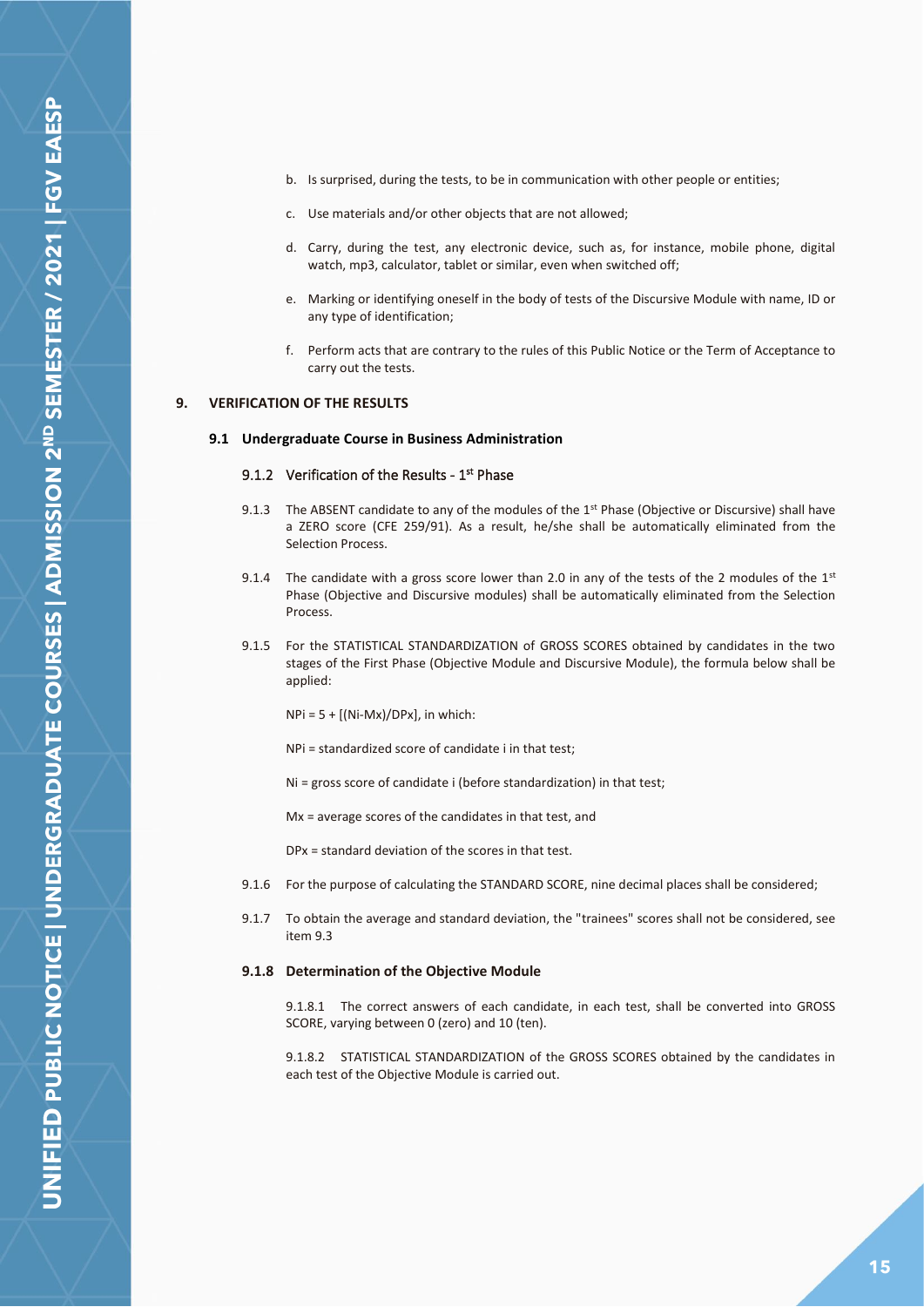b. Is surprised, during the tests, to be in communication with other people or entities;

c. Use materials and/or other objects that are not allowed;

d. Carry, during the test, any electronic device, such as, for instance, mobile phone, digital watch, mp3, calculator, tablet or similar, even when switched off;

e. Marking or identifying oneself in the body of tests of the Discursive Module with name, ID or any type of identification;

f. Perform acts that are contrary to the rules of this Public Notice or the Term of Acceptance to carry out the tests.

## 9. VERIFICATION OF THE RESULTS

### 9.1 Undergraduate Course in Business Administration

#### 9.1.2 Verification of the Results - 1st Phase

9.1.3 The ABSENT candidate to any of the modules of the 1st Phase (Objective or Discursive) shall have a ZERO score (CFE 259/91). As a result, he/she shall be automatically eliminated from the Selection Process.

9.1.4 The candidate with a gross score lower than 2.0 in any of the tests of the 2 modules of the 1st Phase (Objective and Discursive modules) shall be automatically eliminated from the Selection Process.

9.1.5 For the STATISTICAL STANDARDIZATION of GROSS SCORES obtained by candidates in the two stages of the First Phase (Objective Module and Discursive Module), the formula below shall be applied:

$NPi = 5 + [(Ni-Mx)/DPx]$, in which:

NPi = standardized score of candidate i in that test;

Ni = gross score of candidate i (before standardization) in that test;

Mx = average scores of the candidates in that test, and

DPx = standard deviation of the scores in that test.

9.1.6 For the purpose of calculating the STANDARD SCORE, nine decimal places shall be considered;

9.1.7 To obtain the average and standard deviation, the "trainees" scores shall not be considered, see item 9.3

#### 9.1.8 Determination of the Objective Module

9.1.8.1 The correct answers of each candidate, in each test, shall be converted into GROSS SCORE, varying between 0 (zero) and 10 (ten).

9.1.8.2 STATISTICAL STANDARDIZATION of the GROSS SCORES obtained by the candidates in each test of the Objective Module is carried out.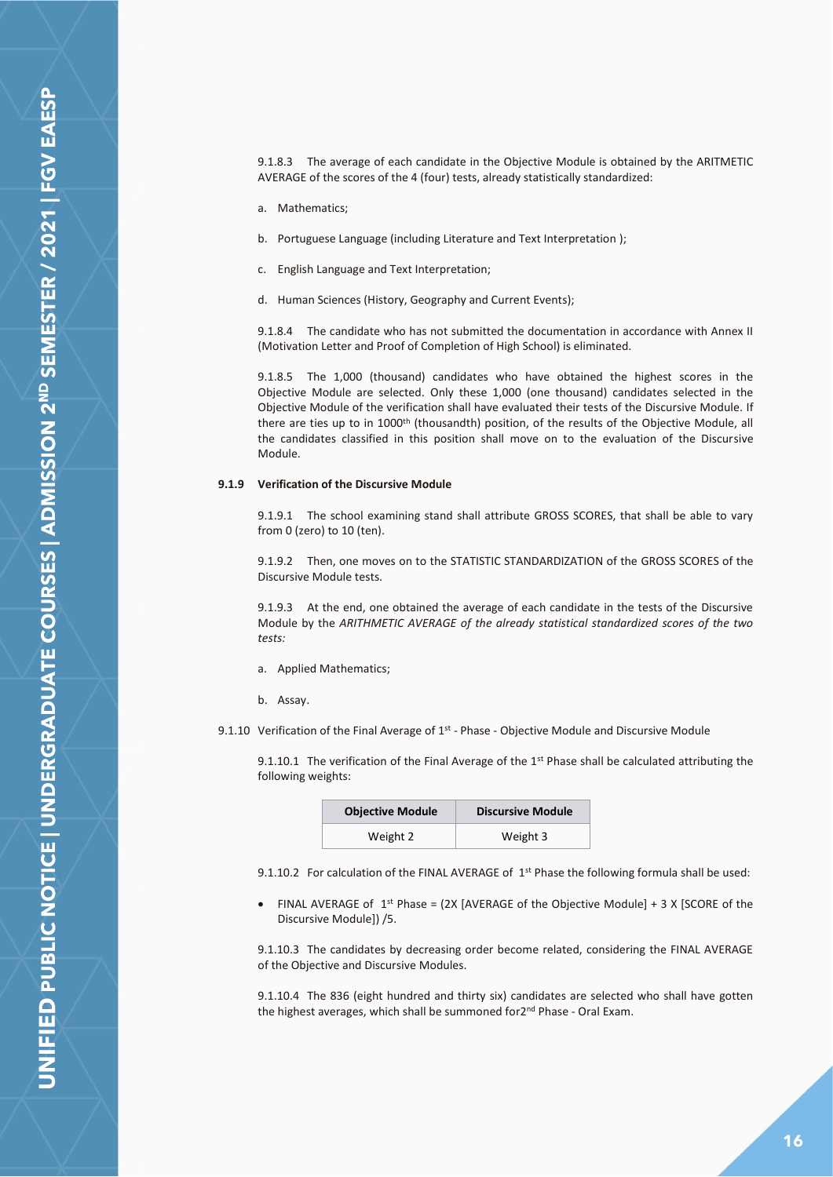9.1.8.3 The average of each candidate in the Objective Module is obtained by the ARITMETIC AVERAGE of the scores of the 4 (four) tests, already statistically standardized:

a. Mathematics;

b. Portuguese Language (including Literature and Text Interpretation );

c. English Language and Text Interpretation;

d. Human Sciences (History, Geography and Current Events);

9.1.8.4 The candidate who has not submitted the documentation in accordance with Annex II (Motivation Letter and Proof of Completion of High School) is eliminated.

9.1.8.5 The 1,000 (thousand) candidates who have obtained the highest scores in the Objective Module are selected. Only these 1,000 (one thousand) candidates selected in the Objective Module of the verification shall have evaluated their tests of the Discursive Module. If there are ties up to in 1000th (thousandth) position, of the results of the Objective Module, all the candidates classified in this position shall move on to the evaluation of the Discursive Module.

**9.1.9 Verification of the Discursive Module**

9.1.9.1 The school examining stand shall attribute GROSS SCORES, that shall be able to vary from 0 (zero) to 10 (ten).

9.1.9.2 Then, one moves on to the STATISTIC STANDARDIZATION of the GROSS SCORES of the Discursive Module tests.

9.1.9.3 At the end, one obtained the average of each candidate in the tests of the Discursive Module by the *ARITHMETIC AVERAGE of the already statistical standardized scores of the two tests:*

a. Applied Mathematics;

b. Assay.

9.1.10 Verification of the Final Average of 1st - Phase - Objective Module and Discursive Module

9.1.10.1 The verification of the Final Average of the 1st Phase shall be calculated attributing the following weights:

| Objective Module | Discursive Module |
|---|---|
| Weight 2 | Weight 3 |

9.1.10.2 For calculation of the FINAL AVERAGE of 1st Phase the following formula shall be used:

- FINAL AVERAGE of 1st Phase = (2X [AVERAGE of the Objective Module] + 3 X [SCORE of the Discursive Module]) /5.

9.1.10.3 The candidates by decreasing order become related, considering the FINAL AVERAGE of the Objective and Discursive Modules.

9.1.10.4 The 836 (eight hundred and thirty six) candidates are selected who shall have gotten the highest averages, which shall be summoned for2nd Phase - Oral Exam.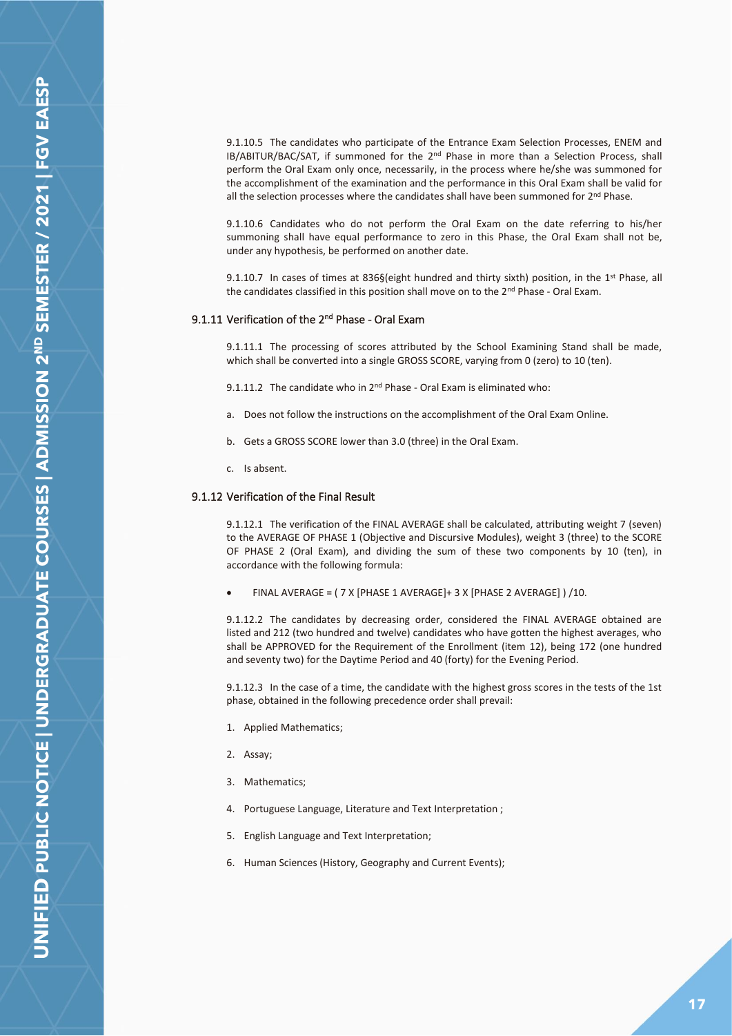9.1.10.5 The candidates who participate of the Entrance Exam Selection Processes, ENEM and IB/ABITUR/BAC/SAT, if summoned for the 2nd Phase in more than a Selection Process, shall perform the Oral Exam only once, necessarily, in the process where he/she was summoned for the accomplishment of the examination and the performance in this Oral Exam shall be valid for all the selection processes where the candidates shall have been summoned for 2nd Phase.

9.1.10.6 Candidates who do not perform the Oral Exam on the date referring to his/her summoning shall have equal performance to zero in this Phase, the Oral Exam shall not be, under any hypothesis, be performed on another date.

9.1.10.7 In cases of times at 836§(eight hundred and thirty sixth) position, in the 1st Phase, all the candidates classified in this position shall move on to the 2nd Phase - Oral Exam.

### 9.1.11 Verification of the 2nd Phase - Oral Exam

9.1.11.1 The processing of scores attributed by the School Examining Stand shall be made, which shall be converted into a single GROSS SCORE, varying from 0 (zero) to 10 (ten).

9.1.11.2 The candidate who in 2nd Phase - Oral Exam is eliminated who:

a. Does not follow the instructions on the accomplishment of the Oral Exam Online.

b. Gets a GROSS SCORE lower than 3.0 (three) in the Oral Exam.

c. Is absent.

### 9.1.12 Verification of the Final Result

9.1.12.1 The verification of the FINAL AVERAGE shall be calculated, attributing weight 7 (seven) to the AVERAGE OF PHASE 1 (Objective and Discursive Modules), weight 3 (three) to the SCORE OF PHASE 2 (Oral Exam), and dividing the sum of these two components by 10 (ten), in accordance with the following formula:

- FINAL AVERAGE = ( 7 X [PHASE 1 AVERAGE]+ 3 X [PHASE 2 AVERAGE] ) /10.

9.1.12.2 The candidates by decreasing order, considered the FINAL AVERAGE obtained are listed and 212 (two hundred and twelve) candidates who have gotten the highest averages, who shall be APPROVED for the Requirement of the Enrollment (item 12), being 172 (one hundred and seventy two) for the Daytime Period and 40 (forty) for the Evening Period.

9.1.12.3 In the case of a time, the candidate with the highest gross scores in the tests of the 1st phase, obtained in the following precedence order shall prevail:

1. Applied Mathematics;
2. Assay;
3. Mathematics;
4. Portuguese Language, Literature and Text Interpretation ;
5. English Language and Text Interpretation;
6. Human Sciences (History, Geography and Current Events);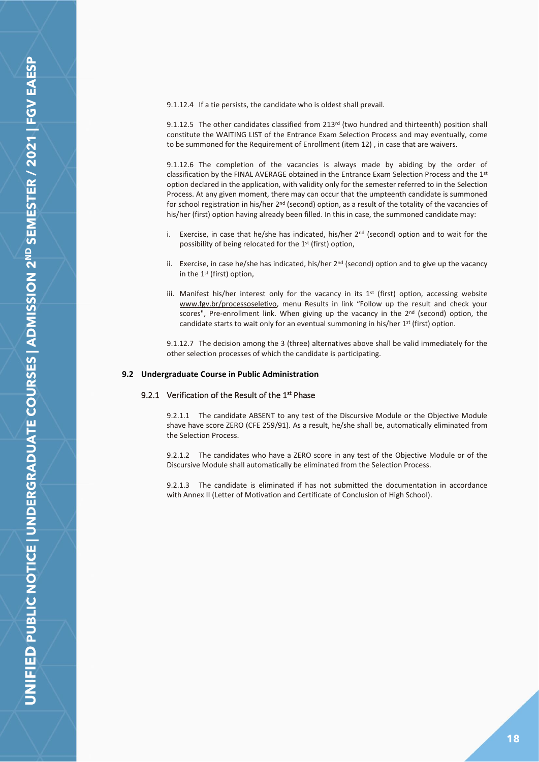9.1.12.4 If a tie persists, the candidate who is oldest shall prevail.

9.1.12.5 The other candidates classified from 213rd (two hundred and thirteenth) position shall constitute the WAITING LIST of the Entrance Exam Selection Process and may eventually, come to be summoned for the Requirement of Enrollment (item 12) , in case that are waivers.

9.1.12.6 The completion of the vacancies is always made by abiding by the order of classification by the FINAL AVERAGE obtained in the Entrance Exam Selection Process and the 1st option declared in the application, with validity only for the semester referred to in the Selection Process. At any given moment, there may can occur that the umpteenth candidate is summoned for school registration in his/her 2nd (second) option, as a result of the totality of the vacancies of his/her (first) option having already been filled. In this in case, the summoned candidate may:

i. Exercise, in case that he/she has indicated, his/her 2nd (second) option and to wait for the possibility of being relocated for the 1st (first) option,

ii. Exercise, in case he/she has indicated, his/her 2nd (second) option and to give up the vacancy in the 1st (first) option,

iii. Manifest his/her interest only for the vacancy in its 1st (first) option, accessing website www.fgv.br/processoseletivo, menu Results in link "Follow up the result and check your scores", Pre-enrollment link. When giving up the vacancy in the 2nd (second) option, the candidate starts to wait only for an eventual summoning in his/her 1st (first) option.

9.1.12.7 The decision among the 3 (three) alternatives above shall be valid immediately for the other selection processes of which the candidate is participating.

## 9.2 Undergraduate Course in Public Administration

### 9.2.1 Verification of the Result of the 1st Phase

9.2.1.1 The candidate ABSENT to any test of the Discursive Module or the Objective Module shave have score ZERO (CFE 259/91). As a result, he/she shall be, automatically eliminated from the Selection Process.

9.2.1.2 The candidates who have a ZERO score in any test of the Objective Module or of the Discursive Module shall automatically be eliminated from the Selection Process.

9.2.1.3 The candidate is eliminated if has not submitted the documentation in accordance with Annex II (Letter of Motivation and Certificate of Conclusion of High School).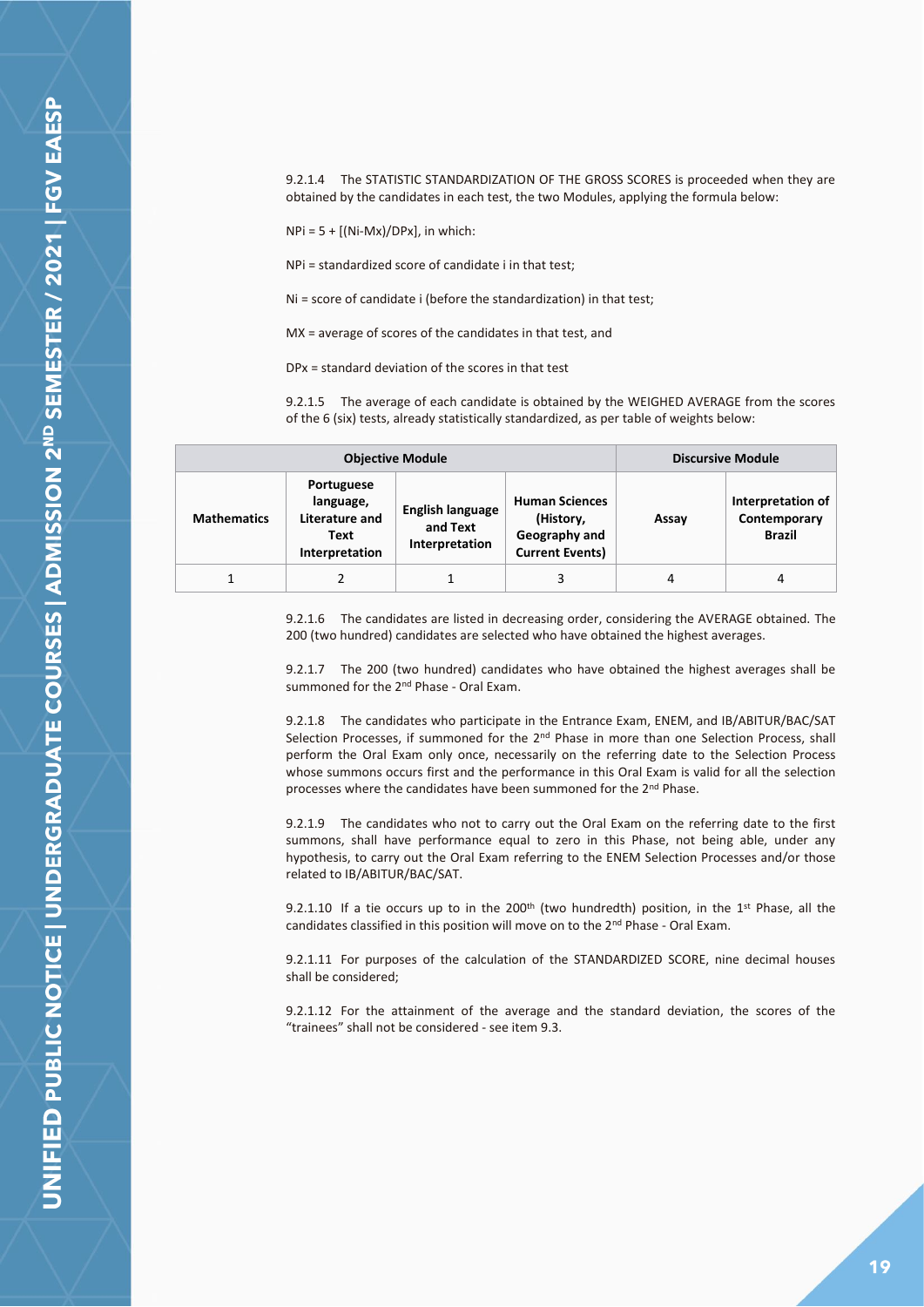9.2.1.4 The STATISTIC STANDARDIZATION OF THE GROSS SCORES is proceeded when they are obtained by the candidates in each test, the two Modules, applying the formula below:

NPi = 5 + [(Ni-Mx)/DPx], in which:

NPi = standardized score of candidate i in that test;

Ni = score of candidate i (before the standardization) in that test;

MX = average of scores of the candidates in that test, and

DPx = standard deviation of the scores in that test

9.2.1.5 The average of each candidate is obtained by the WEIGHED AVERAGE from the scores of the 6 (six) tests, already statistically standardized, as per table of weights below:

| Objective Module | | | | Discursive Module | |
|---|---|---|---|---|---|
| **Mathematics** | **Portuguese language, Literature and Text Interpretation** | **English language and Text Interpretation** | **Human Sciences (History, Geography and Current Events)** | **Assay** | **Interpretation of Contemporary Brazil** |
| 1 | 2 | 1 | 3 | 4 | 4 |

9.2.1.6 The candidates are listed in decreasing order, considering the AVERAGE obtained. The 200 (two hundred) candidates are selected who have obtained the highest averages.

9.2.1.7 The 200 (two hundred) candidates who have obtained the highest averages shall be summoned for the 2nd Phase - Oral Exam.

9.2.1.8 The candidates who participate in the Entrance Exam, ENEM, and IB/ABITUR/BAC/SAT Selection Processes, if summoned for the 2nd Phase in more than one Selection Process, shall perform the Oral Exam only once, necessarily on the referring date to the Selection Process whose summons occurs first and the performance in this Oral Exam is valid for all the selection processes where the candidates have been summoned for the 2nd Phase.

9.2.1.9 The candidates who not to carry out the Oral Exam on the referring date to the first summons, shall have performance equal to zero in this Phase, not being able, under any hypothesis, to carry out the Oral Exam referring to the ENEM Selection Processes and/or those related to IB/ABITUR/BAC/SAT.

9.2.1.10 If a tie occurs up to in the 200th (two hundredth) position, in the 1st Phase, all the candidates classified in this position will move on to the 2nd Phase - Oral Exam.

9.2.1.11 For purposes of the calculation of the STANDARDIZED SCORE, nine decimal houses shall be considered;

9.2.1.12 For the attainment of the average and the standard deviation, the scores of the "trainees" shall not be considered - see item 9.3.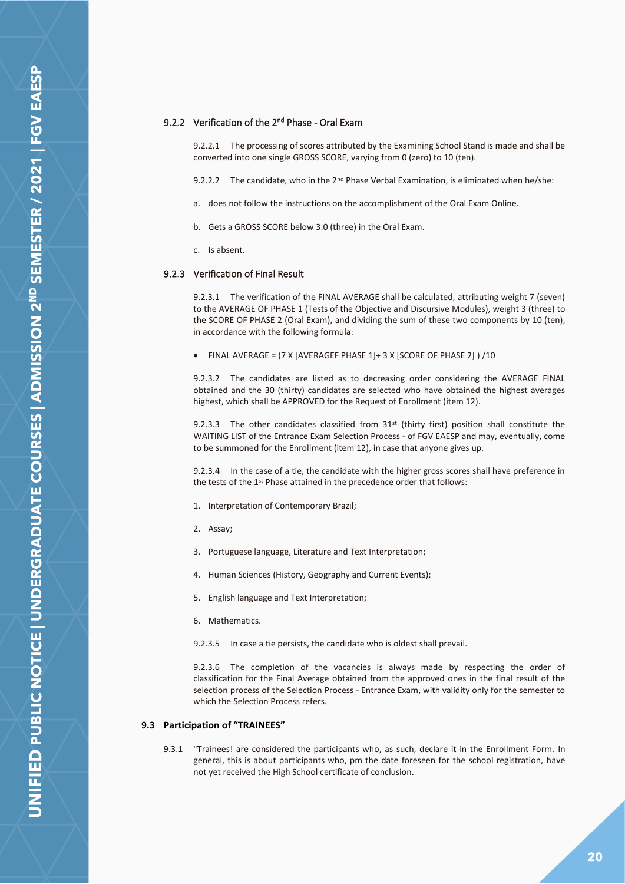### 9.2.2 Verification of the 2nd Phase - Oral Exam

9.2.2.1 The processing of scores attributed by the Examining School Stand is made and shall be converted into one single GROSS SCORE, varying from 0 (zero) to 10 (ten).

9.2.2.2 The candidate, who in the 2nd Phase Verbal Examination, is eliminated when he/she:

a. does not follow the instructions on the accomplishment of the Oral Exam Online.

b. Gets a GROSS SCORE below 3.0 (three) in the Oral Exam.

c. Is absent.

### 9.2.3 Verification of Final Result

9.2.3.1 The verification of the FINAL AVERAGE shall be calculated, attributing weight 7 (seven) to the AVERAGE OF PHASE 1 (Tests of the Objective and Discursive Modules), weight 3 (three) to the SCORE OF PHASE 2 (Oral Exam), and dividing the sum of these two components by 10 (ten), in accordance with the following formula:

- FINAL AVERAGE = (7 X [AVERAGEF PHASE 1]+ 3 X [SCORE OF PHASE 2] ) /10

9.2.3.2 The candidates are listed as to decreasing order considering the AVERAGE FINAL obtained and the 30 (thirty) candidates are selected who have obtained the highest averages highest, which shall be APPROVED for the Request of Enrollment (item 12).

9.2.3.3 The other candidates classified from 31st (thirty first) position shall constitute the WAITING LIST of the Entrance Exam Selection Process - of FGV EAESP and may, eventually, come to be summoned for the Enrollment (item 12), in case that anyone gives up.

9.2.3.4 In the case of a tie, the candidate with the higher gross scores shall have preference in the tests of the 1st Phase attained in the precedence order that follows:

1. Interpretation of Contemporary Brazil;
2. Assay;
3. Portuguese language, Literature and Text Interpretation;
4. Human Sciences (History, Geography and Current Events);
5. English language and Text Interpretation;
6. Mathematics.

9.2.3.5 In case a tie persists, the candidate who is oldest shall prevail.

9.2.3.6 The completion of the vacancies is always made by respecting the order of classification for the Final Average obtained from the approved ones in the final result of the selection process of the Selection Process - Entrance Exam, with validity only for the semester to which the Selection Process refers.

## 9.3 Participation of "TRAINEES"

9.3.1 "Trainees! are considered the participants who, as such, declare it in the Enrollment Form. In general, this is about participants who, pm the date foreseen for the school registration, have not yet received the High School certificate of conclusion.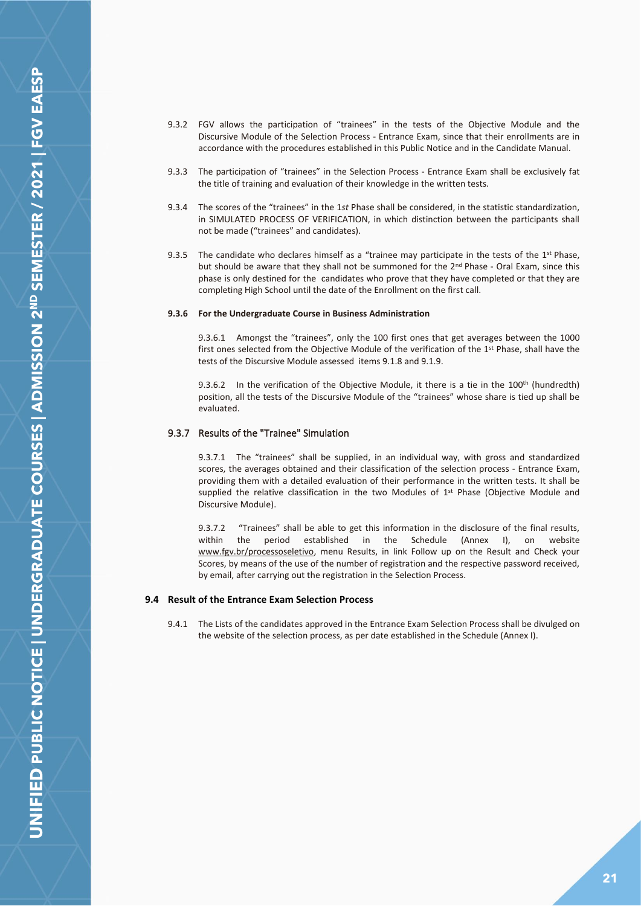9.3.2 FGV allows the participation of "trainees" in the tests of the Objective Module and the Discursive Module of the Selection Process - Entrance Exam, since that their enrollments are in accordance with the procedures established in this Public Notice and in the Candidate Manual.

9.3.3 The participation of "trainees" in the Selection Process - Entrance Exam shall be exclusively fat the title of training and evaluation of their knowledge in the written tests.

9.3.4 The scores of the "trainees" in the 1*st* Phase shall be considered, in the statistic standardization, in SIMULATED PROCESS OF VERIFICATION, in which distinction between the participants shall not be made ("trainees" and candidates).

9.3.5 The candidate who declares himself as a "trainee may participate in the tests of the 1st Phase, but should be aware that they shall not be summoned for the 2nd Phase - Oral Exam, since this phase is only destined for the candidates who prove that they have completed or that they are completing High School until the date of the Enrollment on the first call.

**9.3.6 For the Undergraduate Course in Business Administration**

9.3.6.1 Amongst the "trainees", only the 100 first ones that get averages between the 1000 first ones selected from the Objective Module of the verification of the 1st Phase, shall have the tests of the Discursive Module assessed items 9.1.8 and 9.1.9.

9.3.6.2 In the verification of the Objective Module, it there is a tie in the 100th (hundredth) position, all the tests of the Discursive Module of the "trainees" whose share is tied up shall be evaluated.

### 9.3.7 Results of the "Trainee" Simulation

9.3.7.1 The "trainees" shall be supplied, in an individual way, with gross and standardized scores, the averages obtained and their classification of the selection process - Entrance Exam, providing them with a detailed evaluation of their performance in the written tests. It shall be supplied the relative classification in the two Modules of 1st Phase (Objective Module and Discursive Module).

9.3.7.2 "Trainees" shall be able to get this information in the disclosure of the final results, within the period established in the Schedule (Annex I), on website www.fgv.br/processoseletivo, menu Results, in link Follow up on the Result and Check your Scores, by means of the use of the number of registration and the respective password received, by email, after carrying out the registration in the Selection Process.

## 9.4 Result of the Entrance Exam Selection Process

9.4.1 The Lists of the candidates approved in the Entrance Exam Selection Process shall be divulged on the website of the selection process, as per date established in the Schedule (Annex I).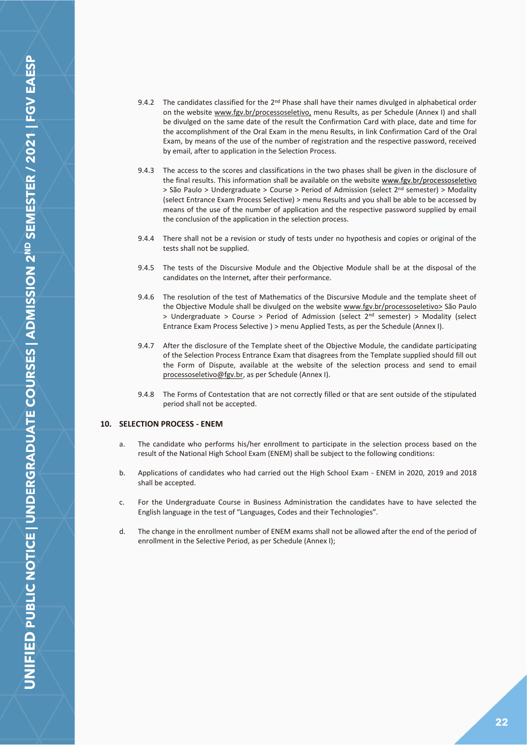9.4.2 The candidates classified for the 2nd Phase shall have their names divulged in alphabetical order on the website www.fgv.br/processoseletivo, menu Results, as per Schedule (Annex I) and shall be divulged on the same date of the result the Confirmation Card with place, date and time for the accomplishment of the Oral Exam in the menu Results, in link Confirmation Card of the Oral Exam, by means of the use of the number of registration and the respective password, received by email, after to application in the Selection Process.

9.4.3 The access to the scores and classifications in the two phases shall be given in the disclosure of the final results. This information shall be available on the website www.fgv.br/processoseletivo > São Paulo > Undergraduate > Course > Period of Admission (select 2nd semester) > Modality (select Entrance Exam Process Selective) > menu Results and you shall be able to be accessed by means of the use of the number of application and the respective password supplied by email the conclusion of the application in the selection process.

9.4.4 There shall not be a revision or study of tests under no hypothesis and copies or original of the tests shall not be supplied.

9.4.5 The tests of the Discursive Module and the Objective Module shall be at the disposal of the candidates on the Internet, after their performance.

9.4.6 The resolution of the test of Mathematics of the Discursive Module and the template sheet of the Objective Module shall be divulged on the website www.fgv.br/processoseletivo> São Paulo > Undergraduate > Course > Period of Admission (select 2nd semester) > Modality (select Entrance Exam Process Selective ) > menu Applied Tests, as per the Schedule (Annex I).

9.4.7 After the disclosure of the Template sheet of the Objective Module, the candidate participating of the Selection Process Entrance Exam that disagrees from the Template supplied should fill out the Form of Dispute, available at the website of the selection process and send to email processoseletivo@fgv.br, as per Schedule (Annex I).

9.4.8 The Forms of Contestation that are not correctly filled or that are sent outside of the stipulated period shall not be accepted.

## 10. SELECTION PROCESS - ENEM

a. The candidate who performs his/her enrollment to participate in the selection process based on the result of the National High School Exam (ENEM) shall be subject to the following conditions:

b. Applications of candidates who had carried out the High School Exam - ENEM in 2020, 2019 and 2018 shall be accepted.

c. For the Undergraduate Course in Business Administration the candidates have to have selected the English language in the test of "Languages, Codes and their Technologies".

d. The change in the enrollment number of ENEM exams shall not be allowed after the end of the period of enrollment in the Selective Period, as per Schedule (Annex I);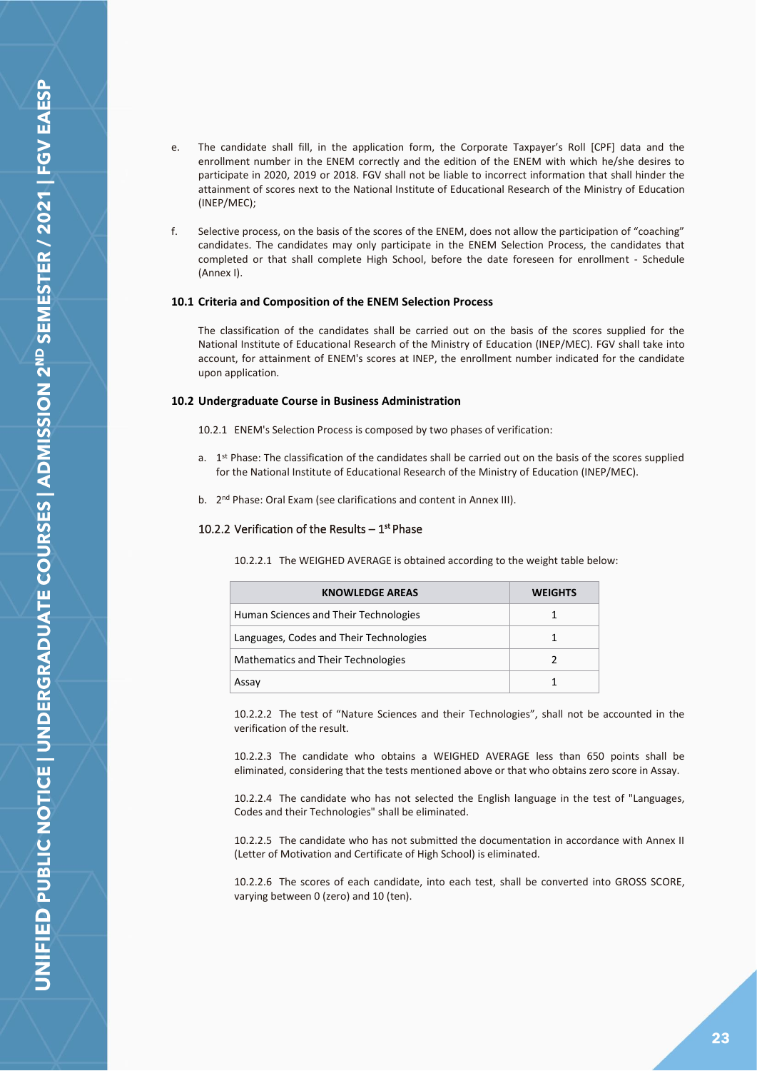e. The candidate shall fill, in the application form, the Corporate Taxpayer's Roll [CPF] data and the enrollment number in the ENEM correctly and the edition of the ENEM with which he/she desires to participate in 2020, 2019 or 2018. FGV shall not be liable to incorrect information that shall hinder the attainment of scores next to the National Institute of Educational Research of the Ministry of Education (INEP/MEC);

f. Selective process, on the basis of the scores of the ENEM, does not allow the participation of "coaching" candidates. The candidates may only participate in the ENEM Selection Process, the candidates that completed or that shall complete High School, before the date foreseen for enrollment - Schedule (Annex I).

### 10.1 Criteria and Composition of the ENEM Selection Process

The classification of the candidates shall be carried out on the basis of the scores supplied for the National Institute of Educational Research of the Ministry of Education (INEP/MEC). FGV shall take into account, for attainment of ENEM's scores at INEP, the enrollment number indicated for the candidate upon application.

### 10.2 Undergraduate Course in Business Administration

10.2.1 ENEM's Selection Process is composed by two phases of verification:

a. 1st Phase: The classification of the candidates shall be carried out on the basis of the scores supplied for the National Institute of Educational Research of the Ministry of Education (INEP/MEC).

b. 2nd Phase: Oral Exam (see clarifications and content in Annex III).

#### 10.2.2 Verification of the Results – 1st Phase

10.2.2.1 The WEIGHED AVERAGE is obtained according to the weight table below:

| KNOWLEDGE AREAS | WEIGHTS |
|---|---|
| Human Sciences and Their Technologies | 1 |
| Languages, Codes and Their Technologies | 1 |
| Mathematics and Their Technologies | 2 |
| Assay | 1 |

10.2.2.2 The test of "Nature Sciences and their Technologies", shall not be accounted in the verification of the result.

10.2.2.3 The candidate who obtains a WEIGHED AVERAGE less than 650 points shall be eliminated, considering that the tests mentioned above or that who obtains zero score in Assay.

10.2.2.4 The candidate who has not selected the English language in the test of "Languages, Codes and their Technologies" shall be eliminated.

10.2.2.5 The candidate who has not submitted the documentation in accordance with Annex II (Letter of Motivation and Certificate of High School) is eliminated.

10.2.2.6 The scores of each candidate, into each test, shall be converted into GROSS SCORE, varying between 0 (zero) and 10 (ten).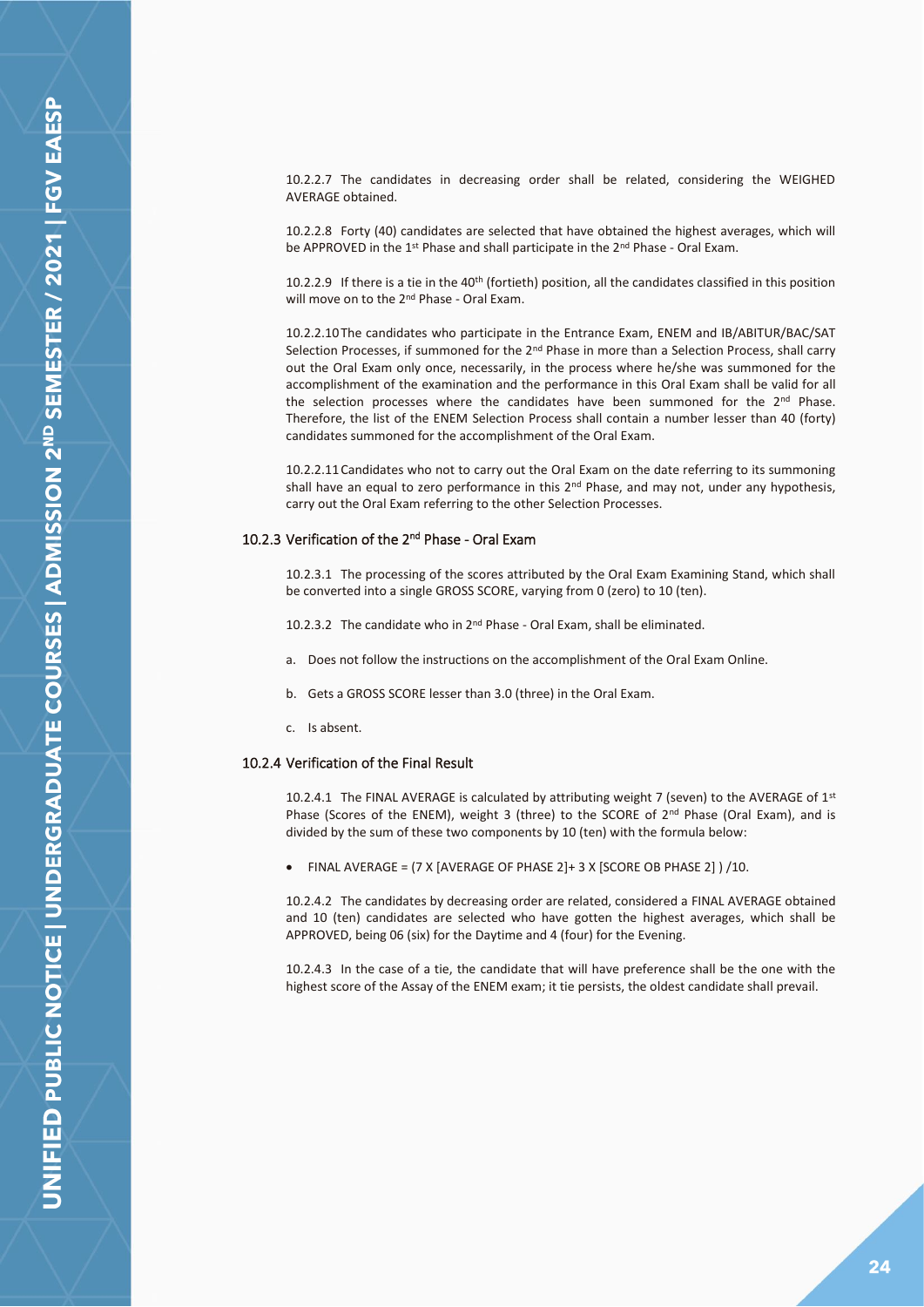10.2.2.7 The candidates in decreasing order shall be related, considering the WEIGHED AVERAGE obtained.

10.2.2.8 Forty (40) candidates are selected that have obtained the highest averages, which will be APPROVED in the 1st Phase and shall participate in the 2nd Phase - Oral Exam.

10.2.2.9 If there is a tie in the 40th (fortieth) position, all the candidates classified in this position will move on to the 2nd Phase - Oral Exam.

10.2.2.10 The candidates who participate in the Entrance Exam, ENEM and IB/ABITUR/BAC/SAT Selection Processes, if summoned for the 2nd Phase in more than a Selection Process, shall carry out the Oral Exam only once, necessarily, in the process where he/she was summoned for the accomplishment of the examination and the performance in this Oral Exam shall be valid for all the selection processes where the candidates have been summoned for the 2nd Phase. Therefore, the list of the ENEM Selection Process shall contain a number lesser than 40 (forty) candidates summoned for the accomplishment of the Oral Exam.

10.2.2.11 Candidates who not to carry out the Oral Exam on the date referring to its summoning shall have an equal to zero performance in this 2nd Phase, and may not, under any hypothesis, carry out the Oral Exam referring to the other Selection Processes.

### 10.2.3 Verification of the 2nd Phase - Oral Exam

10.2.3.1 The processing of the scores attributed by the Oral Exam Examining Stand, which shall be converted into a single GROSS SCORE, varying from 0 (zero) to 10 (ten).

10.2.3.2 The candidate who in 2nd Phase - Oral Exam, shall be eliminated.

a. Does not follow the instructions on the accomplishment of the Oral Exam Online.

b. Gets a GROSS SCORE lesser than 3.0 (three) in the Oral Exam.

c. Is absent.

### 10.2.4 Verification of the Final Result

10.2.4.1 The FINAL AVERAGE is calculated by attributing weight 7 (seven) to the AVERAGE of 1st Phase (Scores of the ENEM), weight 3 (three) to the SCORE of 2nd Phase (Oral Exam), and is divided by the sum of these two components by 10 (ten) with the formula below:

- FINAL AVERAGE = (7 X [AVERAGE OF PHASE 2]+ 3 X [SCORE OB PHASE 2] ) /10.

10.2.4.2 The candidates by decreasing order are related, considered a FINAL AVERAGE obtained and 10 (ten) candidates are selected who have gotten the highest averages, which shall be APPROVED, being 06 (six) for the Daytime and 4 (four) for the Evening.

10.2.4.3 In the case of a tie, the candidate that will have preference shall be the one with the highest score of the Assay of the ENEM exam; it tie persists, the oldest candidate shall prevail.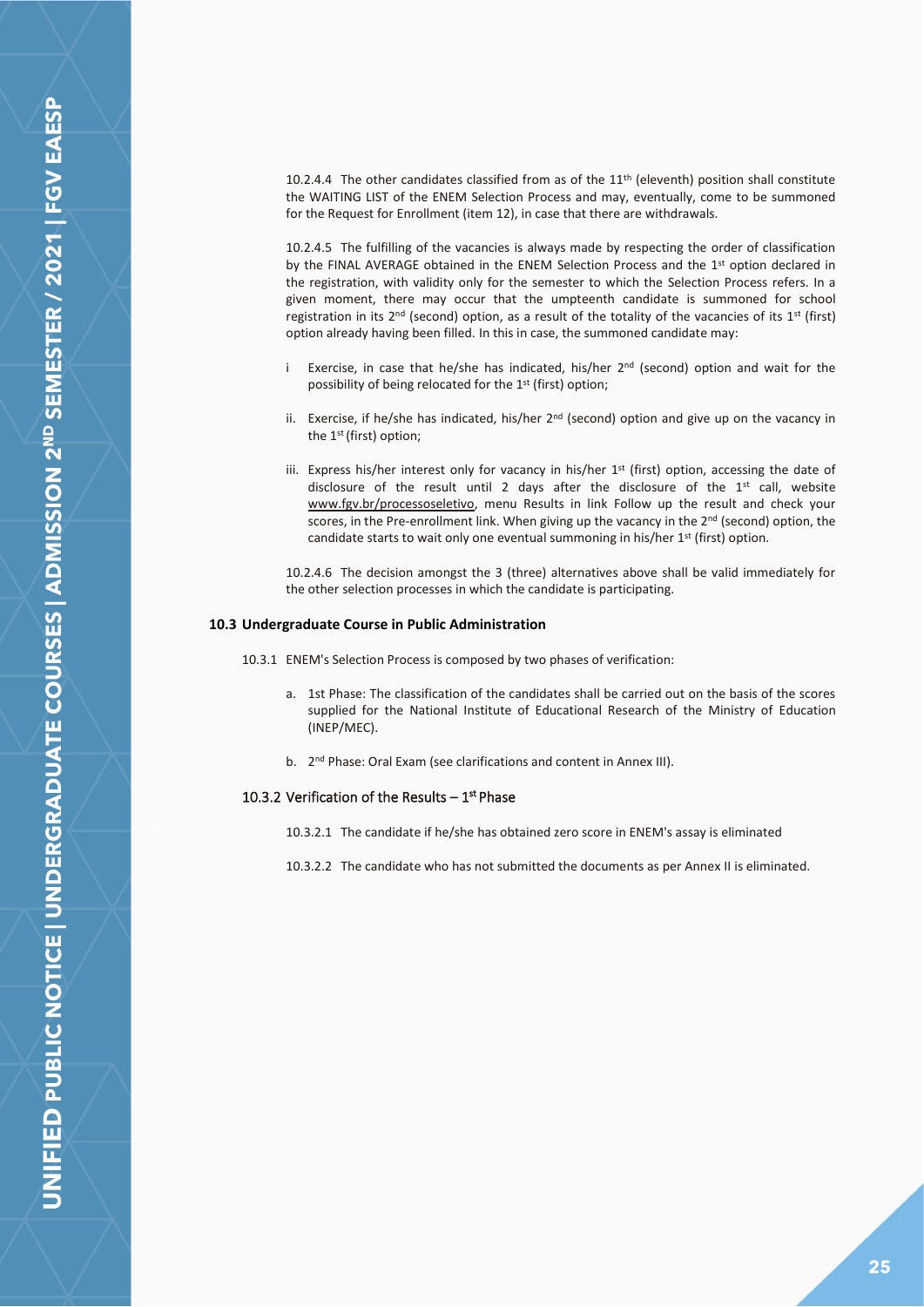10.2.4.4 The other candidates classified from as of the 11th (eleventh) position shall constitute the WAITING LIST of the ENEM Selection Process and may, eventually, come to be summoned for the Request for Enrollment (item 12), in case that there are withdrawals.

10.2.4.5 The fulfilling of the vacancies is always made by respecting the order of classification by the FINAL AVERAGE obtained in the ENEM Selection Process and the 1st option declared in the registration, with validity only for the semester to which the Selection Process refers. In a given moment, there may occur that the umpteenth candidate is summoned for school registration in its 2nd (second) option, as a result of the totality of the vacancies of its 1st (first) option already having been filled. In this in case, the summoned candidate may:

i Exercise, in case that he/she has indicated, his/her 2nd (second) option and wait for the possibility of being relocated for the 1st (first) option;

ii. Exercise, if he/she has indicated, his/her 2nd (second) option and give up on the vacancy in the 1st (first) option;

iii. Express his/her interest only for vacancy in his/her 1st (first) option, accessing the date of disclosure of the result until 2 days after the disclosure of the 1st call, website www.fgv.br/processoseletivo, menu Results in link Follow up the result and check your scores, in the Pre-enrollment link. When giving up the vacancy in the 2nd (second) option, the candidate starts to wait only one eventual summoning in his/her 1st (first) option.

10.2.4.6 The decision amongst the 3 (three) alternatives above shall be valid immediately for the other selection processes in which the candidate is participating.

### 10.3 Undergraduate Course in Public Administration

10.3.1 ENEM's Selection Process is composed by two phases of verification:

a. 1st Phase: The classification of the candidates shall be carried out on the basis of the scores supplied for the National Institute of Educational Research of the Ministry of Education (INEP/MEC).

b. 2nd Phase: Oral Exam (see clarifications and content in Annex III).

#### 10.3.2 Verification of the Results – 1st Phase

10.3.2.1 The candidate if he/she has obtained zero score in ENEM's assay is eliminated

10.3.2.2 The candidate who has not submitted the documents as per Annex II is eliminated.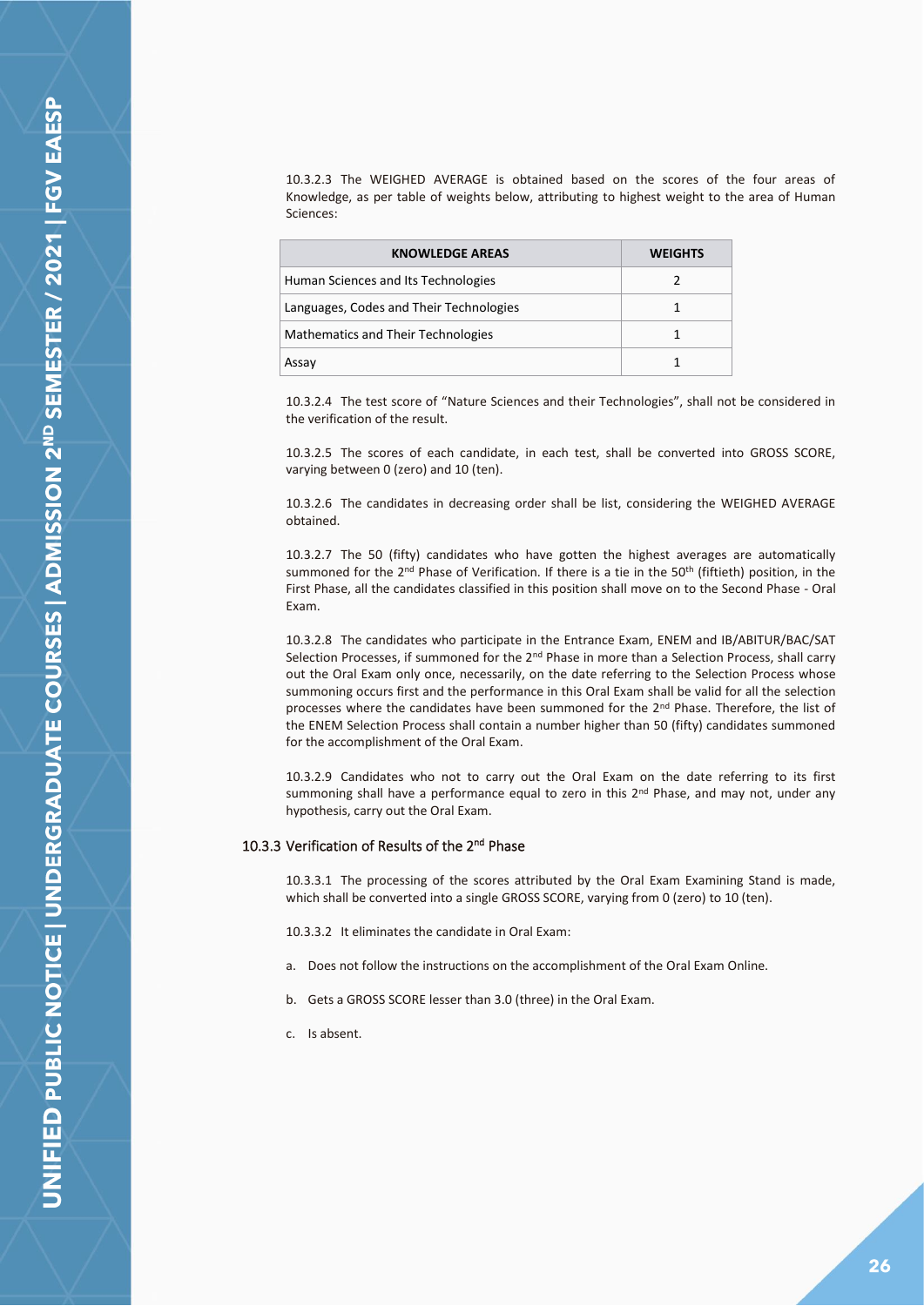10.3.2.3 The WEIGHED AVERAGE is obtained based on the scores of the four areas of Knowledge, as per table of weights below, attributing to highest weight to the area of Human Sciences:

| KNOWLEDGE AREAS | WEIGHTS |
|---|---|
| Human Sciences and Its Technologies | 2 |
| Languages, Codes and Their Technologies | 1 |
| Mathematics and Their Technologies | 1 |
| Assay | 1 |

10.3.2.4 The test score of "Nature Sciences and their Technologies", shall not be considered in the verification of the result.

10.3.2.5 The scores of each candidate, in each test, shall be converted into GROSS SCORE, varying between 0 (zero) and 10 (ten).

10.3.2.6 The candidates in decreasing order shall be list, considering the WEIGHED AVERAGE obtained.

10.3.2.7 The 50 (fifty) candidates who have gotten the highest averages are automatically summoned for the 2nd Phase of Verification. If there is a tie in the 50th (fiftieth) position, in the First Phase, all the candidates classified in this position shall move on to the Second Phase - Oral Exam.

10.3.2.8 The candidates who participate in the Entrance Exam, ENEM and IB/ABITUR/BAC/SAT Selection Processes, if summoned for the 2nd Phase in more than a Selection Process, shall carry out the Oral Exam only once, necessarily, on the date referring to the Selection Process whose summoning occurs first and the performance in this Oral Exam shall be valid for all the selection processes where the candidates have been summoned for the 2nd Phase. Therefore, the list of the ENEM Selection Process shall contain a number higher than 50 (fifty) candidates summoned for the accomplishment of the Oral Exam.

10.3.2.9 Candidates who not to carry out the Oral Exam on the date referring to its first summoning shall have a performance equal to zero in this 2nd Phase, and may not, under any hypothesis, carry out the Oral Exam.

### 10.3.3 Verification of Results of the 2nd Phase

10.3.3.1 The processing of the scores attributed by the Oral Exam Examining Stand is made, which shall be converted into a single GROSS SCORE, varying from 0 (zero) to 10 (ten).

10.3.3.2 It eliminates the candidate in Oral Exam:

a. Does not follow the instructions on the accomplishment of the Oral Exam Online.

b. Gets a GROSS SCORE lesser than 3.0 (three) in the Oral Exam.

c. Is absent.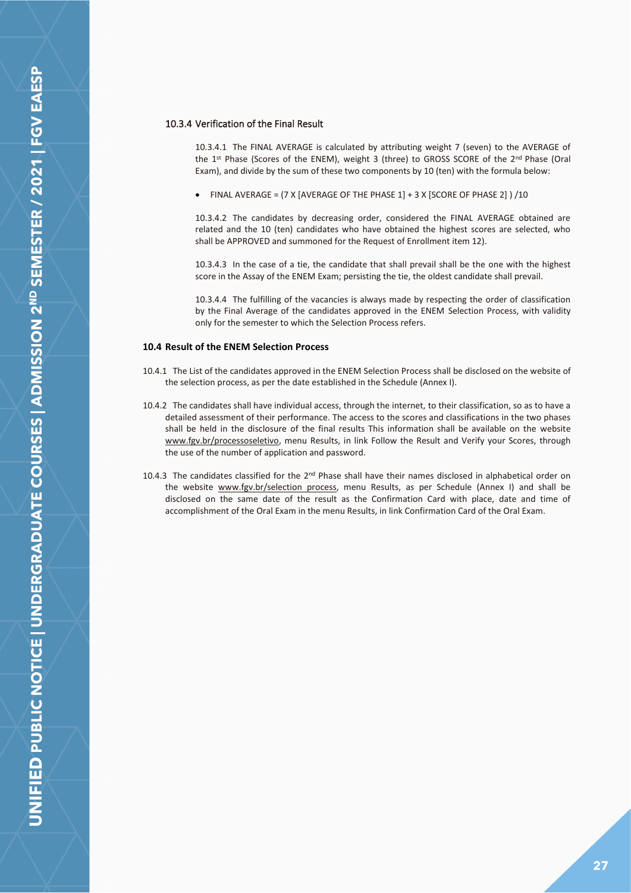### 10.3.4 Verification of the Final Result

10.3.4.1 The FINAL AVERAGE is calculated by attributing weight 7 (seven) to the AVERAGE of the 1st Phase (Scores of the ENEM), weight 3 (three) to GROSS SCORE of the 2nd Phase (Oral Exam), and divide by the sum of these two components by 10 (ten) with the formula below:

- FINAL AVERAGE = (7 X [AVERAGE OF THE PHASE 1] + 3 X [SCORE OF PHASE 2] ) /10

10.3.4.2 The candidates by decreasing order, considered the FINAL AVERAGE obtained are related and the 10 (ten) candidates who have obtained the highest scores are selected, who shall be APPROVED and summoned for the Request of Enrollment item 12).

10.3.4.3 In the case of a tie, the candidate that shall prevail shall be the one with the highest score in the Assay of the ENEM Exam; persisting the tie, the oldest candidate shall prevail.

10.3.4.4 The fulfilling of the vacancies is always made by respecting the order of classification by the Final Average of the candidates approved in the ENEM Selection Process, with validity only for the semester to which the Selection Process refers.

## 10.4 Result of the ENEM Selection Process

10.4.1 The List of the candidates approved in the ENEM Selection Process shall be disclosed on the website of the selection process, as per the date established in the Schedule (Annex I).

10.4.2 The candidates shall have individual access, through the internet, to their classification, so as to have a detailed assessment of their performance. The access to the scores and classifications in the two phases shall be held in the disclosure of the final results This information shall be available on the website www.fgv.br/processoseletivo, menu Results, in link Follow the Result and Verify your Scores, through the use of the number of application and password.

10.4.3 The candidates classified for the 2nd Phase shall have their names disclosed in alphabetical order on the website www.fgv.br/selection process, menu Results, as per Schedule (Annex I) and shall be disclosed on the same date of the result as the Confirmation Card with place, date and time of accomplishment of the Oral Exam in the menu Results, in link Confirmation Card of the Oral Exam.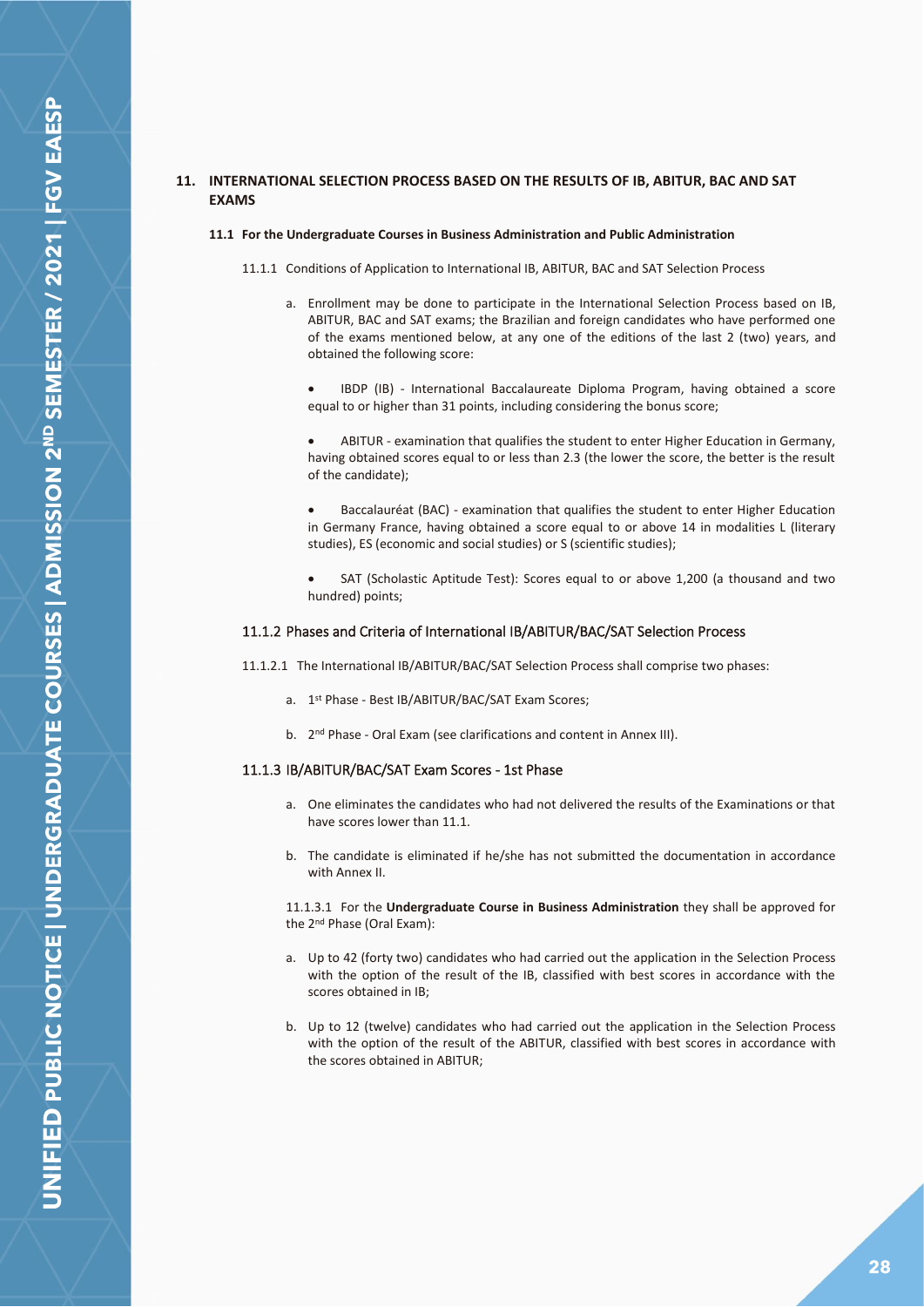## 11. INTERNATIONAL SELECTION PROCESS BASED ON THE RESULTS OF IB, ABITUR, BAC AND SAT EXAMS

### 11.1 For the Undergraduate Courses in Business Administration and Public Administration

11.1.1 Conditions of Application to International IB, ABITUR, BAC and SAT Selection Process

a. Enrollment may be done to participate in the International Selection Process based on IB, ABITUR, BAC and SAT exams; the Brazilian and foreign candidates who have performed one of the exams mentioned below, at any one of the editions of the last 2 (two) years, and obtained the following score:

- IBDP (IB) - International Baccalaureate Diploma Program, having obtained a score equal to or higher than 31 points, including considering the bonus score;
- ABITUR - examination that qualifies the student to enter Higher Education in Germany, having obtained scores equal to or less than 2.3 (the lower the score, the better is the result of the candidate);
- Baccalauréat (BAC) - examination that qualifies the student to enter Higher Education in Germany France, having obtained a score equal to or above 14 in modalities L (literary studies), ES (economic and social studies) or S (scientific studies);
- SAT (Scholastic Aptitude Test): Scores equal to or above 1,200 (a thousand and two hundred) points;

#### 11.1.2 Phases and Criteria of International IB/ABITUR/BAC/SAT Selection Process

11.1.2.1 The International IB/ABITUR/BAC/SAT Selection Process shall comprise two phases:

a. 1st Phase - Best IB/ABITUR/BAC/SAT Exam Scores;

b. 2nd Phase - Oral Exam (see clarifications and content in Annex III).

#### 11.1.3 IB/ABITUR/BAC/SAT Exam Scores - 1st Phase

a. One eliminates the candidates who had not delivered the results of the Examinations or that have scores lower than 11.1.

b. The candidate is eliminated if he/she has not submitted the documentation in accordance with Annex II.

11.1.3.1 For the **Undergraduate Course in Business Administration** they shall be approved for the 2nd Phase (Oral Exam):

a. Up to 42 (forty two) candidates who had carried out the application in the Selection Process with the option of the result of the IB, classified with best scores in accordance with the scores obtained in IB;

b. Up to 12 (twelve) candidates who had carried out the application in the Selection Process with the option of the result of the ABITUR, classified with best scores in accordance with the scores obtained in ABITUR;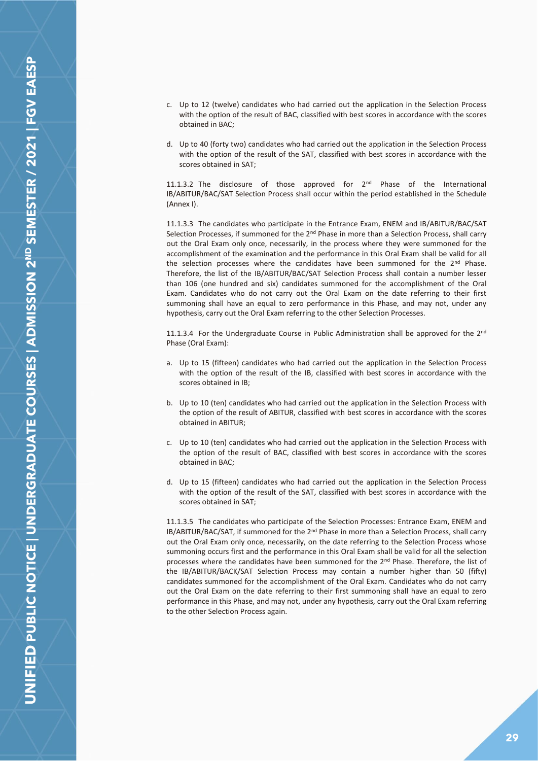c. Up to 12 (twelve) candidates who had carried out the application in the Selection Process with the option of the result of BAC, classified with best scores in accordance with the scores obtained in BAC;

d. Up to 40 (forty two) candidates who had carried out the application in the Selection Process with the option of the result of the SAT, classified with best scores in accordance with the scores obtained in SAT;

11.1.3.2 The disclosure of those approved for 2nd Phase of the International IB/ABITUR/BAC/SAT Selection Process shall occur within the period established in the Schedule (Annex I).

11.1.3.3 The candidates who participate in the Entrance Exam, ENEM and IB/ABITUR/BAC/SAT Selection Processes, if summoned for the 2nd Phase in more than a Selection Process, shall carry out the Oral Exam only once, necessarily, in the process where they were summoned for the accomplishment of the examination and the performance in this Oral Exam shall be valid for all the selection processes where the candidates have been summoned for the 2nd Phase. Therefore, the list of the IB/ABITUR/BAC/SAT Selection Process shall contain a number lesser than 106 (one hundred and six) candidates summoned for the accomplishment of the Oral Exam. Candidates who do not carry out the Oral Exam on the date referring to their first summoning shall have an equal to zero performance in this Phase, and may not, under any hypothesis, carry out the Oral Exam referring to the other Selection Processes.

11.1.3.4 For the Undergraduate Course in Public Administration shall be approved for the 2nd Phase (Oral Exam):

a. Up to 15 (fifteen) candidates who had carried out the application in the Selection Process with the option of the result of the IB, classified with best scores in accordance with the scores obtained in IB;

b. Up to 10 (ten) candidates who had carried out the application in the Selection Process with the option of the result of ABITUR, classified with best scores in accordance with the scores obtained in ABITUR;

c. Up to 10 (ten) candidates who had carried out the application in the Selection Process with the option of the result of BAC, classified with best scores in accordance with the scores obtained in BAC;

d. Up to 15 (fifteen) candidates who had carried out the application in the Selection Process with the option of the result of the SAT, classified with best scores in accordance with the scores obtained in SAT;

11.1.3.5 The candidates who participate of the Selection Processes: Entrance Exam, ENEM and IB/ABITUR/BAC/SAT, if summoned for the 2nd Phase in more than a Selection Process, shall carry out the Oral Exam only once, necessarily, on the date referring to the Selection Process whose summoning occurs first and the performance in this Oral Exam shall be valid for all the selection processes where the candidates have been summoned for the 2nd Phase. Therefore, the list of the IB/ABITUR/BACK/SAT Selection Process may contain a number higher than 50 (fifty) candidates summoned for the accomplishment of the Oral Exam. Candidates who do not carry out the Oral Exam on the date referring to their first summoning shall have an equal to zero performance in this Phase, and may not, under any hypothesis, carry out the Oral Exam referring to the other Selection Process again.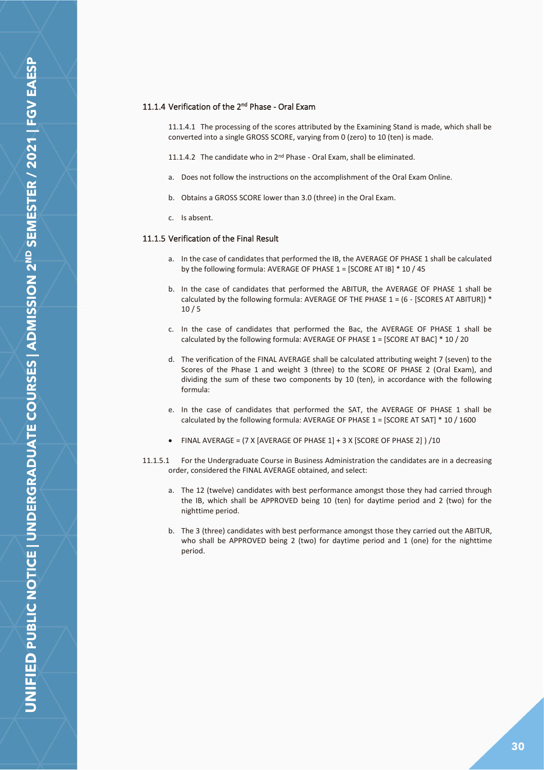### 11.1.4 Verification of the 2nd Phase - Oral Exam

11.1.4.1 The processing of the scores attributed by the Examining Stand is made, which shall be converted into a single GROSS SCORE, varying from 0 (zero) to 10 (ten) is made.

11.1.4.2 The candidate who in 2nd Phase - Oral Exam, shall be eliminated.

a. Does not follow the instructions on the accomplishment of the Oral Exam Online.

b. Obtains a GROSS SCORE lower than 3.0 (three) in the Oral Exam.

c. Is absent.

### 11.1.5 Verification of the Final Result

a. In the case of candidates that performed the IB, the AVERAGE OF PHASE 1 shall be calculated by the following formula: AVERAGE OF PHASE 1 = [SCORE AT IB] * 10 / 45

b. In the case of candidates that performed the ABITUR, the AVERAGE OF PHASE 1 shall be calculated by the following formula: AVERAGE OF THE PHASE 1 = (6 - [SCORES AT ABITUR]) * 10 / 5

c. In the case of candidates that performed the Bac, the AVERAGE OF PHASE 1 shall be calculated by the following formula: AVERAGE OF PHASE 1 = [SCORE AT BAC] * 10 / 20

d. The verification of the FINAL AVERAGE shall be calculated attributing weight 7 (seven) to the Scores of the Phase 1 and weight 3 (three) to the SCORE OF PHASE 2 (Oral Exam), and dividing the sum of these two components by 10 (ten), in accordance with the following formula:

e. In the case of candidates that performed the SAT, the AVERAGE OF PHASE 1 shall be calculated by the following formula: AVERAGE OF PHASE 1 = [SCORE AT SAT] * 10 / 1600

- FINAL AVERAGE = (7 X [AVERAGE OF PHASE 1] + 3 X [SCORE OF PHASE 2] ) /10

11.1.5.1 For the Undergraduate Course in Business Administration the candidates are in a decreasing order, considered the FINAL AVERAGE obtained, and select:

a. The 12 (twelve) candidates with best performance amongst those they had carried through the IB, which shall be APPROVED being 10 (ten) for daytime period and 2 (two) for the nighttime period.

b. The 3 (three) candidates with best performance amongst those they carried out the ABITUR, who shall be APPROVED being 2 (two) for daytime period and 1 (one) for the nighttime period.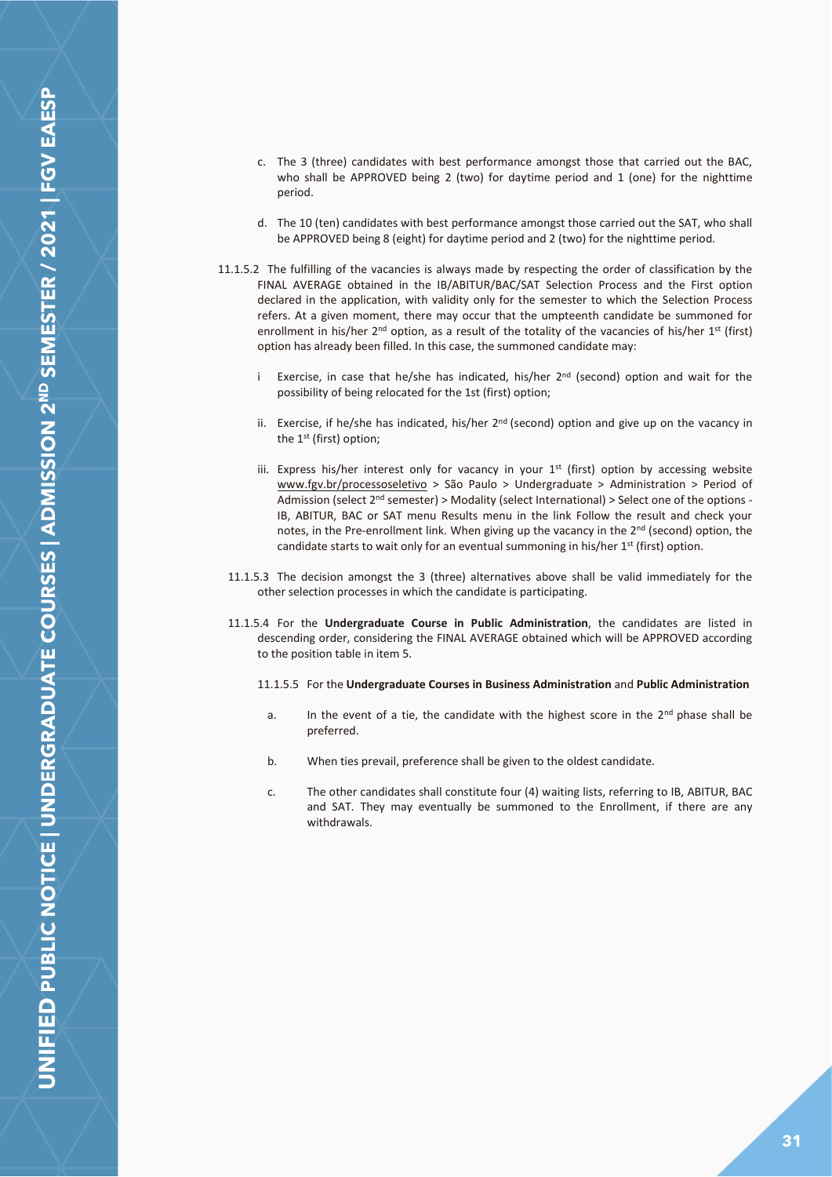c. The 3 (three) candidates with best performance amongst those that carried out the BAC, who shall be APPROVED being 2 (two) for daytime period and 1 (one) for the nighttime period.

d. The 10 (ten) candidates with best performance amongst those carried out the SAT, who shall be APPROVED being 8 (eight) for daytime period and 2 (two) for the nighttime period.

11.1.5.2 The fulfilling of the vacancies is always made by respecting the order of classification by the FINAL AVERAGE obtained in the IB/ABITUR/BAC/SAT Selection Process and the First option declared in the application, with validity only for the semester to which the Selection Process refers. At a given moment, there may occur that the umpteenth candidate be summoned for enrollment in his/her 2nd option, as a result of the totality of the vacancies of his/her 1st (first) option has already been filled. In this case, the summoned candidate may:

i Exercise, in case that he/she has indicated, his/her 2nd (second) option and wait for the possibility of being relocated for the 1st (first) option;

ii. Exercise, if he/she has indicated, his/her 2nd (second) option and give up on the vacancy in the 1st (first) option;

iii. Express his/her interest only for vacancy in your 1st (first) option by accessing website www.fgv.br/processoseletivo > São Paulo > Undergraduate > Administration > Period of Admission (select 2nd semester) > Modality (select International) > Select one of the options - IB, ABITUR, BAC or SAT menu Results menu in the link Follow the result and check your notes, in the Pre-enrollment link. When giving up the vacancy in the 2nd (second) option, the candidate starts to wait only for an eventual summoning in his/her 1st (first) option.

11.1.5.3 The decision amongst the 3 (three) alternatives above shall be valid immediately for the other selection processes in which the candidate is participating.

11.1.5.4 For the **Undergraduate Course in Public Administration**, the candidates are listed in descending order, considering the FINAL AVERAGE obtained which will be APPROVED according to the position table in item 5.

11.1.5.5 For the **Undergraduate Courses in Business Administration** and **Public Administration**

a. In the event of a tie, the candidate with the highest score in the 2nd phase shall be preferred.

b. When ties prevail, preference shall be given to the oldest candidate.

c. The other candidates shall constitute four (4) waiting lists, referring to IB, ABITUR, BAC and SAT. They may eventually be summoned to the Enrollment, if there are any withdrawals.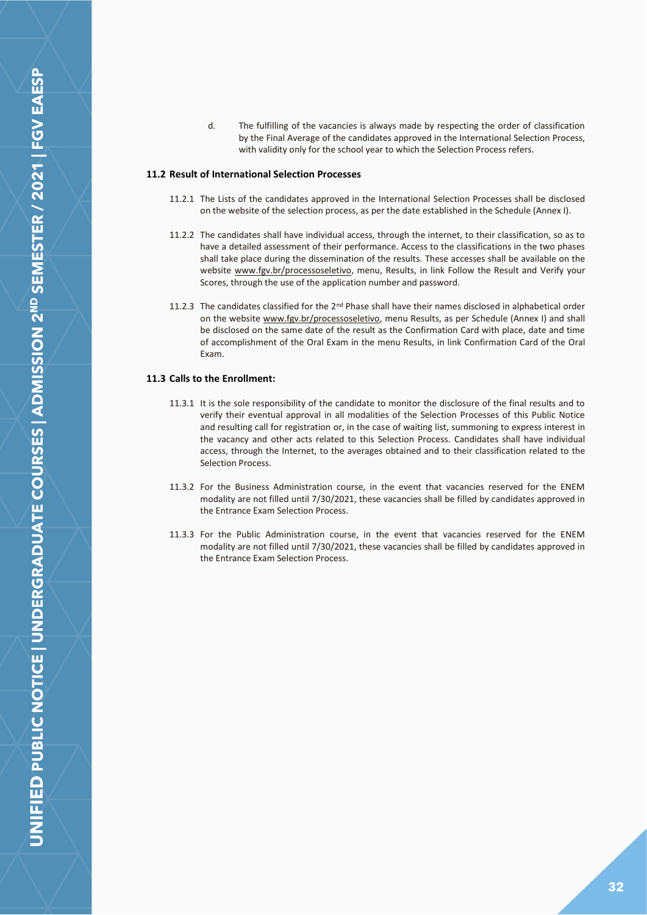d. The fulfilling of the vacancies is always made by respecting the order of classification by the Final Average of the candidates approved in the International Selection Process, with validity only for the school year to which the Selection Process refers.

### 11.2 Result of International Selection Processes

11.2.1 The Lists of the candidates approved in the International Selection Processes shall be disclosed on the website of the selection process, as per the date established in the Schedule (Annex I).

11.2.2 The candidates shall have individual access, through the internet, to their classification, so as to have a detailed assessment of their performance. Access to the classifications in the two phases shall take place during the dissemination of the results. These accesses shall be available on the website www.fgv.br/processoseletivo, menu, Results, in link Follow the Result and Verify your Scores, through the use of the application number and password.

11.2.3 The candidates classified for the 2nd Phase shall have their names disclosed in alphabetical order on the website www.fgv.br/processoseletivo, menu Results, as per Schedule (Annex I) and shall be disclosed on the same date of the result as the Confirmation Card with place, date and time of accomplishment of the Oral Exam in the menu Results, in link Confirmation Card of the Oral Exam.

### 11.3 Calls to the Enrollment:

11.3.1 It is the sole responsibility of the candidate to monitor the disclosure of the final results and to verify their eventual approval in all modalities of the Selection Processes of this Public Notice and resulting call for registration or, in the case of waiting list, summoning to express interest in the vacancy and other acts related to this Selection Process. Candidates shall have individual access, through the Internet, to the averages obtained and to their classification related to the Selection Process.

11.3.2 For the Business Administration course, in the event that vacancies reserved for the ENEM modality are not filled until 7/30/2021, these vacancies shall be filled by candidates approved in the Entrance Exam Selection Process.

11.3.3 For the Public Administration course, in the event that vacancies reserved for the ENEM modality are not filled until 7/30/2021, these vacancies shall be filled by candidates approved in the Entrance Exam Selection Process.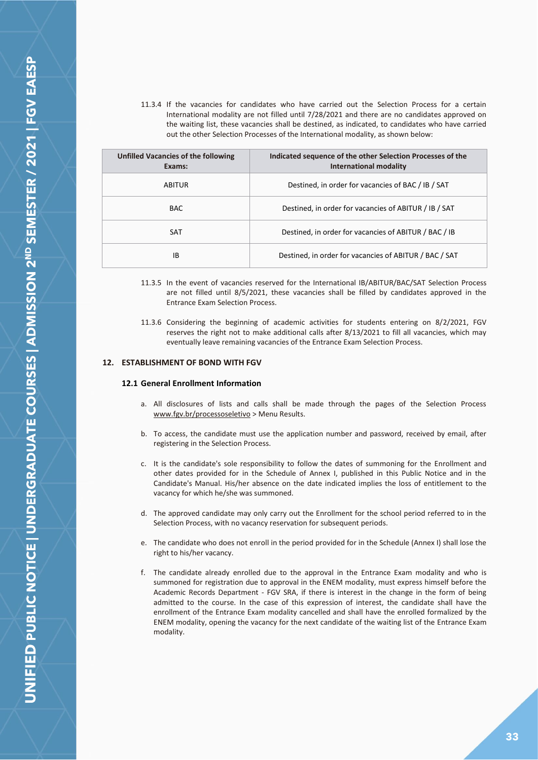11.3.4 If the vacancies for candidates who have carried out the Selection Process for a certain International modality are not filled until 7/28/2021 and there are no candidates approved on the waiting list, these vacancies shall be destined, as indicated, to candidates who have carried out the other Selection Processes of the International modality, as shown below:

| Unfilled Vacancies of the following Exams: | Indicated sequence of the other Selection Processes of the International modality |
|---|---|
| ABITUR | Destined, in order for vacancies of BAC / IB / SAT |
| BAC | Destined, in order for vacancies of ABITUR / IB / SAT |
| SAT | Destined, in order for vacancies of ABITUR / BAC / IB |
| IB | Destined, in order for vacancies of ABITUR / BAC / SAT |

11.3.5 In the event of vacancies reserved for the International IB/ABITUR/BAC/SAT Selection Process are not filled until 8/5/2021, these vacancies shall be filled by candidates approved in the Entrance Exam Selection Process.

11.3.6 Considering the beginning of academic activities for students entering on 8/2/2021, FGV reserves the right not to make additional calls after 8/13/2021 to fill all vacancies, which may eventually leave remaining vacancies of the Entrance Exam Selection Process.

## 12. ESTABLISHMENT OF BOND WITH FGV

### 12.1 General Enrollment Information

a. All disclosures of lists and calls shall be made through the pages of the Selection Process www.fgv.br/processoseletivo > Menu Results.

b. To access, the candidate must use the application number and password, received by email, after registering in the Selection Process.

c. It is the candidate's sole responsibility to follow the dates of summoning for the Enrollment and other dates provided for in the Schedule of Annex I, published in this Public Notice and in the Candidate's Manual. His/her absence on the date indicated implies the loss of entitlement to the vacancy for which he/she was summoned.

d. The approved candidate may only carry out the Enrollment for the school period referred to in the Selection Process, with no vacancy reservation for subsequent periods.

e. The candidate who does not enroll in the period provided for in the Schedule (Annex I) shall lose the right to his/her vacancy.

f. The candidate already enrolled due to the approval in the Entrance Exam modality and who is summoned for registration due to approval in the ENEM modality, must express himself before the Academic Records Department - FGV SRA, if there is interest in the change in the form of being admitted to the course. In the case of this expression of interest, the candidate shall have the enrollment of the Entrance Exam modality cancelled and shall have the enrolled formalized by the ENEM modality, opening the vacancy for the next candidate of the waiting list of the Entrance Exam modality.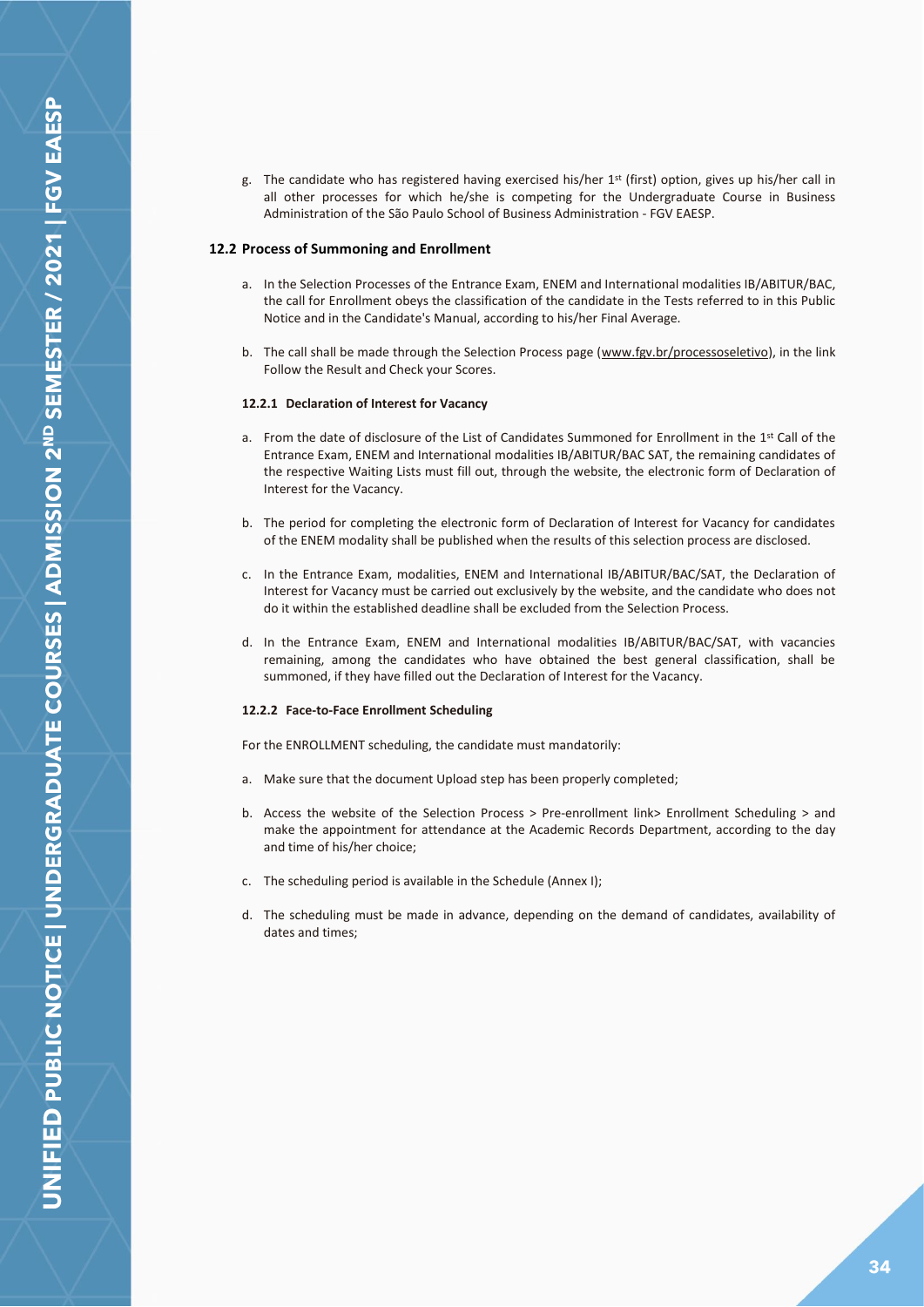g. The candidate who has registered having exercised his/her 1st (first) option, gives up his/her call in all other processes for which he/she is competing for the Undergraduate Course in Business Administration of the São Paulo School of Business Administration - FGV EAESP.

## 12.2 Process of Summoning and Enrollment

a. In the Selection Processes of the Entrance Exam, ENEM and International modalities IB/ABITUR/BAC, the call for Enrollment obeys the classification of the candidate in the Tests referred to in this Public Notice and in the Candidate's Manual, according to his/her Final Average.

b. The call shall be made through the Selection Process page (www.fgv.br/processoseletivo), in the link Follow the Result and Check your Scores.

### 12.2.1 Declaration of Interest for Vacancy

a. From the date of disclosure of the List of Candidates Summoned for Enrollment in the 1st Call of the Entrance Exam, ENEM and International modalities IB/ABITUR/BAC SAT, the remaining candidates of the respective Waiting Lists must fill out, through the website, the electronic form of Declaration of Interest for the Vacancy.

b. The period for completing the electronic form of Declaration of Interest for Vacancy for candidates of the ENEM modality shall be published when the results of this selection process are disclosed.

c. In the Entrance Exam, modalities, ENEM and International IB/ABITUR/BAC/SAT, the Declaration of Interest for Vacancy must be carried out exclusively by the website, and the candidate who does not do it within the established deadline shall be excluded from the Selection Process.

d. In the Entrance Exam, ENEM and International modalities IB/ABITUR/BAC/SAT, with vacancies remaining, among the candidates who have obtained the best general classification, shall be summoned, if they have filled out the Declaration of Interest for the Vacancy.

### 12.2.2 Face-to-Face Enrollment Scheduling

For the ENROLLMENT scheduling, the candidate must mandatorily:

a. Make sure that the document Upload step has been properly completed;

b. Access the website of the Selection Process > Pre-enrollment link> Enrollment Scheduling > and make the appointment for attendance at the Academic Records Department, according to the day and time of his/her choice;

c. The scheduling period is available in the Schedule (Annex I);

d. The scheduling must be made in advance, depending on the demand of candidates, availability of dates and times;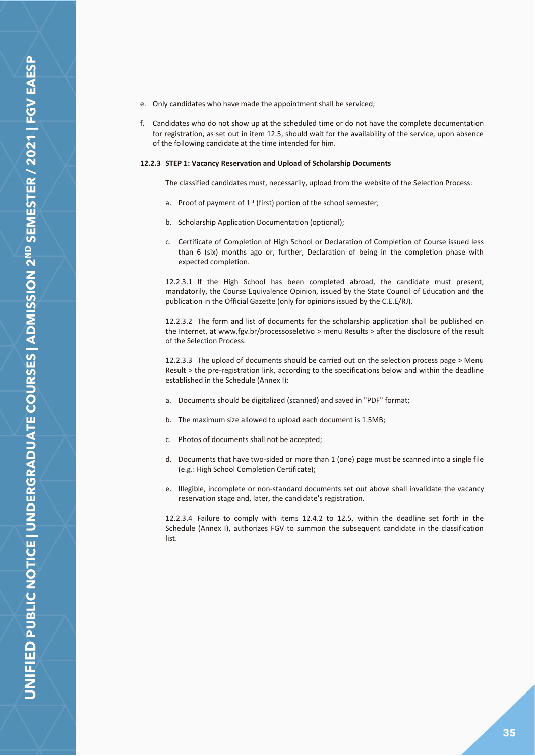e. Only candidates who have made the appointment shall be serviced;

f. Candidates who do not show up at the scheduled time or do not have the complete documentation for registration, as set out in item 12.5, should wait for the availability of the service, upon absence of the following candidate at the time intended for him.

#### 12.2.3 STEP 1: Vacancy Reservation and Upload of Scholarship Documents

The classified candidates must, necessarily, upload from the website of the Selection Process:

a. Proof of payment of 1st (first) portion of the school semester;

b. Scholarship Application Documentation (optional);

c. Certificate of Completion of High School or Declaration of Completion of Course issued less than 6 (six) months ago or, further, Declaration of being in the completion phase with expected completion.

12.2.3.1 If the High School has been completed abroad, the candidate must present, mandatorily, the Course Equivalence Opinion, issued by the State Council of Education and the publication in the Official Gazette (only for opinions issued by the C.E.E/RJ).

12.2.3.2 The form and list of documents for the scholarship application shall be published on the Internet, at www.fgv.br/processoseletivo > menu Results > after the disclosure of the result of the Selection Process.

12.2.3.3 The upload of documents should be carried out on the selection process page > Menu Result > the pre-registration link, according to the specifications below and within the deadline established in the Schedule (Annex I):

a. Documents should be digitalized (scanned) and saved in "PDF" format;

b. The maximum size allowed to upload each document is 1.5MB;

c. Photos of documents shall not be accepted;

d. Documents that have two-sided or more than 1 (one) page must be scanned into a single file (e.g.: High School Completion Certificate);

e. Illegible, incomplete or non-standard documents set out above shall invalidate the vacancy reservation stage and, later, the candidate's registration.

12.2.3.4 Failure to comply with items 12.4.2 to 12.5, within the deadline set forth in the Schedule (Annex I), authorizes FGV to summon the subsequent candidate in the classification list.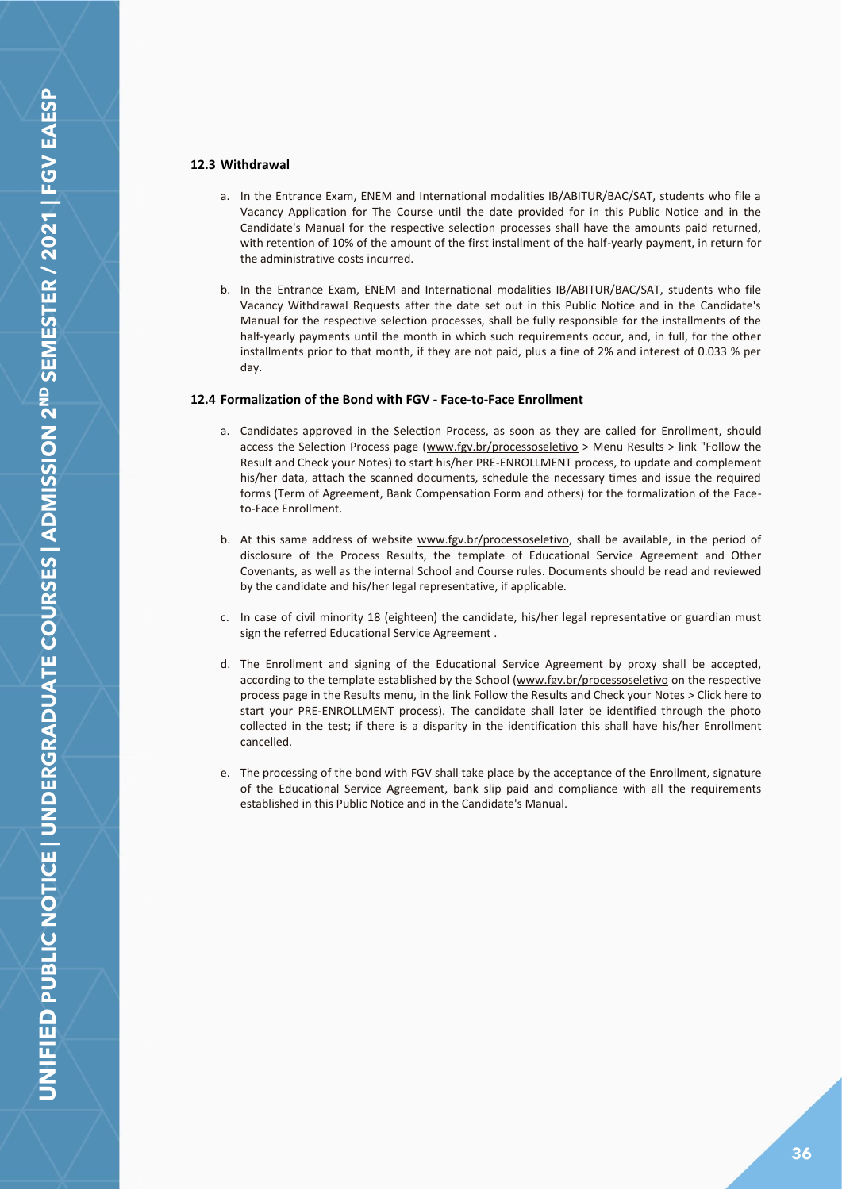### 12.3 Withdrawal

a. In the Entrance Exam, ENEM and International modalities IB/ABITUR/BAC/SAT, students who file a Vacancy Application for The Course until the date provided for in this Public Notice and in the Candidate's Manual for the respective selection processes shall have the amounts paid returned, with retention of 10% of the amount of the first installment of the half-yearly payment, in return for the administrative costs incurred.

b. In the Entrance Exam, ENEM and International modalities IB/ABITUR/BAC/SAT, students who file Vacancy Withdrawal Requests after the date set out in this Public Notice and in the Candidate's Manual for the respective selection processes, shall be fully responsible for the installments of the half-yearly payments until the month in which such requirements occur, and, in full, for the other installments prior to that month, if they are not paid, plus a fine of 2% and interest of 0.033 % per day.

### 12.4 Formalization of the Bond with FGV - Face-to-Face Enrollment

a. Candidates approved in the Selection Process, as soon as they are called for Enrollment, should access the Selection Process page (www.fgv.br/processoseletivo > Menu Results > link "Follow the Result and Check your Notes) to start his/her PRE-ENROLLMENT process, to update and complement his/her data, attach the scanned documents, schedule the necessary times and issue the required forms (Term of Agreement, Bank Compensation Form and others) for the formalization of the Face-to-Face Enrollment.

b. At this same address of website www.fgv.br/processoseletivo, shall be available, in the period of disclosure of the Process Results, the template of Educational Service Agreement and Other Covenants, as well as the internal School and Course rules. Documents should be read and reviewed by the candidate and his/her legal representative, if applicable.

c. In case of civil minority 18 (eighteen) the candidate, his/her legal representative or guardian must sign the referred Educational Service Agreement .

d. The Enrollment and signing of the Educational Service Agreement by proxy shall be accepted, according to the template established by the School (www.fgv.br/processoseletivo on the respective process page in the Results menu, in the link Follow the Results and Check your Notes > Click here to start your PRE-ENROLLMENT process). The candidate shall later be identified through the photo collected in the test; if there is a disparity in the identification this shall have his/her Enrollment cancelled.

e. The processing of the bond with FGV shall take place by the acceptance of the Enrollment, signature of the Educational Service Agreement, bank slip paid and compliance with all the requirements established in this Public Notice and in the Candidate's Manual.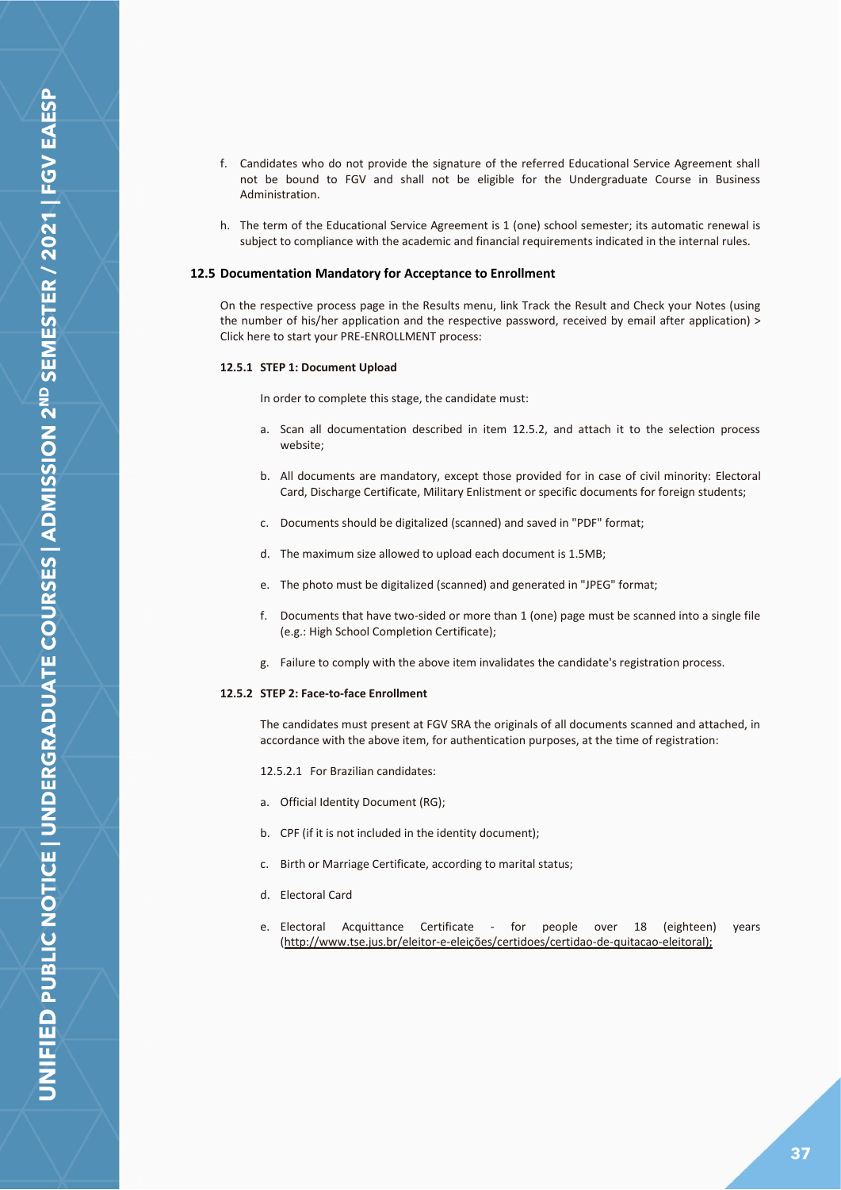f. Candidates who do not provide the signature of the referred Educational Service Agreement shall not be bound to FGV and shall not be eligible for the Undergraduate Course in Business Administration.

h. The term of the Educational Service Agreement is 1 (one) school semester; its automatic renewal is subject to compliance with the academic and financial requirements indicated in the internal rules.

### 12.5 Documentation Mandatory for Acceptance to Enrollment

On the respective process page in the Results menu, link Track the Result and Check your Notes (using the number of his/her application and the respective password, received by email after application) > Click here to start your PRE-ENROLLMENT process:

#### 12.5.1 STEP 1: Document Upload

In order to complete this stage, the candidate must:

a. Scan all documentation described in item 12.5.2, and attach it to the selection process website;

b. All documents are mandatory, except those provided for in case of civil minority: Electoral Card, Discharge Certificate, Military Enlistment or specific documents for foreign students;

c. Documents should be digitalized (scanned) and saved in "PDF" format;

d. The maximum size allowed to upload each document is 1.5MB;

e. The photo must be digitalized (scanned) and generated in "JPEG" format;

f. Documents that have two-sided or more than 1 (one) page must be scanned into a single file (e.g.: High School Completion Certificate);

g. Failure to comply with the above item invalidates the candidate's registration process.

#### 12.5.2 STEP 2: Face-to-face Enrollment

The candidates must present at FGV SRA the originals of all documents scanned and attached, in accordance with the above item, for authentication purposes, at the time of registration:

12.5.2.1 For Brazilian candidates:

a. Official Identity Document (RG);

b. CPF (if it is not included in the identity document);

c. Birth or Marriage Certificate, according to marital status;

d. Electoral Card

e. Electoral Acquittance Certificate - for people over 18 (eighteen) years (http://www.tse.jus.br/eleitor-e-eleições/certidoes/certidao-de-quitacao-eleitoral);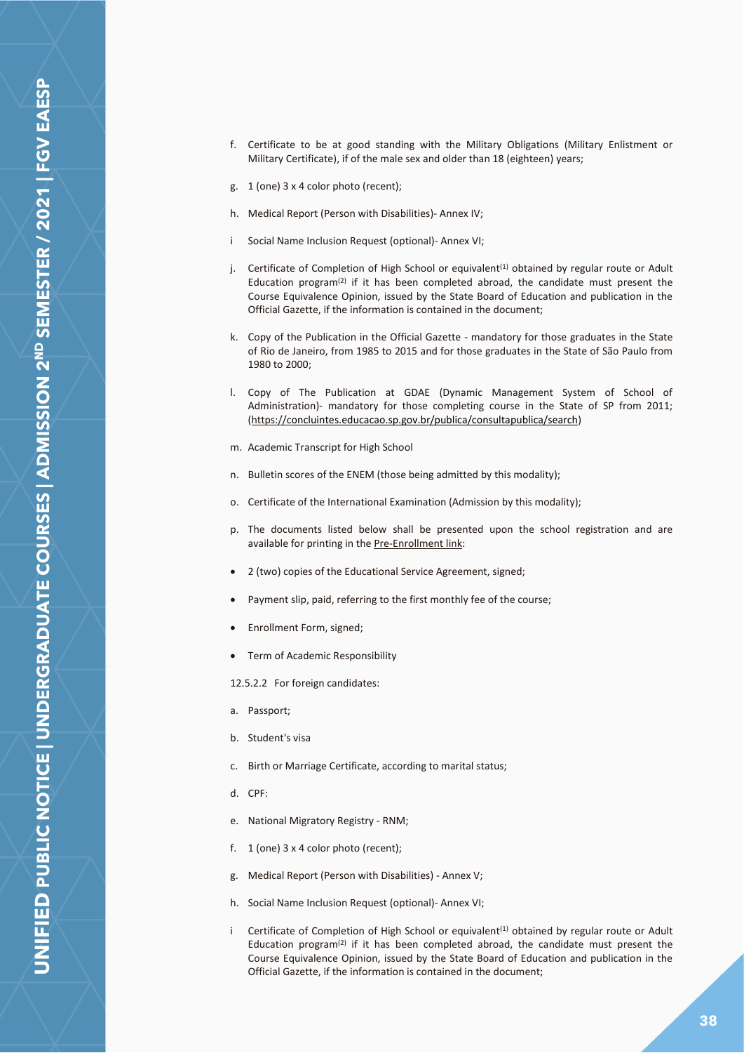f. Certificate to be at good standing with the Military Obligations (Military Enlistment or Military Certificate), if of the male sex and older than 18 (eighteen) years;

g. 1 (one) 3 x 4 color photo (recent);

h. Medical Report (Person with Disabilities)- Annex IV;

i Social Name Inclusion Request (optional)- Annex VI;

j. Certificate of Completion of High School or equivalent[1] obtained by regular route or Adult Education program[2] if it has been completed abroad, the candidate must present the Course Equivalence Opinion, issued by the State Board of Education and publication in the Official Gazette, if the information is contained in the document;

k. Copy of the Publication in the Official Gazette - mandatory for those graduates in the State of Rio de Janeiro, from 1985 to 2015 and for those graduates in the State of São Paulo from 1980 to 2000;

l. Copy of The Publication at GDAE (Dynamic Management System of School of Administration)- mandatory for those completing course in the State of SP from 2011; (https://concluintes.educacao.sp.gov.br/publica/consultapublica/search)

m. Academic Transcript for High School

n. Bulletin scores of the ENEM (those being admitted by this modality);

o. Certificate of the International Examination (Admission by this modality);

p. The documents listed below shall be presented upon the school registration and are available for printing in the Pre-Enrollment link:

- 2 (two) copies of the Educational Service Agreement, signed;
- Payment slip, paid, referring to the first monthly fee of the course;
- Enrollment Form, signed;
- Term of Academic Responsibility

12.5.2.2 For foreign candidates:

a. Passport;

b. Student's visa

c. Birth or Marriage Certificate, according to marital status;

d. CPF:

e. National Migratory Registry - RNM;

f. 1 (one) 3 x 4 color photo (recent);

g. Medical Report (Person with Disabilities) - Annex V;

h. Social Name Inclusion Request (optional)- Annex VI;

i Certificate of Completion of High School or equivalent[1] obtained by regular route or Adult Education program[2] if it has been completed abroad, the candidate must present the Course Equivalence Opinion, issued by the State Board of Education and publication in the Official Gazette, if the information is contained in the document;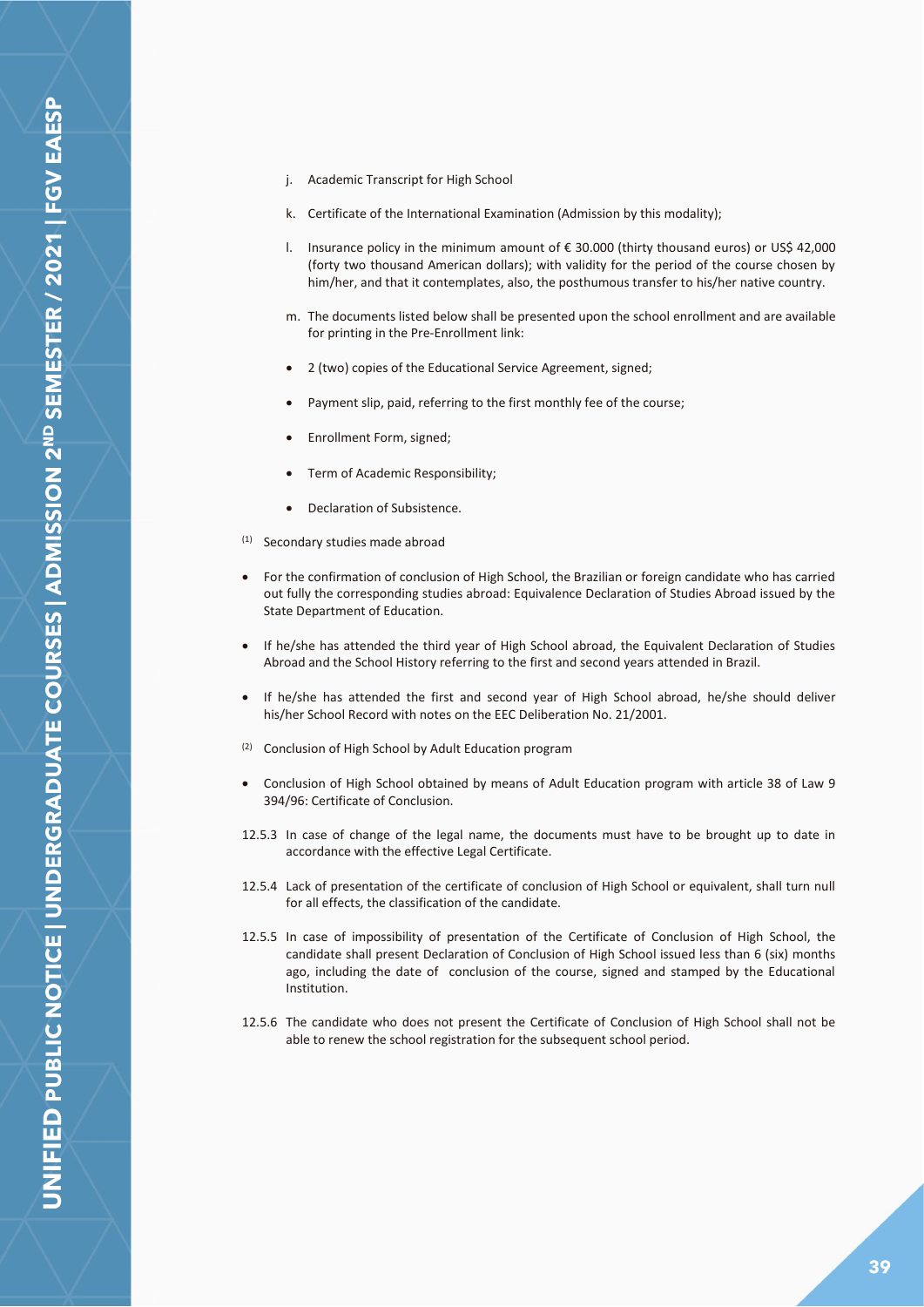j. Academic Transcript for High School

k. Certificate of the International Examination (Admission by this modality);

l. Insurance policy in the minimum amount of € 30.000 (thirty thousand euros) or US$ 42,000 (forty two thousand American dollars); with validity for the period of the course chosen by him/her, and that it contemplates, also, the posthumous transfer to his/her native country.

m. The documents listed below shall be presented upon the school enrollment and are available for printing in the Pre-Enrollment link:

- 2 (two) copies of the Educational Service Agreement, signed;
- Payment slip, paid, referring to the first monthly fee of the course;
- Enrollment Form, signed;
- Term of Academic Responsibility;
- Declaration of Subsistence.

(1) Secondary studies made abroad

- For the confirmation of conclusion of High School, the Brazilian or foreign candidate who has carried out fully the corresponding studies abroad: Equivalence Declaration of Studies Abroad issued by the State Department of Education.
- If he/she has attended the third year of High School abroad, the Equivalent Declaration of Studies Abroad and the School History referring to the first and second years attended in Brazil.
- If he/she has attended the first and second year of High School abroad, he/she should deliver his/her School Record with notes on the EEC Deliberation No. 21/2001.

(2) Conclusion of High School by Adult Education program

- Conclusion of High School obtained by means of Adult Education program with article 38 of Law 9 394/96: Certificate of Conclusion.

12.5.3 In case of change of the legal name, the documents must have to be brought up to date in accordance with the effective Legal Certificate.

12.5.4 Lack of presentation of the certificate of conclusion of High School or equivalent, shall turn null for all effects, the classification of the candidate.

12.5.5 In case of impossibility of presentation of the Certificate of Conclusion of High School, the candidate shall present Declaration of Conclusion of High School issued less than 6 (six) months ago, including the date of conclusion of the course, signed and stamped by the Educational Institution.

12.5.6 The candidate who does not present the Certificate of Conclusion of High School shall not be able to renew the school registration for the subsequent school period.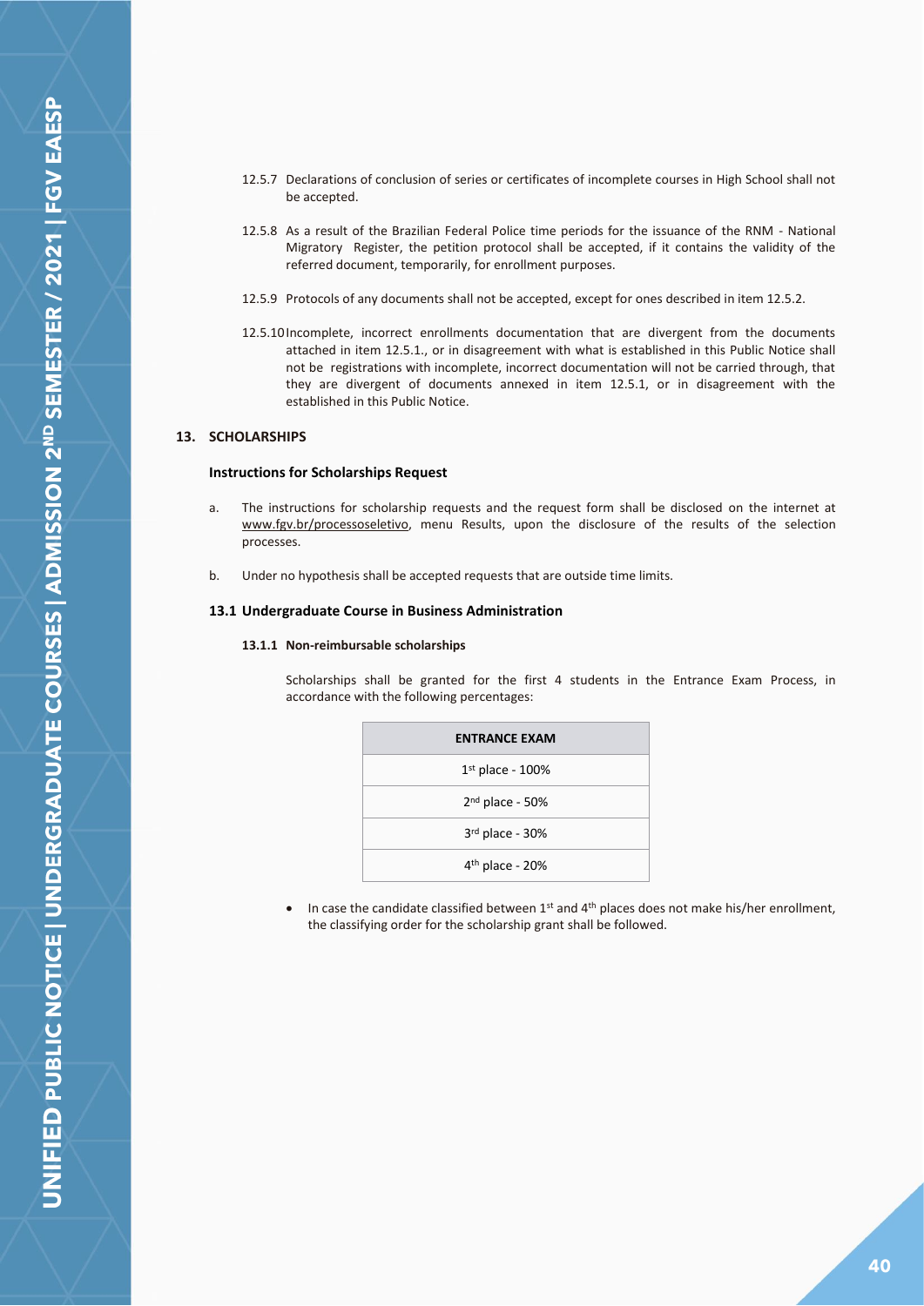12.5.7 Declarations of conclusion of series or certificates of incomplete courses in High School shall not be accepted.

12.5.8 As a result of the Brazilian Federal Police time periods for the issuance of the RNM - National Migratory Register, the petition protocol shall be accepted, if it contains the validity of the referred document, temporarily, for enrollment purposes.

12.5.9 Protocols of any documents shall not be accepted, except for ones described in item 12.5.2.

12.5.10 Incomplete, incorrect enrollments documentation that are divergent from the documents attached in item 12.5.1., or in disagreement with what is established in this Public Notice shall not be registrations with incomplete, incorrect documentation will not be carried through, that they are divergent of documents annexed in item 12.5.1, or in disagreement with the established in this Public Notice.

## 13. SCHOLARSHIPS

### Instructions for Scholarships Request

a. The instructions for scholarship requests and the request form shall be disclosed on the internet at www.fgv.br/processoseletivo, menu Results, upon the disclosure of the results of the selection processes.

b. Under no hypothesis shall be accepted requests that are outside time limits.

### 13.1 Undergraduate Course in Business Administration

#### 13.1.1 Non-reimbursable scholarships

Scholarships shall be granted for the first 4 students in the Entrance Exam Process, in accordance with the following percentages:

| ENTRANCE EXAM |
| --- |
| 1st place - 100% |
| 2nd place - 50% |
| 3rd place - 30% |
| 4th place - 20% |

- In case the candidate classified between 1st and 4th places does not make his/her enrollment, the classifying order for the scholarship grant shall be followed.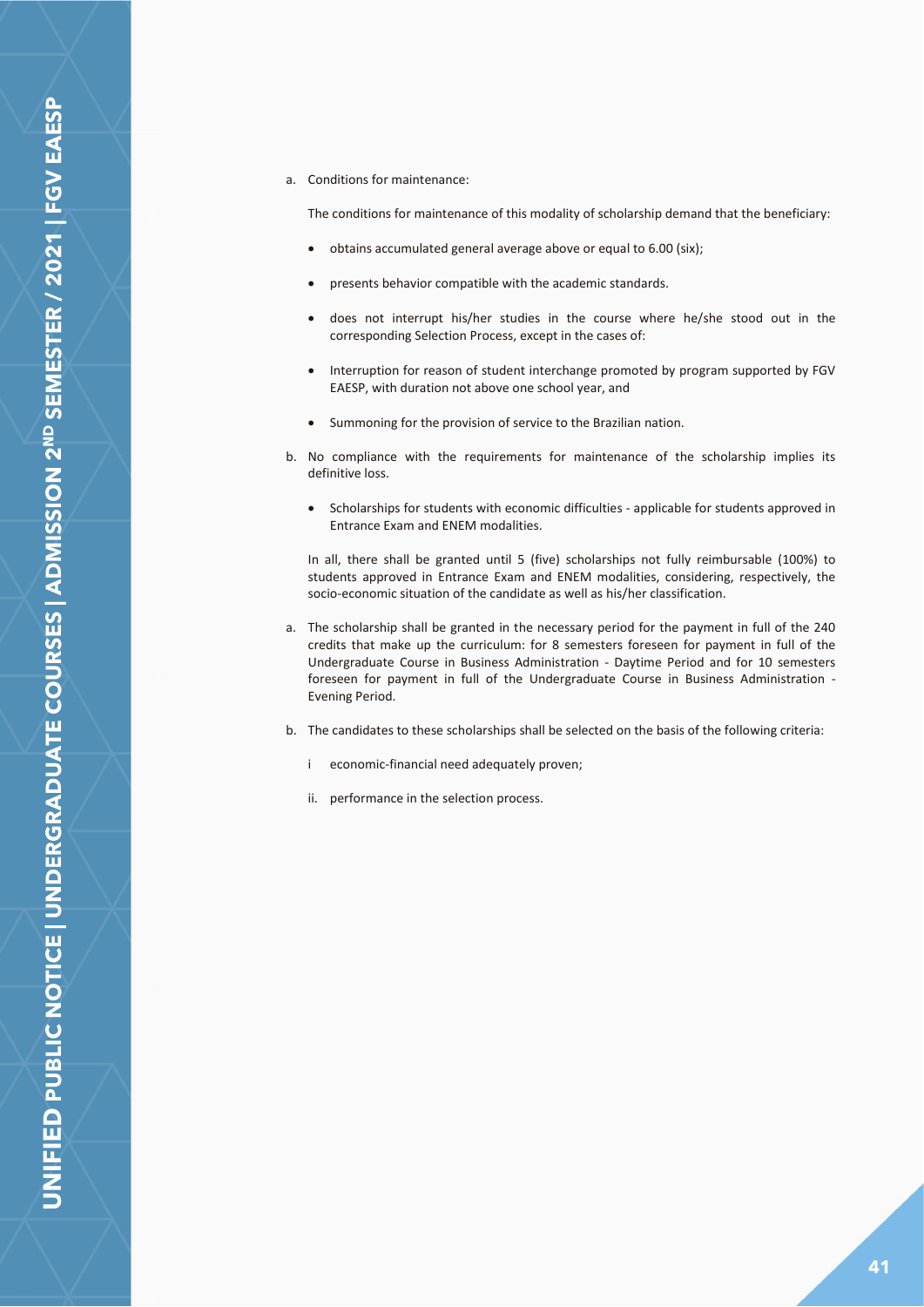a. Conditions for maintenance:

   The conditions for maintenance of this modality of scholarship demand that the beneficiary:

   - obtains accumulated general average above or equal to 6.00 (six);
   - presents behavior compatible with the academic standards.
   - does not interrupt his/her studies in the course where he/she stood out in the corresponding Selection Process, except in the cases of:
   - Interruption for reason of student interchange promoted by program supported by FGV EAESP, with duration not above one school year, and
   - Summoning for the provision of service to the Brazilian nation.

b. No compliance with the requirements for maintenance of the scholarship implies its definitive loss.

   - Scholarships for students with economic difficulties - applicable for students approved in Entrance Exam and ENEM modalities.

   In all, there shall be granted until 5 (five) scholarships not fully reimbursable (100%) to students approved in Entrance Exam and ENEM modalities, considering, respectively, the socio-economic situation of the candidate as well as his/her classification.

a. The scholarship shall be granted in the necessary period for the payment in full of the 240 credits that make up the curriculum: for 8 semesters foreseen for payment in full of the Undergraduate Course in Business Administration - Daytime Period and for 10 semesters foreseen for payment in full of the Undergraduate Course in Business Administration - Evening Period.

b. The candidates to these scholarships shall be selected on the basis of the following criteria:

   i economic-financial need adequately proven;

   ii. performance in the selection process.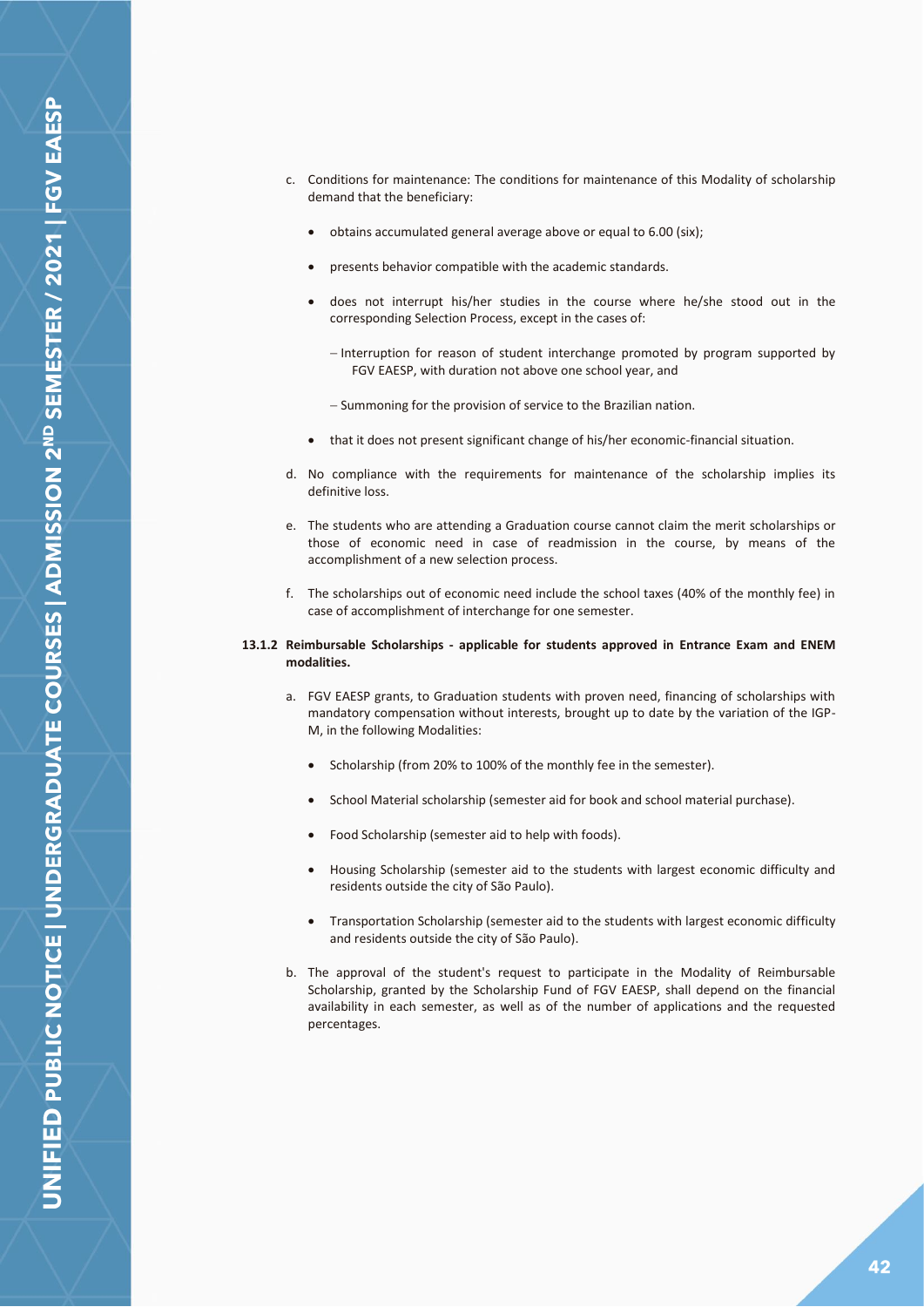c. Conditions for maintenance: The conditions for maintenance of this Modality of scholarship demand that the beneficiary:

- obtains accumulated general average above or equal to 6.00 (six);
- presents behavior compatible with the academic standards.
- does not interrupt his/her studies in the course where he/she stood out in the corresponding Selection Process, except in the cases of:
  - Interruption for reason of student interchange promoted by program supported by FGV EAESP, with duration not above one school year, and
  - Summoning for the provision of service to the Brazilian nation.
- that it does not present significant change of his/her economic-financial situation.

d. No compliance with the requirements for maintenance of the scholarship implies its definitive loss.

e. The students who are attending a Graduation course cannot claim the merit scholarships or those of economic need in case of readmission in the course, by means of the accomplishment of a new selection process.

f. The scholarships out of economic need include the school taxes (40% of the monthly fee) in case of accomplishment of interchange for one semester.

**13.1.2 Reimbursable Scholarships - applicable for students approved in Entrance Exam and ENEM modalities.**

a. FGV EAESP grants, to Graduation students with proven need, financing of scholarships with mandatory compensation without interests, brought up to date by the variation of the IGP-M, in the following Modalities:

- Scholarship (from 20% to 100% of the monthly fee in the semester).
- School Material scholarship (semester aid for book and school material purchase).
- Food Scholarship (semester aid to help with foods).
- Housing Scholarship (semester aid to the students with largest economic difficulty and residents outside the city of São Paulo).
- Transportation Scholarship (semester aid to the students with largest economic difficulty and residents outside the city of São Paulo).

b. The approval of the student's request to participate in the Modality of Reimbursable Scholarship, granted by the Scholarship Fund of FGV EAESP, shall depend on the financial availability in each semester, as well as of the number of applications and the requested percentages.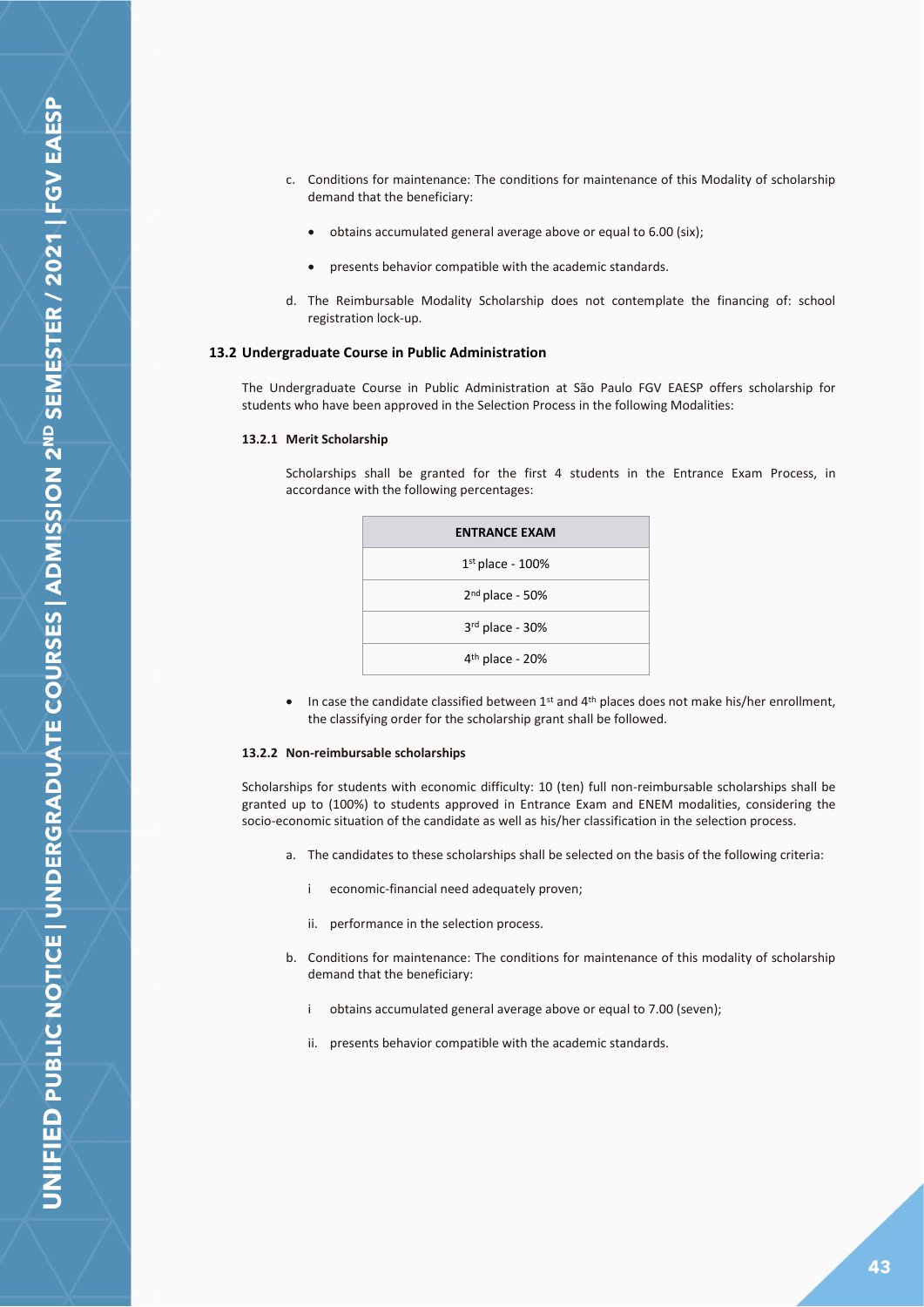c. Conditions for maintenance: The conditions for maintenance of this Modality of scholarship demand that the beneficiary:

   - obtains accumulated general average above or equal to 6.00 (six);
   - presents behavior compatible with the academic standards.

d. The Reimbursable Modality Scholarship does not contemplate the financing of: school registration lock-up.

### 13.2 Undergraduate Course in Public Administration

The Undergraduate Course in Public Administration at São Paulo FGV EAESP offers scholarship for students who have been approved in the Selection Process in the following Modalities:

#### 13.2.1 Merit Scholarship

Scholarships shall be granted for the first 4 students in the Entrance Exam Process, in accordance with the following percentages:

| ENTRANCE EXAM |
| --- |
| 1st place - 100% |
| 2nd place - 50% |
| 3rd place - 30% |
| 4th place - 20% |

- In case the candidate classified between 1st and 4th places does not make his/her enrollment, the classifying order for the scholarship grant shall be followed.

#### 13.2.2 Non-reimbursable scholarships

Scholarships for students with economic difficulty: 10 (ten) full non-reimbursable scholarships shall be granted up to (100%) to students approved in Entrance Exam and ENEM modalities, considering the socio-economic situation of the candidate as well as his/her classification in the selection process.

a. The candidates to these scholarships shall be selected on the basis of the following criteria:

   i economic-financial need adequately proven;

   ii. performance in the selection process.

b. Conditions for maintenance: The conditions for maintenance of this modality of scholarship demand that the beneficiary:

   i obtains accumulated general average above or equal to 7.00 (seven);

   ii. presents behavior compatible with the academic standards.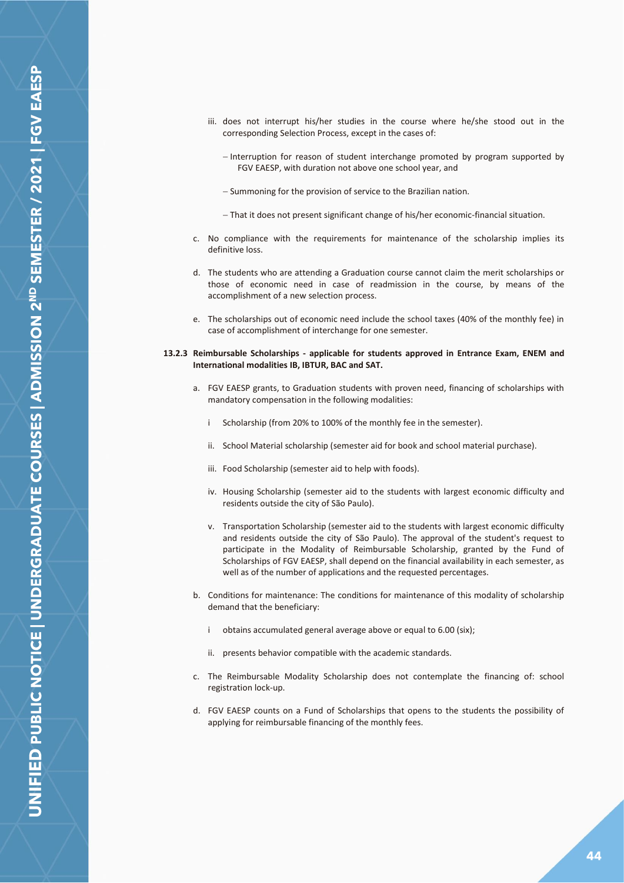iii. does not interrupt his/her studies in the course where he/she stood out in the corresponding Selection Process, except in the cases of:

   – Interruption for reason of student interchange promoted by program supported by FGV EAESP, with duration not above one school year, and

   – Summoning for the provision of service to the Brazilian nation.

   – That it does not present significant change of his/her economic-financial situation.

c. No compliance with the requirements for maintenance of the scholarship implies its definitive loss.

d. The students who are attending a Graduation course cannot claim the merit scholarships or those of economic need in case of readmission in the course, by means of the accomplishment of a new selection process.

e. The scholarships out of economic need include the school taxes (40% of the monthly fee) in case of accomplishment of interchange for one semester.

**13.2.3 Reimbursable Scholarships - applicable for students approved in Entrance Exam, ENEM and International modalities IB, IBTUR, BAC and SAT.**

a. FGV EAESP grants, to Graduation students with proven need, financing of scholarships with mandatory compensation in the following modalities:

   i Scholarship (from 20% to 100% of the monthly fee in the semester).

   ii. School Material scholarship (semester aid for book and school material purchase).

   iii. Food Scholarship (semester aid to help with foods).

   iv. Housing Scholarship (semester aid to the students with largest economic difficulty and residents outside the city of São Paulo).

   v. Transportation Scholarship (semester aid to the students with largest economic difficulty and residents outside the city of São Paulo). The approval of the student's request to participate in the Modality of Reimbursable Scholarship, granted by the Fund of Scholarships of FGV EAESP, shall depend on the financial availability in each semester, as well as of the number of applications and the requested percentages.

b. Conditions for maintenance: The conditions for maintenance of this modality of scholarship demand that the beneficiary:

   i obtains accumulated general average above or equal to 6.00 (six);

   ii. presents behavior compatible with the academic standards.

c. The Reimbursable Modality Scholarship does not contemplate the financing of: school registration lock-up.

d. FGV EAESP counts on a Fund of Scholarships that opens to the students the possibility of applying for reimbursable financing of the monthly fees.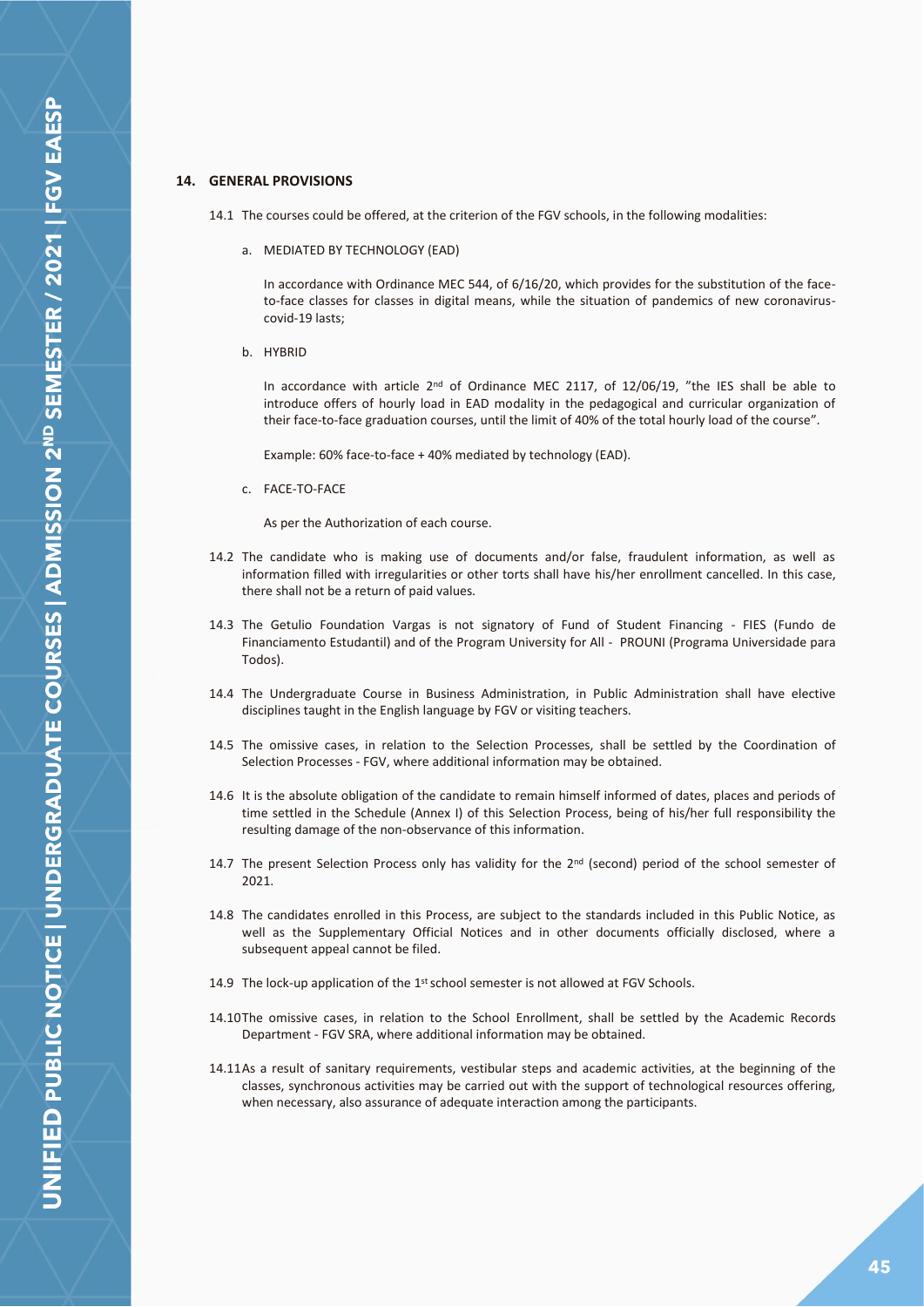## 14. GENERAL PROVISIONS

14.1 The courses could be offered, at the criterion of the FGV schools, in the following modalities:

a. MEDIATED BY TECHNOLOGY (EAD)

In accordance with Ordinance MEC 544, of 6/16/20, which provides for the substitution of the face-to-face classes for classes in digital means, while the situation of pandemics of new coronavirus-covid-19 lasts;

b. HYBRID

In accordance with article 2nd of Ordinance MEC 2117, of 12/06/19, "the IES shall be able to introduce offers of hourly load in EAD modality in the pedagogical and curricular organization of their face-to-face graduation courses, until the limit of 40% of the total hourly load of the course".

Example: 60% face-to-face + 40% mediated by technology (EAD).

c. FACE-TO-FACE

As per the Authorization of each course.

14.2 The candidate who is making use of documents and/or false, fraudulent information, as well as information filled with irregularities or other torts shall have his/her enrollment cancelled. In this case, there shall not be a return of paid values.

14.3 The Getulio Foundation Vargas is not signatory of Fund of Student Financing - FIES (Fundo de Financiamento Estudantil) and of the Program University for All - PROUNI (Programa Universidade para Todos).

14.4 The Undergraduate Course in Business Administration, in Public Administration shall have elective disciplines taught in the English language by FGV or visiting teachers.

14.5 The omissive cases, in relation to the Selection Processes, shall be settled by the Coordination of Selection Processes - FGV, where additional information may be obtained.

14.6 It is the absolute obligation of the candidate to remain himself informed of dates, places and periods of time settled in the Schedule (Annex I) of this Selection Process, being of his/her full responsibility the resulting damage of the non-observance of this information.

14.7 The present Selection Process only has validity for the 2nd (second) period of the school semester of 2021.

14.8 The candidates enrolled in this Process, are subject to the standards included in this Public Notice, as well as the Supplementary Official Notices and in other documents officially disclosed, where a subsequent appeal cannot be filed.

14.9 The lock-up application of the 1st school semester is not allowed at FGV Schools.

14.10 The omissive cases, in relation to the School Enrollment, shall be settled by the Academic Records Department - FGV SRA, where additional information may be obtained.

14.11 As a result of sanitary requirements, vestibular steps and academic activities, at the beginning of the classes, synchronous activities may be carried out with the support of technological resources offering, when necessary, also assurance of adequate interaction among the participants.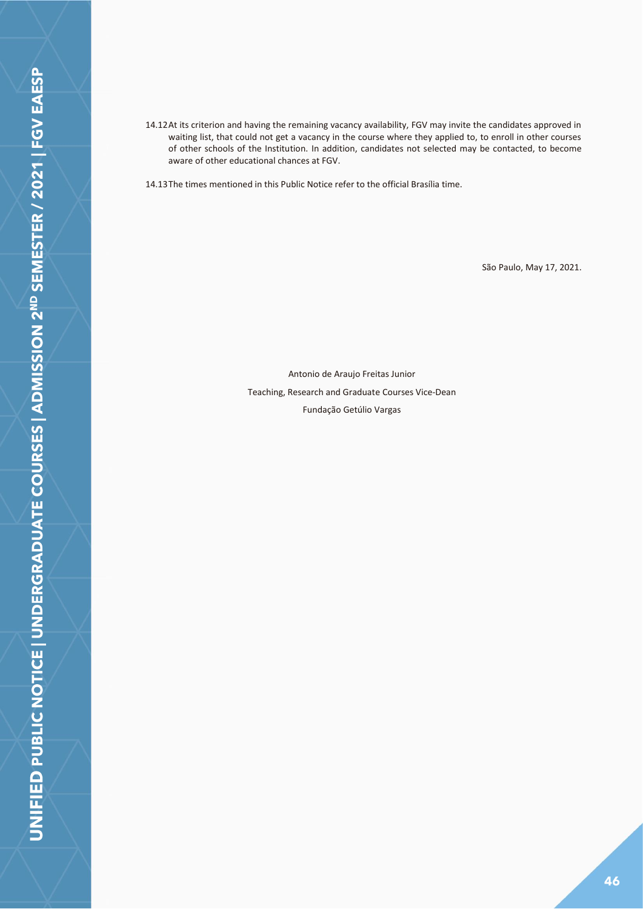14.12 At its criterion and having the remaining vacancy availability, FGV may invite the candidates approved in waiting list, that could not get a vacancy in the course where they applied to, to enroll in other courses of other schools of the Institution. In addition, candidates not selected may be contacted, to become aware of other educational chances at FGV.

14.13 The times mentioned in this Public Notice refer to the official Brasília time.

São Paulo, May 17, 2021.

Antonio de Araujo Freitas Junior

Teaching, Research and Graduate Courses Vice-Dean

Fundação Getúlio Vargas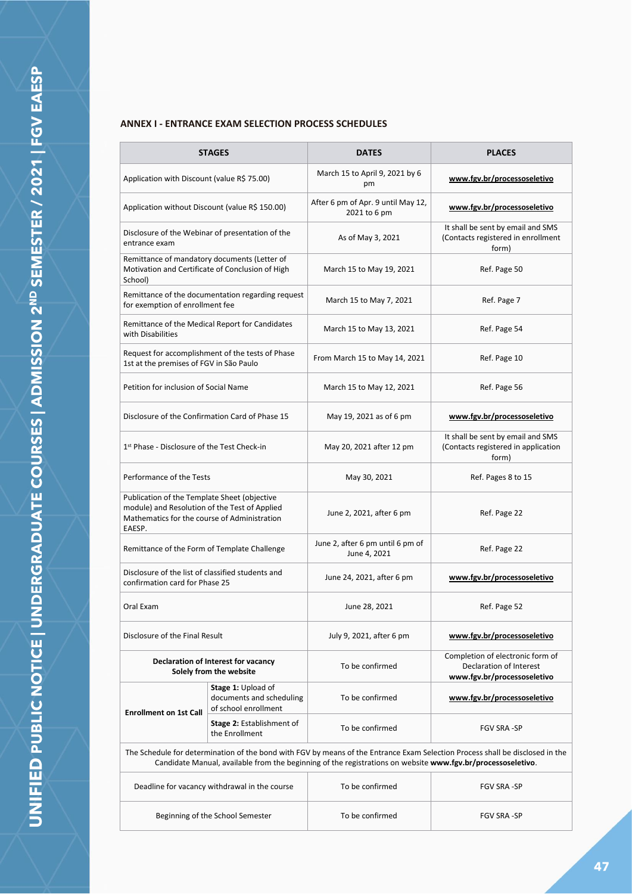## ANNEX I - ENTRANCE EXAM SELECTION PROCESS SCHEDULES

| STAGES | | DATES | PLACES |
|---|---|---|---|
| Application with Discount (value R$ 75.00) | | March 15 to April 9, 2021 by 6 pm | **www.fgv.br/processoseletivo** |
| Application without Discount (value R$ 150.00) | | After 6 pm of Apr. 9 until May 12, 2021 to 6 pm | **www.fgv.br/processoseletivo** |
| Disclosure of the Webinar of presentation of the entrance exam | | As of May 3, 2021 | It shall be sent by email and SMS (Contacts registered in enrollment form) |
| Remittance of mandatory documents (Letter of Motivation and Certificate of Conclusion of High School) | | March 15 to May 19, 2021 | Ref. Page 50 |
| Remittance of the documentation regarding request for exemption of enrollment fee | | March 15 to May 7, 2021 | Ref. Page 7 |
| Remittance of the Medical Report for Candidates with Disabilities | | March 15 to May 13, 2021 | Ref. Page 54 |
| Request for accomplishment of the tests of Phase 1st at the premises of FGV in São Paulo | | From March 15 to May 14, 2021 | Ref. Page 10 |
| Petition for inclusion of Social Name | | March 15 to May 12, 2021 | Ref. Page 56 |
| Disclosure of the Confirmation Card of Phase 15 | | May 19, 2021 as of 6 pm | **www.fgv.br/processoseletivo** |
| 1st Phase - Disclosure of the Test Check-in | | May 20, 2021 after 12 pm | It shall be sent by email and SMS (Contacts registered in application form) |
| Performance of the Tests | | May 30, 2021 | Ref. Pages 8 to 15 |
| Publication of the Template Sheet (objective module) and Resolution of the Test of Applied Mathematics for the course of Administration EAESP. | | June 2, 2021, after 6 pm | Ref. Page 22 |
| Remittance of the Form of Template Challenge | | June 2, after 6 pm until 6 pm of June 4, 2021 | Ref. Page 22 |
| Disclosure of the list of classified students and confirmation card for Phase 25 | | June 24, 2021, after 6 pm | **www.fgv.br/processoseletivo** |
| Oral Exam | | June 28, 2021 | Ref. Page 52 |
| Disclosure of the Final Result | | July 9, 2021, after 6 pm | **www.fgv.br/processoseletivo** |
| **Declaration of Interest for vacancy Solely from the website** | | To be confirmed | Completion of electronic form of Declaration of Interest **www.fgv.br/processoseletivo** |
| **Enrollment on 1st Call** | **Stage 1:** Upload of documents and scheduling of school enrollment | To be confirmed | **www.fgv.br/processoseletivo** |
| | **Stage 2:** Establishment of the Enrollment | To be confirmed | FGV SRA -SP |
| The Schedule for determination of the bond with FGV by means of the Entrance Exam Selection Process shall be disclosed in the Candidate Manual, available from the beginning of the registrations on website **www.fgv.br/processoseletivo**. | | | |
| Deadline for vacancy withdrawal in the course | | To be confirmed | FGV SRA -SP |
| Beginning of the School Semester | | To be confirmed | FGV SRA -SP |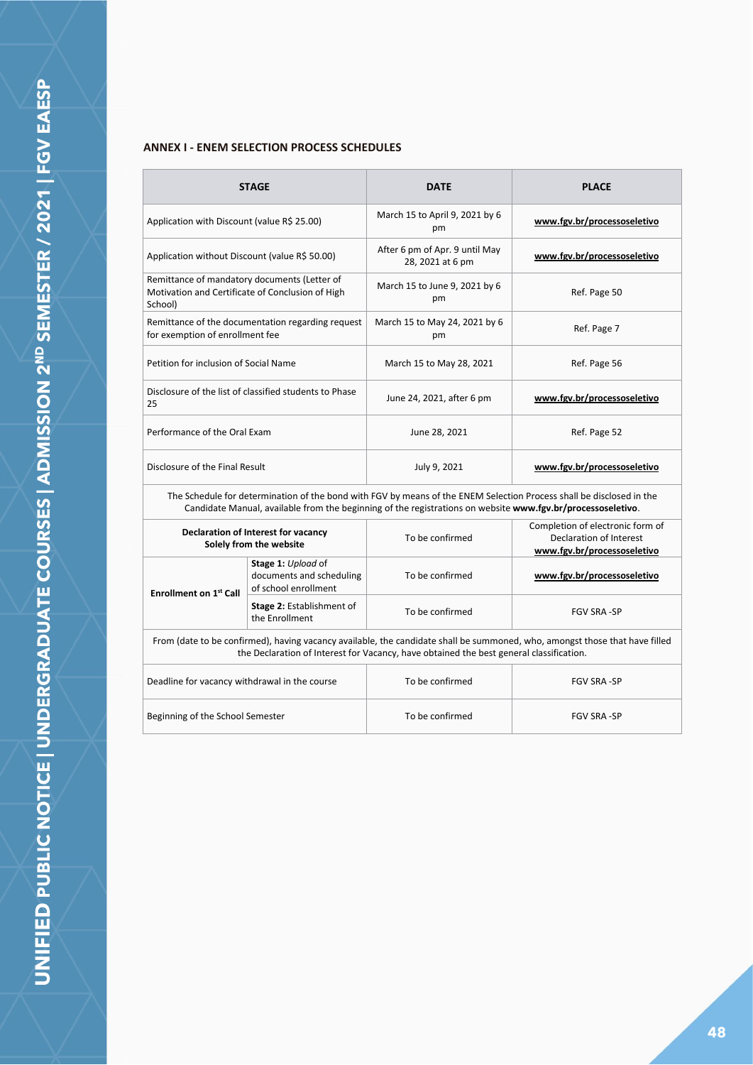## ANNEX I - ENEM SELECTION PROCESS SCHEDULES

| STAGE | | DATE | PLACE |
|---|---|---|---|
| Application with Discount (value R$ 25.00) | | March 15 to April 9, 2021 by 6 pm | **www.fgv.br/processoseletivo** |
| Application without Discount (value R$ 50.00) | | After 6 pm of Apr. 9 until May 28, 2021 at 6 pm | **www.fgv.br/processoseletivo** |
| Remittance of mandatory documents (Letter of Motivation and Certificate of Conclusion of High School) | | March 15 to June 9, 2021 by 6 pm | Ref. Page 50 |
| Remittance of the documentation regarding request for exemption of enrollment fee | | March 15 to May 24, 2021 by 6 pm | Ref. Page 7 |
| Petition for inclusion of Social Name | | March 15 to May 28, 2021 | Ref. Page 56 |
| Disclosure of the list of classified students to Phase 25 | | June 24, 2021, after 6 pm | **www.fgv.br/processoseletivo** |
| Performance of the Oral Exam | | June 28, 2021 | Ref. Page 52 |
| Disclosure of the Final Result | | July 9, 2021 | **www.fgv.br/processoseletivo** |
| The Schedule for determination of the bond with FGV by means of the ENEM Selection Process shall be disclosed in the Candidate Manual, available from the beginning of the registrations on website **www.fgv.br/processoseletivo**. | | | |
| **Declaration of Interest for vacancy Solely from the website** | | To be confirmed | Completion of electronic form of Declaration of Interest **www.fgv.br/processoseletivo** |
| **Enrollment on 1st Call** | **Stage 1:** *Upload* of documents and scheduling of school enrollment | To be confirmed | **www.fgv.br/processoseletivo** |
| | **Stage 2:** Establishment of the Enrollment | To be confirmed | FGV SRA -SP |
| From (date to be confirmed), having vacancy available, the candidate shall be summoned, who, amongst those that have filled the Declaration of Interest for Vacancy, have obtained the best general classification. | | | |
| Deadline for vacancy withdrawal in the course | | To be confirmed | FGV SRA -SP |
| Beginning of the School Semester | | To be confirmed | FGV SRA -SP |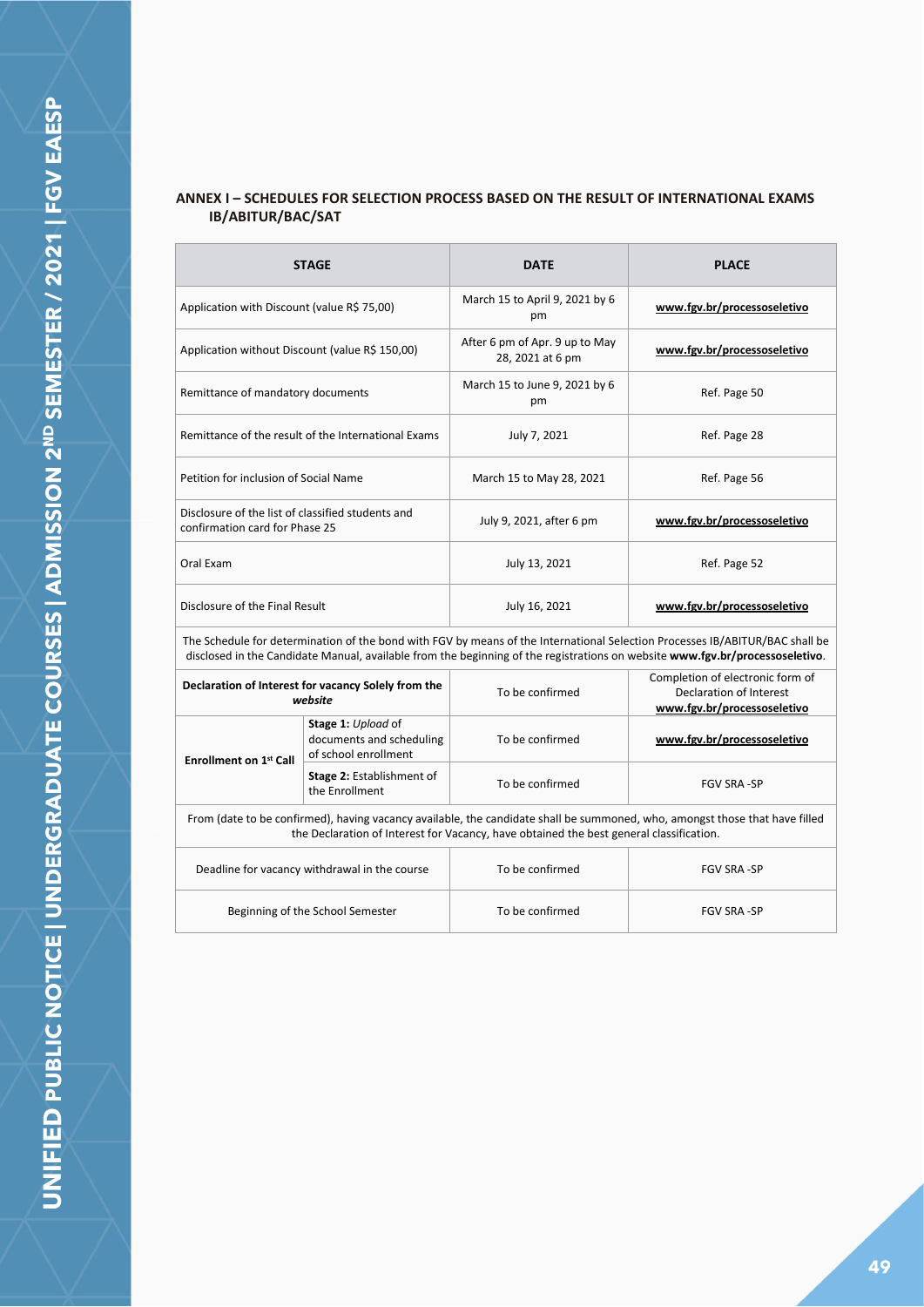## ANNEX I – SCHEDULES FOR SELECTION PROCESS BASED ON THE RESULT OF INTERNATIONAL EXAMS IB/ABITUR/BAC/SAT

| STAGE | | DATE | PLACE |
|---|---|---|---|
| Application with Discount (value R$ 75,00) | | March 15 to April 9, 2021 by 6 pm | **www.fgv.br/processoseletivo** |
| Application without Discount (value R$ 150,00) | | After 6 pm of Apr. 9 up to May 28, 2021 at 6 pm | **www.fgv.br/processoseletivo** |
| Remittance of mandatory documents | | March 15 to June 9, 2021 by 6 pm | Ref. Page 50 |
| Remittance of the result of the International Exams | | July 7, 2021 | Ref. Page 28 |
| Petition for inclusion of Social Name | | March 15 to May 28, 2021 | Ref. Page 56 |
| Disclosure of the list of classified students and confirmation card for Phase 25 | | July 9, 2021, after 6 pm | **www.fgv.br/processoseletivo** |
| Oral Exam | | July 13, 2021 | Ref. Page 52 |
| Disclosure of the Final Result | | July 16, 2021 | **www.fgv.br/processoseletivo** |
| The Schedule for determination of the bond with FGV by means of the International Selection Processes IB/ABITUR/BAC shall be disclosed in the Candidate Manual, available from the beginning of the registrations on website **www.fgv.br/processoseletivo**. | | | |
| **Declaration of Interest for vacancy Solely from the *website*** | | To be confirmed | Completion of electronic form of Declaration of Interest **www.fgv.br/processoseletivo** |
| **Enrollment on 1st Call** | **Stage 1:** *Upload* of documents and scheduling of school enrollment | To be confirmed | **www.fgv.br/processoseletivo** |
| | **Stage 2:** Establishment of the Enrollment | To be confirmed | FGV SRA -SP |
| From (date to be confirmed), having vacancy available, the candidate shall be summoned, who, amongst those that have filled the Declaration of Interest for Vacancy, have obtained the best general classification. | | | |
| Deadline for vacancy withdrawal in the course | | To be confirmed | FGV SRA -SP |
| Beginning of the School Semester | | To be confirmed | FGV SRA -SP |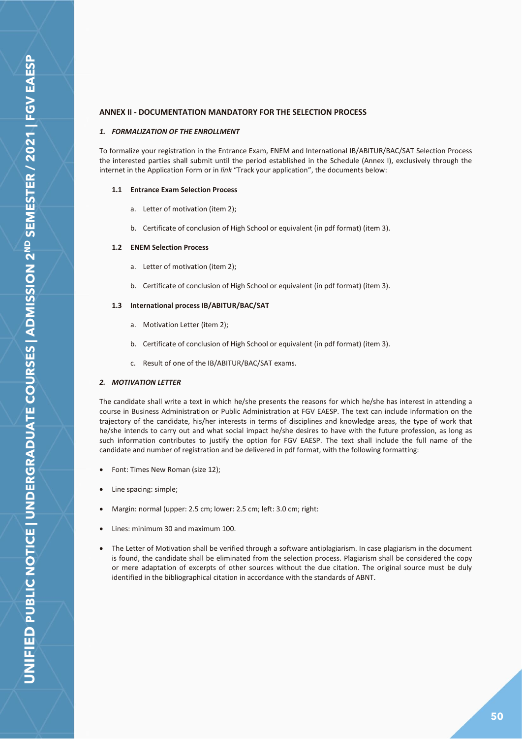## ANNEX II - DOCUMENTATION MANDATORY FOR THE SELECTION PROCESS

### *1. FORMALIZATION OF THE ENROLLMENT*

To formalize your registration in the Entrance Exam, ENEM and International IB/ABITUR/BAC/SAT Selection Process the interested parties shall submit until the period established in the Schedule (Annex I), exclusively through the internet in the Application Form or in *link* "Track your application", the documents below:

#### 1.1 Entrance Exam Selection Process

a. Letter of motivation (item 2);

b. Certificate of conclusion of High School or equivalent (in pdf format) (item 3).

#### 1.2 ENEM Selection Process

a. Letter of motivation (item 2);

b. Certificate of conclusion of High School or equivalent (in pdf format) (item 3).

#### 1.3 International process IB/ABITUR/BAC/SAT

a. Motivation Letter (item 2);

b. Certificate of conclusion of High School or equivalent (in pdf format) (item 3).

c. Result of one of the IB/ABITUR/BAC/SAT exams.

### *2. MOTIVATION LETTER*

The candidate shall write a text in which he/she presents the reasons for which he/she has interest in attending a course in Business Administration or Public Administration at FGV EAESP. The text can include information on the trajectory of the candidate, his/her interests in terms of disciplines and knowledge areas, the type of work that he/she intends to carry out and what social impact he/she desires to have with the future profession, as long as such information contributes to justify the option for FGV EAESP. The text shall include the full name of the candidate and number of registration and be delivered in pdf format, with the following formatting:

- Font: Times New Roman (size 12);
- Line spacing: simple;
- Margin: normal (upper: 2.5 cm; lower: 2.5 cm; left: 3.0 cm; right:
- Lines: minimum 30 and maximum 100.
- The Letter of Motivation shall be verified through a software antiplagiarism. In case plagiarism in the document is found, the candidate shall be eliminated from the selection process. Plagiarism shall be considered the copy or mere adaptation of excerpts of other sources without the due citation. The original source must be duly identified in the bibliographical citation in accordance with the standards of ABNT.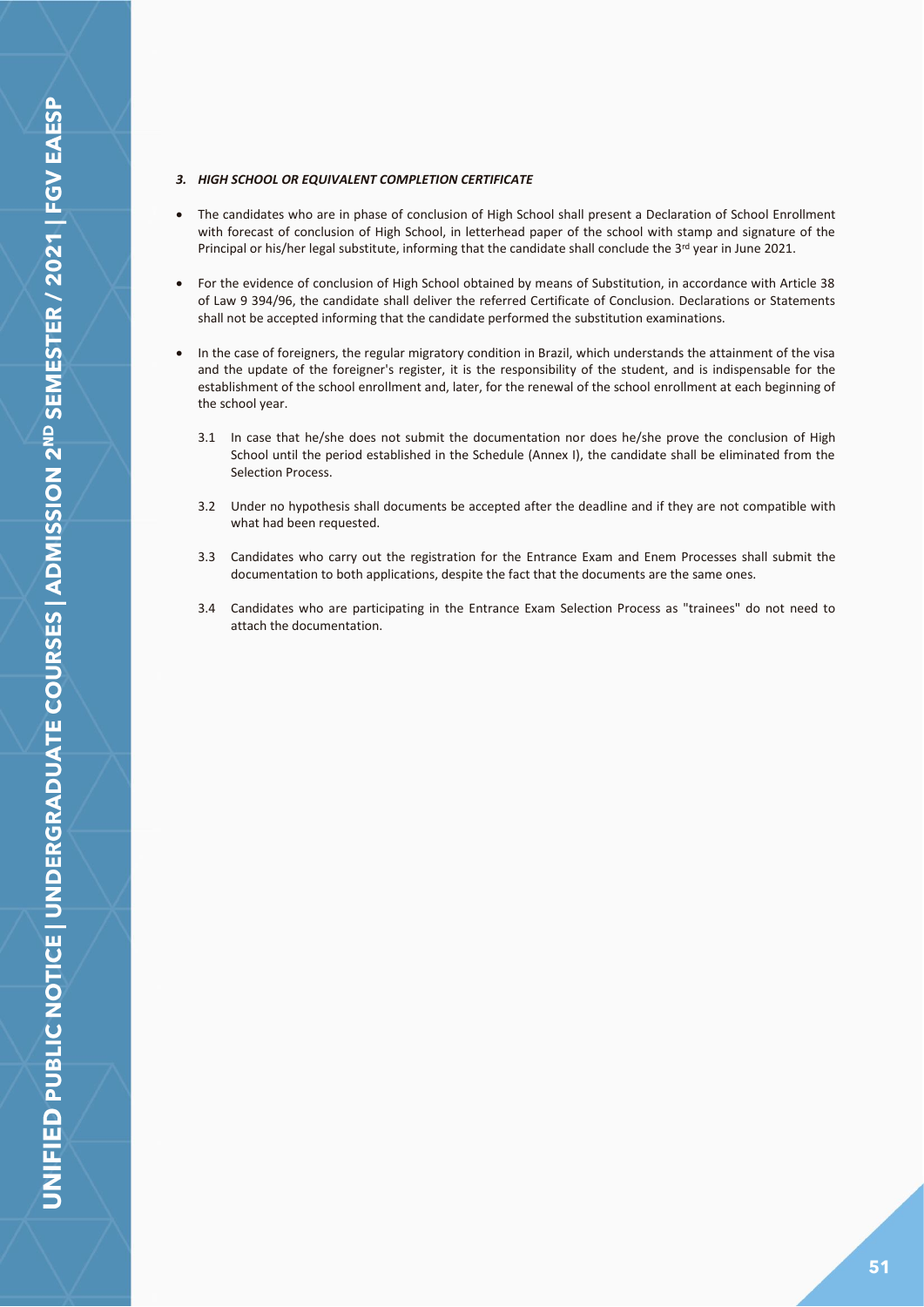### *3. HIGH SCHOOL OR EQUIVALENT COMPLETION CERTIFICATE*

- The candidates who are in phase of conclusion of High School shall present a Declaration of School Enrollment with forecast of conclusion of High School, in letterhead paper of the school with stamp and signature of the Principal or his/her legal substitute, informing that the candidate shall conclude the 3rd year in June 2021.
- For the evidence of conclusion of High School obtained by means of Substitution, in accordance with Article 38 of Law 9 394/96, the candidate shall deliver the referred Certificate of Conclusion. Declarations or Statements shall not be accepted informing that the candidate performed the substitution examinations.
- In the case of foreigners, the regular migratory condition in Brazil, which understands the attainment of the visa and the update of the foreigner's register, it is the responsibility of the student, and is indispensable for the establishment of the school enrollment and, later, for the renewal of the school enrollment at each beginning of the school year.

3.1 In case that he/she does not submit the documentation nor does he/she prove the conclusion of High School until the period established in the Schedule (Annex I), the candidate shall be eliminated from the Selection Process.

3.2 Under no hypothesis shall documents be accepted after the deadline and if they are not compatible with what had been requested.

3.3 Candidates who carry out the registration for the Entrance Exam and Enem Processes shall submit the documentation to both applications, despite the fact that the documents are the same ones.

3.4 Candidates who are participating in the Entrance Exam Selection Process as "trainees" do not need to attach the documentation.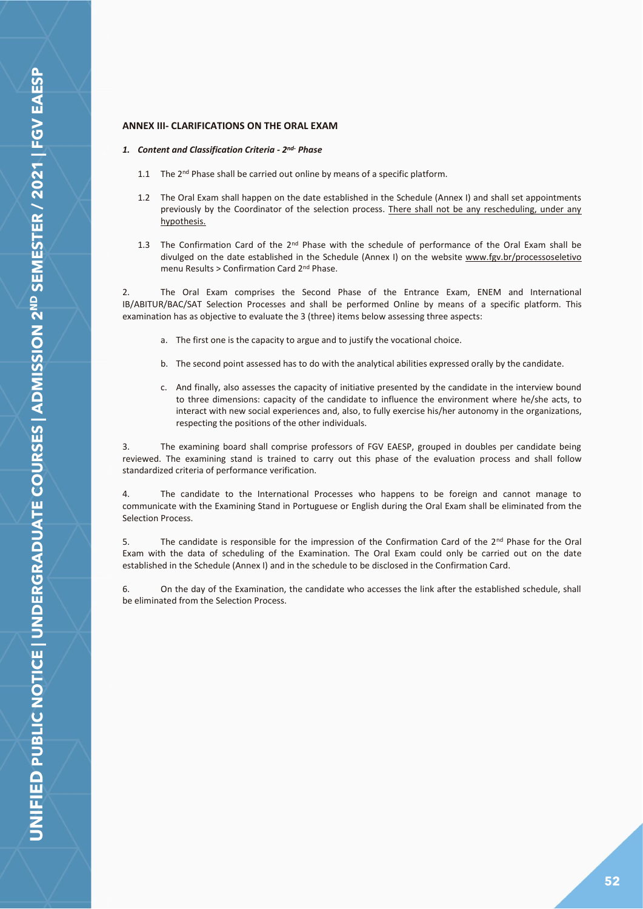## ANNEX III- CLARIFICATIONS ON THE ORAL EXAM

### *1. Content and Classification Criteria - 2nd- Phase*

1.1 The 2nd Phase shall be carried out online by means of a specific platform.

1.2 The Oral Exam shall happen on the date established in the Schedule (Annex I) and shall set appointments previously by the Coordinator of the selection process. There shall not be any rescheduling, under any hypothesis.

1.3 The Confirmation Card of the 2nd Phase with the schedule of performance of the Oral Exam shall be divulged on the date established in the Schedule (Annex I) on the website www.fgv.br/processoseletivo menu Results > Confirmation Card 2nd Phase.

2. The Oral Exam comprises the Second Phase of the Entrance Exam, ENEM and International IB/ABITUR/BAC/SAT Selection Processes and shall be performed Online by means of a specific platform. This examination has as objective to evaluate the 3 (three) items below assessing three aspects:

a. The first one is the capacity to argue and to justify the vocational choice.

b. The second point assessed has to do with the analytical abilities expressed orally by the candidate.

c. And finally, also assesses the capacity of initiative presented by the candidate in the interview bound to three dimensions: capacity of the candidate to influence the environment where he/she acts, to interact with new social experiences and, also, to fully exercise his/her autonomy in the organizations, respecting the positions of the other individuals.

3. The examining board shall comprise professors of FGV EAESP, grouped in doubles per candidate being reviewed. The examining stand is trained to carry out this phase of the evaluation process and shall follow standardized criteria of performance verification.

4. The candidate to the International Processes who happens to be foreign and cannot manage to communicate with the Examining Stand in Portuguese or English during the Oral Exam shall be eliminated from the Selection Process.

5. The candidate is responsible for the impression of the Confirmation Card of the 2nd Phase for the Oral Exam with the data of scheduling of the Examination. The Oral Exam could only be carried out on the date established in the Schedule (Annex I) and in the schedule to be disclosed in the Confirmation Card.

6. On the day of the Examination, the candidate who accesses the link after the established schedule, shall be eliminated from the Selection Process.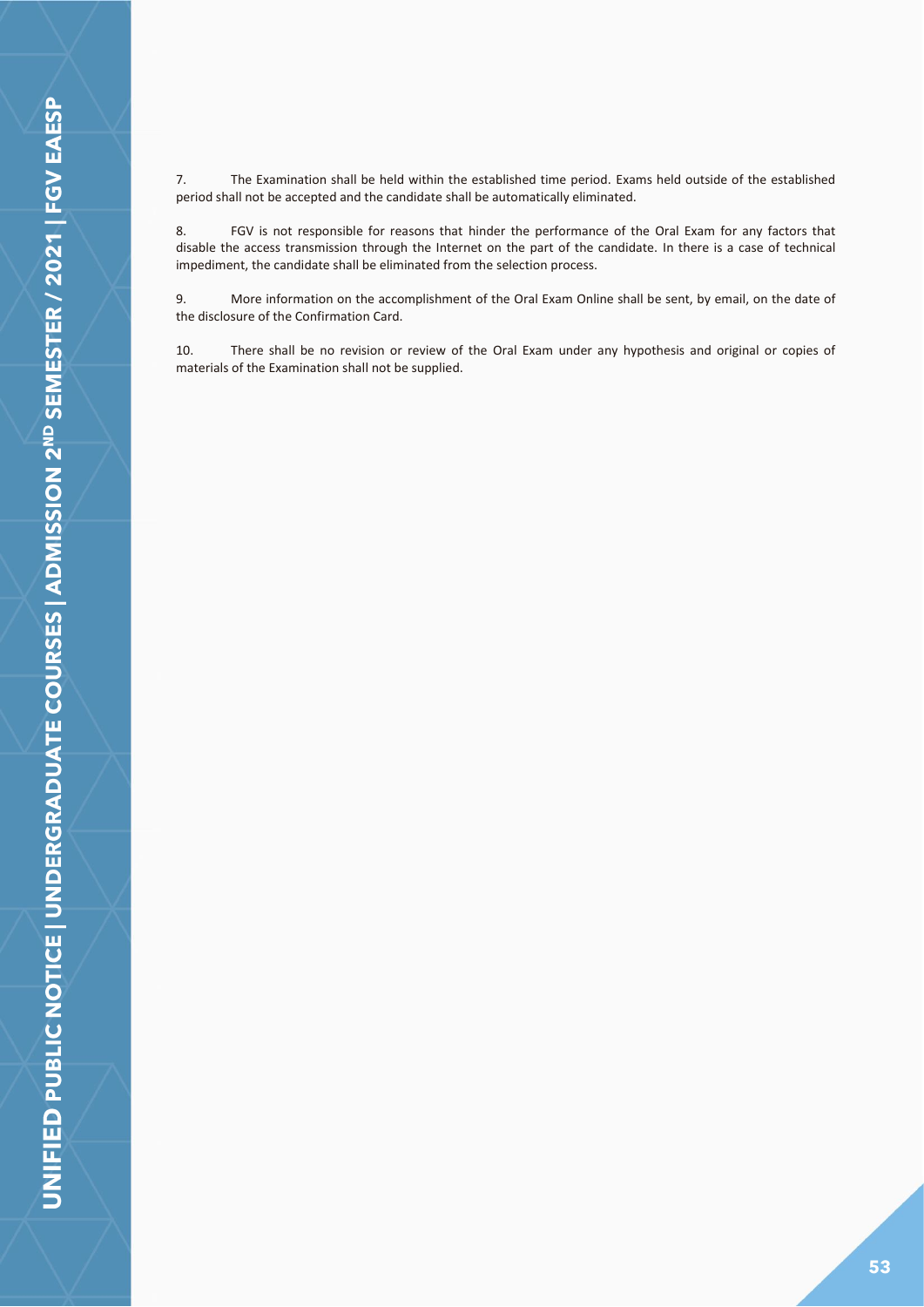7. The Examination shall be held within the established time period. Exams held outside of the established period shall not be accepted and the candidate shall be automatically eliminated.

8. FGV is not responsible for reasons that hinder the performance of the Oral Exam for any factors that disable the access transmission through the Internet on the part of the candidate. In there is a case of technical impediment, the candidate shall be eliminated from the selection process.

9. More information on the accomplishment of the Oral Exam Online shall be sent, by email, on the date of the disclosure of the Confirmation Card.

10. There shall be no revision or review of the Oral Exam under any hypothesis and original or copies of materials of the Examination shall not be supplied.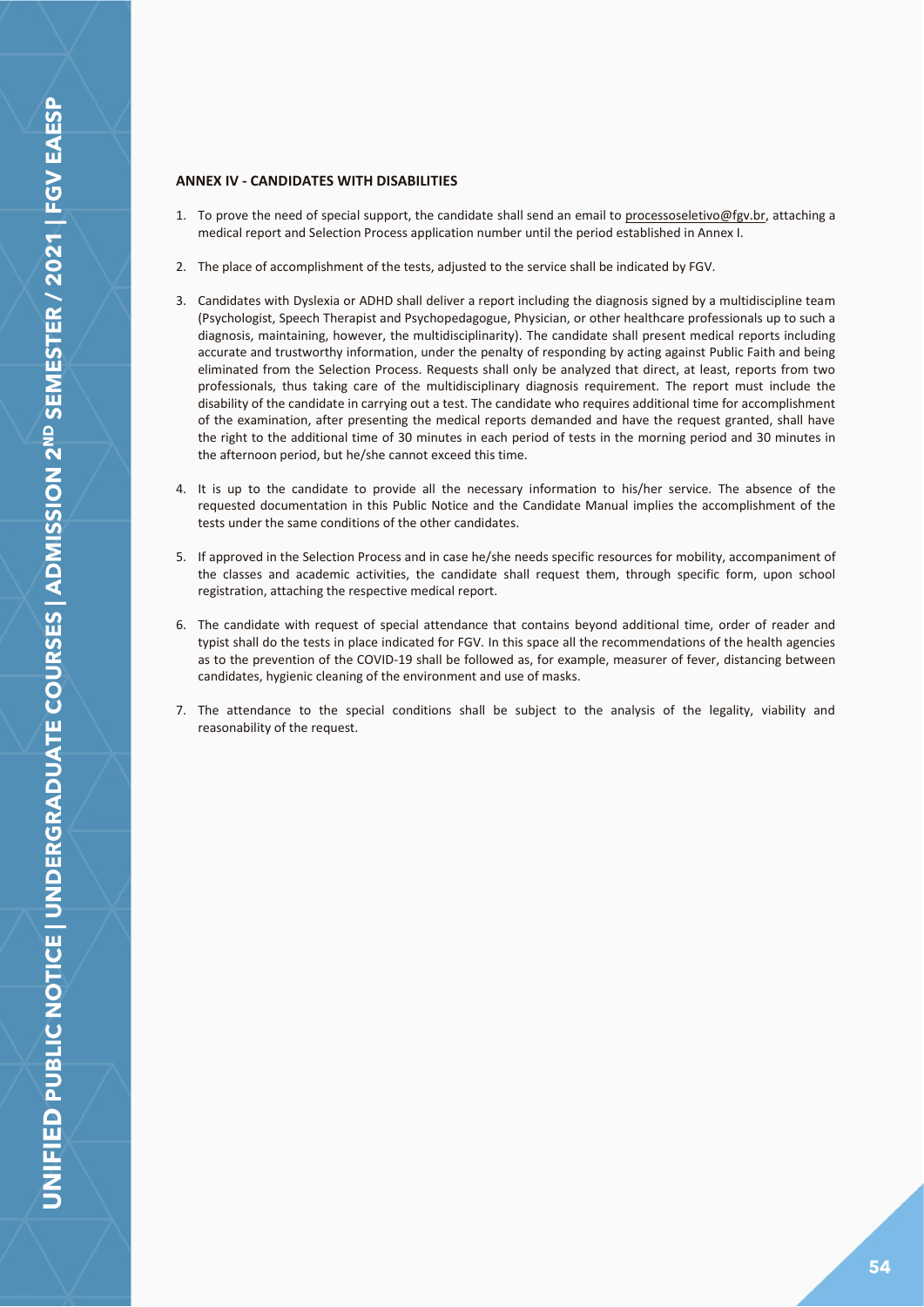## ANNEX IV - CANDIDATES WITH DISABILITIES

1. To prove the need of special support, the candidate shall send an email to processoseletivo@fgv.br, attaching a medical report and Selection Process application number until the period established in Annex I.

2. The place of accomplishment of the tests, adjusted to the service shall be indicated by FGV.

3. Candidates with Dyslexia or ADHD shall deliver a report including the diagnosis signed by a multidiscipline team (Psychologist, Speech Therapist and Psychopedagogue, Physician, or other healthcare professionals up to such a diagnosis, maintaining, however, the multidisciplinarity). The candidate shall present medical reports including accurate and trustworthy information, under the penalty of responding by acting against Public Faith and being eliminated from the Selection Process. Requests shall only be analyzed that direct, at least, reports from two professionals, thus taking care of the multidisciplinary diagnosis requirement. The report must include the disability of the candidate in carrying out a test. The candidate who requires additional time for accomplishment of the examination, after presenting the medical reports demanded and have the request granted, shall have the right to the additional time of 30 minutes in each period of tests in the morning period and 30 minutes in the afternoon period, but he/she cannot exceed this time.

4. It is up to the candidate to provide all the necessary information to his/her service. The absence of the requested documentation in this Public Notice and the Candidate Manual implies the accomplishment of the tests under the same conditions of the other candidates.

5. If approved in the Selection Process and in case he/she needs specific resources for mobility, accompaniment of the classes and academic activities, the candidate shall request them, through specific form, upon school registration, attaching the respective medical report.

6. The candidate with request of special attendance that contains beyond additional time, order of reader and typist shall do the tests in place indicated for FGV. In this space all the recommendations of the health agencies as to the prevention of the COVID-19 shall be followed as, for example, measurer of fever, distancing between candidates, hygienic cleaning of the environment and use of masks.

7. The attendance to the special conditions shall be subject to the analysis of the legality, viability and reasonability of the request.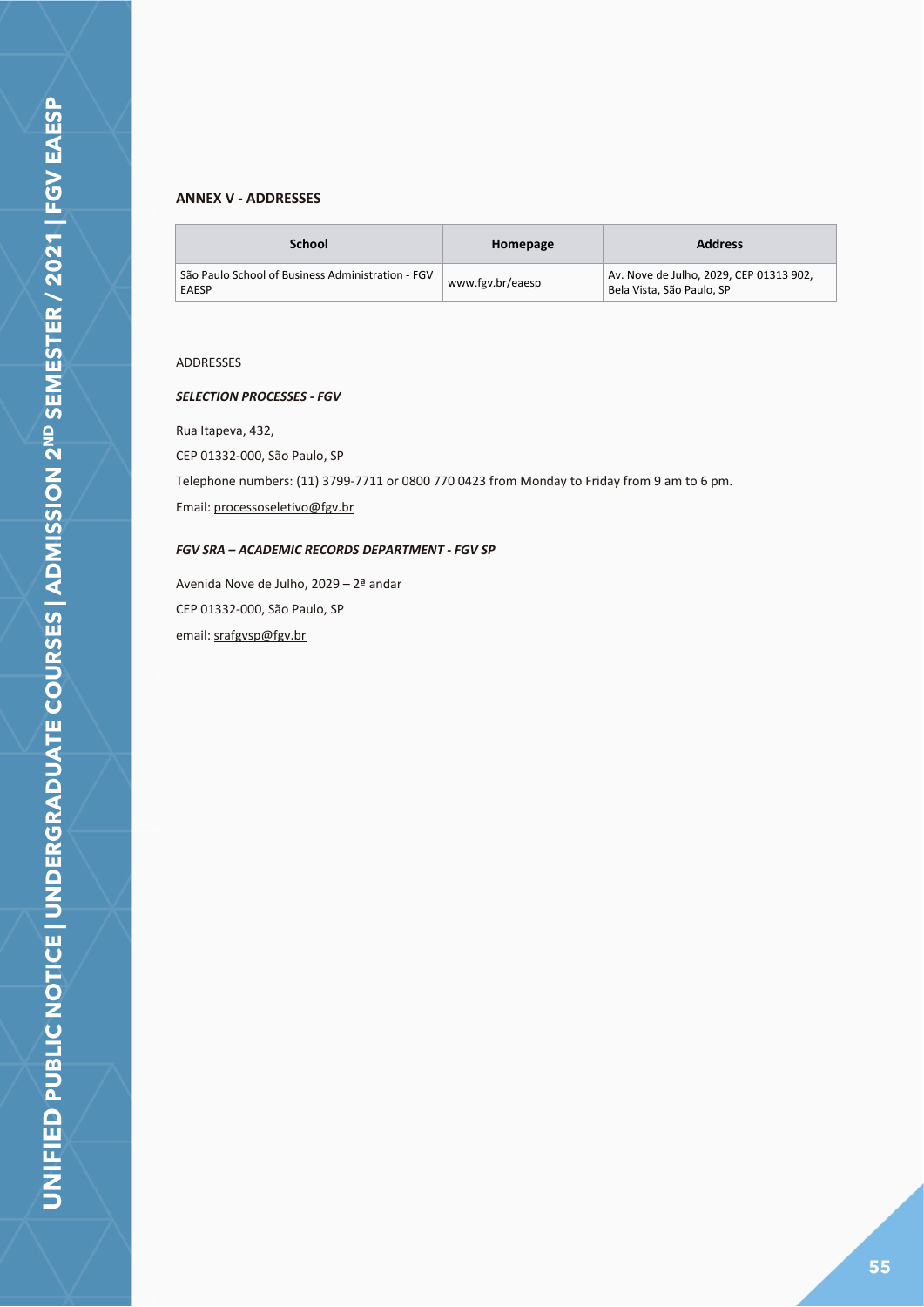## ANNEX V - ADDRESSES

| School | Homepage | Address |
|---|---|---|
| São Paulo School of Business Administration - FGV EAESP | www.fgv.br/eaesp | Av. Nove de Julho, 2029, CEP 01313 902, Bela Vista, São Paulo, SP |

ADDRESSES

***SELECTION PROCESSES - FGV***

Rua Itapeva, 432,

CEP 01332-000, São Paulo, SP

Telephone numbers: (11) 3799-7711 or 0800 770 0423 from Monday to Friday from 9 am to 6 pm.

Email: processoseletivo@fgv.br

***FGV SRA – ACADEMIC RECORDS DEPARTMENT - FGV SP***

Avenida Nove de Julho, 2029 – 2ª andar

CEP 01332-000, São Paulo, SP

email: srafgvsp@fgv.br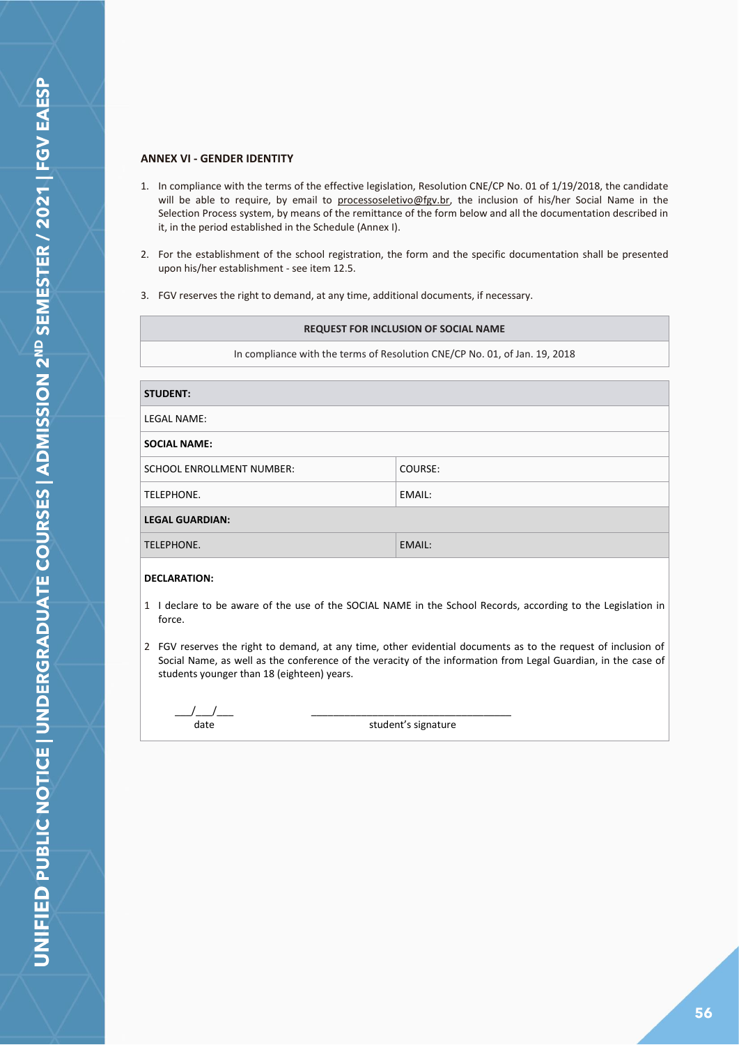## ANNEX VI - GENDER IDENTITY

1. In compliance with the terms of the effective legislation, Resolution CNE/CP No. 01 of 1/19/2018, the candidate will be able to require, by email to processoseletivo@fgv.br, the inclusion of his/her Social Name in the Selection Process system, by means of the remittance of the form below and all the documentation described in it, in the period established in the Schedule (Annex I).

2. For the establishment of the school registration, the form and the specific documentation shall be presented upon his/her establishment - see item 12.5.

3. FGV reserves the right to demand, at any time, additional documents, if necessary.

| **REQUEST FOR INCLUSION OF SOCIAL NAME** |
| --- |
| In compliance with the terms of Resolution CNE/CP No. 01, of Jan. 19, 2018 |

| **STUDENT:** | |
| --- | --- |
| LEGAL NAME: | |
| **SOCIAL NAME:** | |
| SCHOOL ENROLLMENT NUMBER: | COURSE: |
| TELEPHONE. | EMAIL: |
| **LEGAL GUARDIAN:** | |
| TELEPHONE. | EMAIL: |

**DECLARATION:**

1 I declare to be aware of the use of the SOCIAL NAME in the School Records, according to the Legislation in force.

2 FGV reserves the right to demand, at any time, other evidential documents as to the request of inclusion of Social Name, as well as the conference of the veracity of the information from Legal Guardian, in the case of students younger than 18 (eighteen) years.

___/___/___ date

____________________________________ student's signature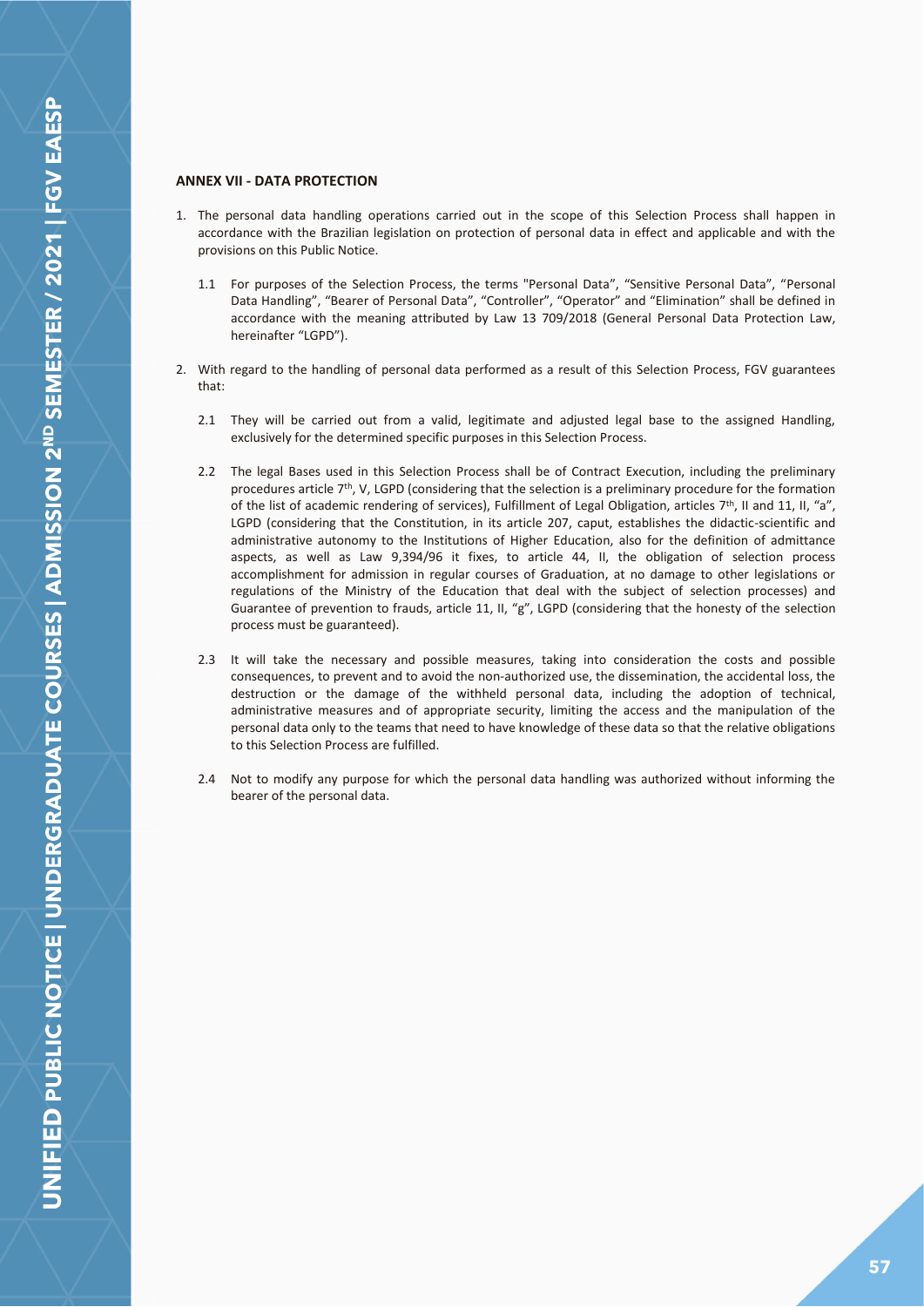## ANNEX VII - DATA PROTECTION

1. The personal data handling operations carried out in the scope of this Selection Process shall happen in accordance with the Brazilian legislation on protection of personal data in effect and applicable and with the provisions on this Public Notice.

   1.1 For purposes of the Selection Process, the terms "Personal Data", "Sensitive Personal Data", "Personal Data Handling", "Bearer of Personal Data", "Controller", "Operator" and "Elimination" shall be defined in accordance with the meaning attributed by Law 13 709/2018 (General Personal Data Protection Law, hereinafter "LGPD").

2. With regard to the handling of personal data performed as a result of this Selection Process, FGV guarantees that:

   2.1 They will be carried out from a valid, legitimate and adjusted legal base to the assigned Handling, exclusively for the determined specific purposes in this Selection Process.

   2.2 The legal Bases used in this Selection Process shall be of Contract Execution, including the preliminary procedures article 7th, V, LGPD (considering that the selection is a preliminary procedure for the formation of the list of academic rendering of services), Fulfillment of Legal Obligation, articles 7th, II and 11, II, "a", LGPD (considering that the Constitution, in its article 207, caput, establishes the didactic-scientific and administrative autonomy to the Institutions of Higher Education, also for the definition of admittance aspects, as well as Law 9,394/96 it fixes, to article 44, II, the obligation of selection process accomplishment for admission in regular courses of Graduation, at no damage to other legislations or regulations of the Ministry of the Education that deal with the subject of selection processes) and Guarantee of prevention to frauds, article 11, II, "g", LGPD (considering that the honesty of the selection process must be guaranteed).

   2.3 It will take the necessary and possible measures, taking into consideration the costs and possible consequences, to prevent and to avoid the non-authorized use, the dissemination, the accidental loss, the destruction or the damage of the withheld personal data, including the adoption of technical, administrative measures and of appropriate security, limiting the access and the manipulation of the personal data only to the teams that need to have knowledge of these data so that the relative obligations to this Selection Process are fulfilled.

   2.4 Not to modify any purpose for which the personal data handling was authorized without informing the bearer of the personal data.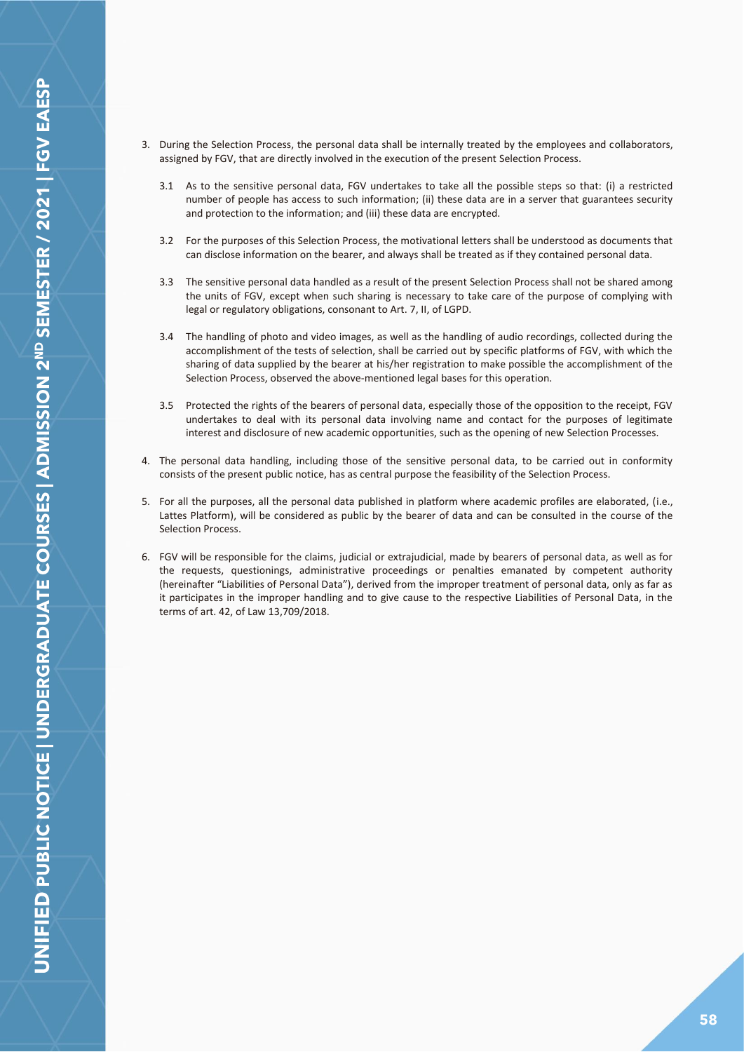3. During the Selection Process, the personal data shall be internally treated by the employees and collaborators, assigned by FGV, that are directly involved in the execution of the present Selection Process.

   3.1 As to the sensitive personal data, FGV undertakes to take all the possible steps so that: (i) a restricted number of people has access to such information; (ii) these data are in a server that guarantees security and protection to the information; and (iii) these data are encrypted.

   3.2 For the purposes of this Selection Process, the motivational letters shall be understood as documents that can disclose information on the bearer, and always shall be treated as if they contained personal data.

   3.3 The sensitive personal data handled as a result of the present Selection Process shall not be shared among the units of FGV, except when such sharing is necessary to take care of the purpose of complying with legal or regulatory obligations, consonant to Art. 7, II, of LGPD.

   3.4 The handling of photo and video images, as well as the handling of audio recordings, collected during the accomplishment of the tests of selection, shall be carried out by specific platforms of FGV, with which the sharing of data supplied by the bearer at his/her registration to make possible the accomplishment of the Selection Process, observed the above-mentioned legal bases for this operation.

   3.5 Protected the rights of the bearers of personal data, especially those of the opposition to the receipt, FGV undertakes to deal with its personal data involving name and contact for the purposes of legitimate interest and disclosure of new academic opportunities, such as the opening of new Selection Processes.

4. The personal data handling, including those of the sensitive personal data, to be carried out in conformity consists of the present public notice, has as central purpose the feasibility of the Selection Process.

5. For all the purposes, all the personal data published in platform where academic profiles are elaborated, (i.e., Lattes Platform), will be considered as public by the bearer of data and can be consulted in the course of the Selection Process.

6. FGV will be responsible for the claims, judicial or extrajudicial, made by bearers of personal data, as well as for the requests, questionings, administrative proceedings or penalties emanated by competent authority (hereinafter "Liabilities of Personal Data"), derived from the improper treatment of personal data, only as far as it participates in the improper handling and to give cause to the respective Liabilities of Personal Data, in the terms of art. 42, of Law 13,709/2018.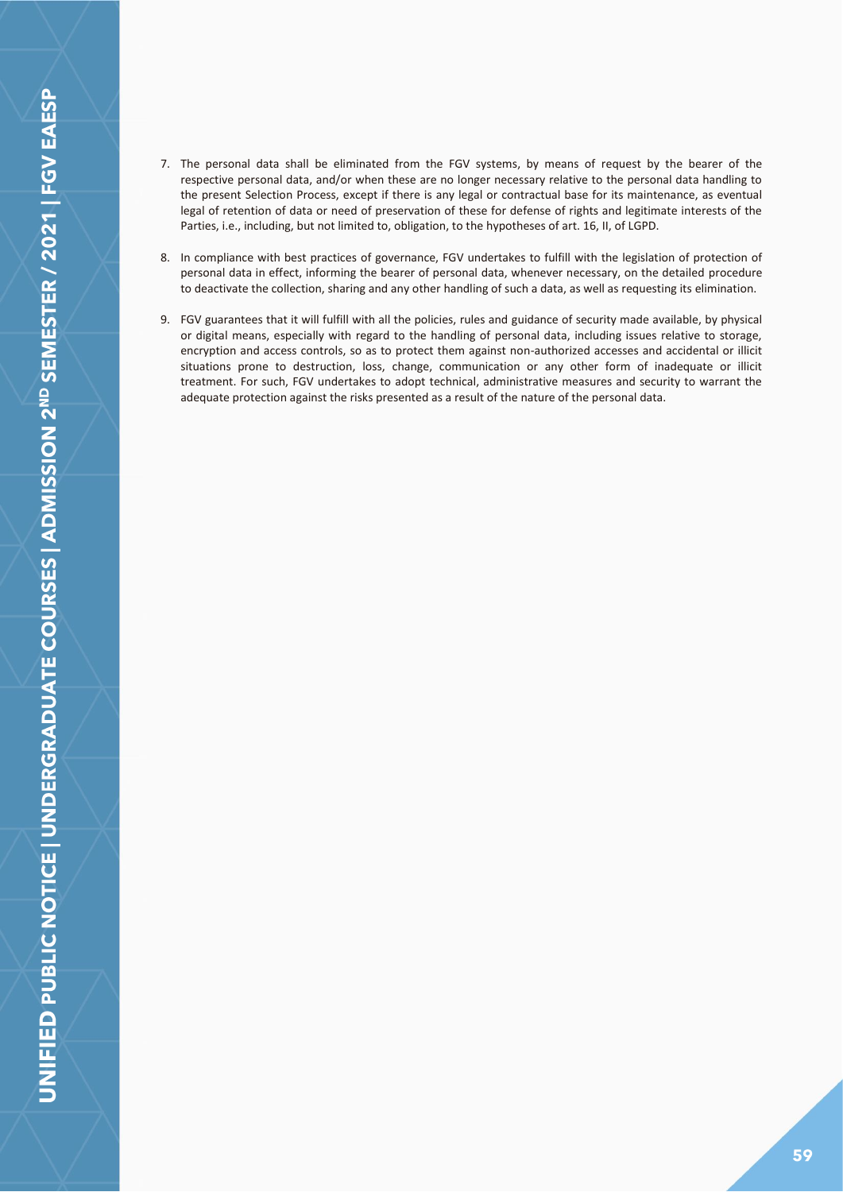7. The personal data shall be eliminated from the FGV systems, by means of request by the bearer of the respective personal data, and/or when these are no longer necessary relative to the personal data handling to the present Selection Process, except if there is any legal or contractual base for its maintenance, as eventual legal of retention of data or need of preservation of these for defense of rights and legitimate interests of the Parties, i.e., including, but not limited to, obligation, to the hypotheses of art. 16, II, of LGPD.

8. In compliance with best practices of governance, FGV undertakes to fulfill with the legislation of protection of personal data in effect, informing the bearer of personal data, whenever necessary, on the detailed procedure to deactivate the collection, sharing and any other handling of such a data, as well as requesting its elimination.

9. FGV guarantees that it will fulfill with all the policies, rules and guidance of security made available, by physical or digital means, especially with regard to the handling of personal data, including issues relative to storage, encryption and access controls, so as to protect them against non-authorized accesses and accidental or illicit situations prone to destruction, loss, change, communication or any other form of inadequate or illicit treatment. For such, FGV undertakes to adopt technical, administrative measures and security to warrant the adequate protection against the risks presented as a result of the nature of the personal data.